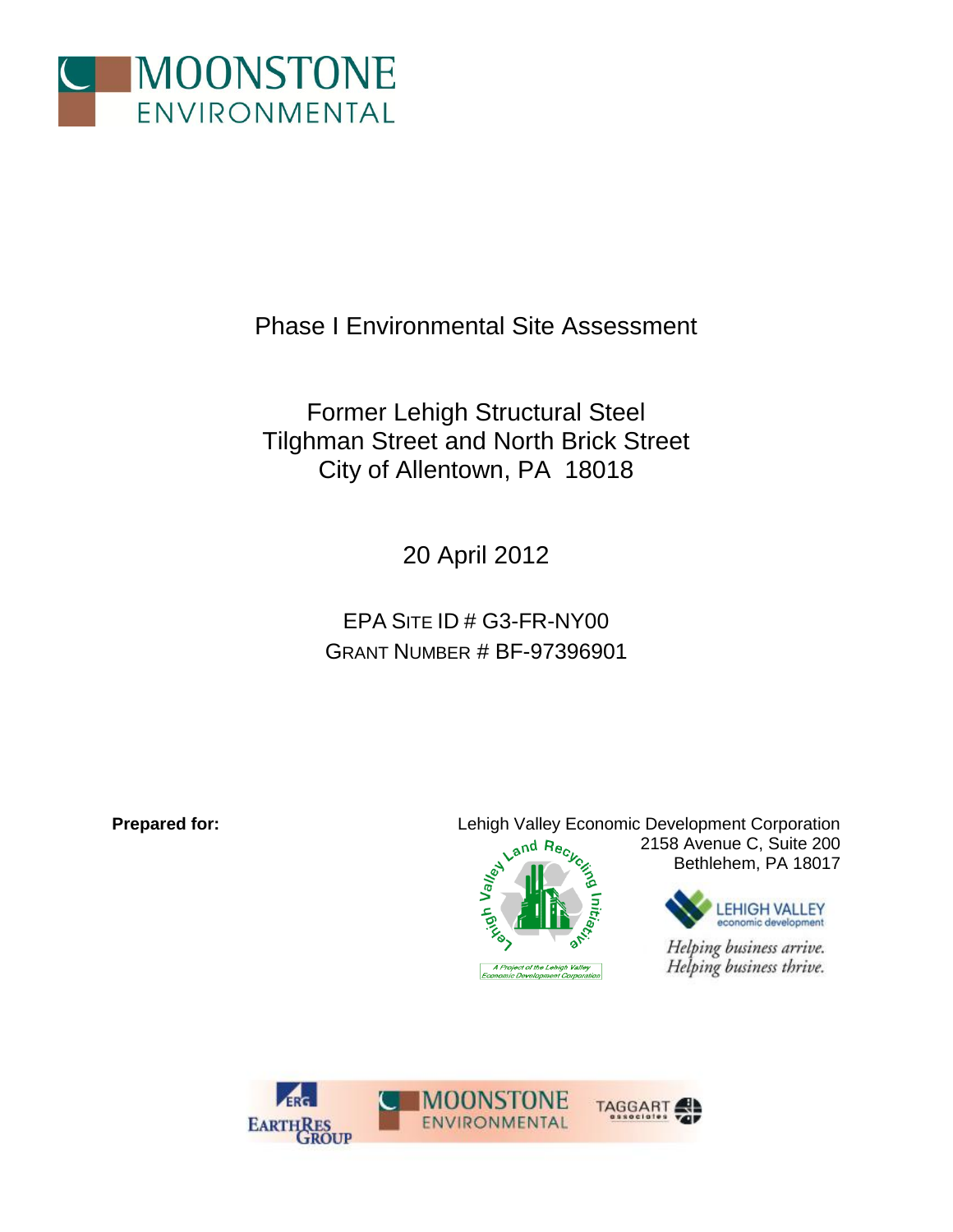MOONSTONE ENVIRONMENTAL

# Phase I Environmental Site Assessment

## Former Lehigh Structural Steel
## Tilghman Street and North Brick Street
## City of Allentown, PA 18018

20 April 2012

EPA SITE ID # G3-FR-NY00
GRANT NUMBER # BF-97396901

**Prepared for:**

Lehigh Valley Economic Development Corporation
2158 Avenue C, Suite 200
Bethlehem, PA 18017

Lehigh Valley Land Recycling Initiative
A Project of the Lehigh Valley Economic Development Corporation

LEHIGH VALLEY economic development

*Helping business arrive.*
*Helping business thrive.*

ERG EARTHRES GROUP

MOONSTONE ENVIRONMENTAL

TAGGART associates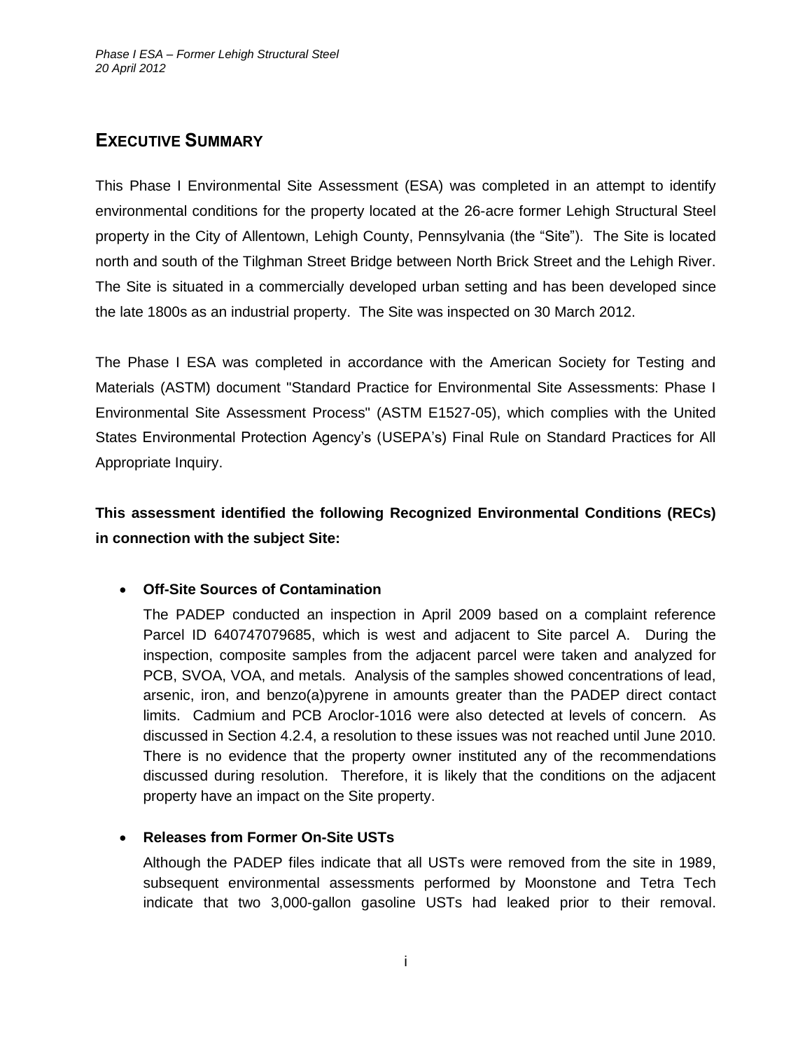## EXECUTIVE SUMMARY

This Phase I Environmental Site Assessment (ESA) was completed in an attempt to identify environmental conditions for the property located at the 26-acre former Lehigh Structural Steel property in the City of Allentown, Lehigh County, Pennsylvania (the "Site"). The Site is located north and south of the Tilghman Street Bridge between North Brick Street and the Lehigh River. The Site is situated in a commercially developed urban setting and has been developed since the late 1800s as an industrial property. The Site was inspected on 30 March 2012.

The Phase I ESA was completed in accordance with the American Society for Testing and Materials (ASTM) document "Standard Practice for Environmental Site Assessments: Phase I Environmental Site Assessment Process" (ASTM E1527-05), which complies with the United States Environmental Protection Agency's (USEPA's) Final Rule on Standard Practices for All Appropriate Inquiry.

**This assessment identified the following Recognized Environmental Conditions (RECs) in connection with the subject Site:**

- **Off-Site Sources of Contamination**

  The PADEP conducted an inspection in April 2009 based on a complaint reference Parcel ID 640747079685, which is west and adjacent to Site parcel A. During the inspection, composite samples from the adjacent parcel were taken and analyzed for PCB, SVOA, VOA, and metals. Analysis of the samples showed concentrations of lead, arsenic, iron, and benzo(a)pyrene in amounts greater than the PADEP direct contact limits. Cadmium and PCB Aroclor-1016 were also detected at levels of concern. As discussed in Section 4.2.4, a resolution to these issues was not reached until June 2010. There is no evidence that the property owner instituted any of the recommendations discussed during resolution. Therefore, it is likely that the conditions on the adjacent property have an impact on the Site property.

- **Releases from Former On-Site USTs**

  Although the PADEP files indicate that all USTs were removed from the site in 1989, subsequent environmental assessments performed by Moonstone and Tetra Tech indicate that two 3,000-gallon gasoline USTs had leaked prior to their removal.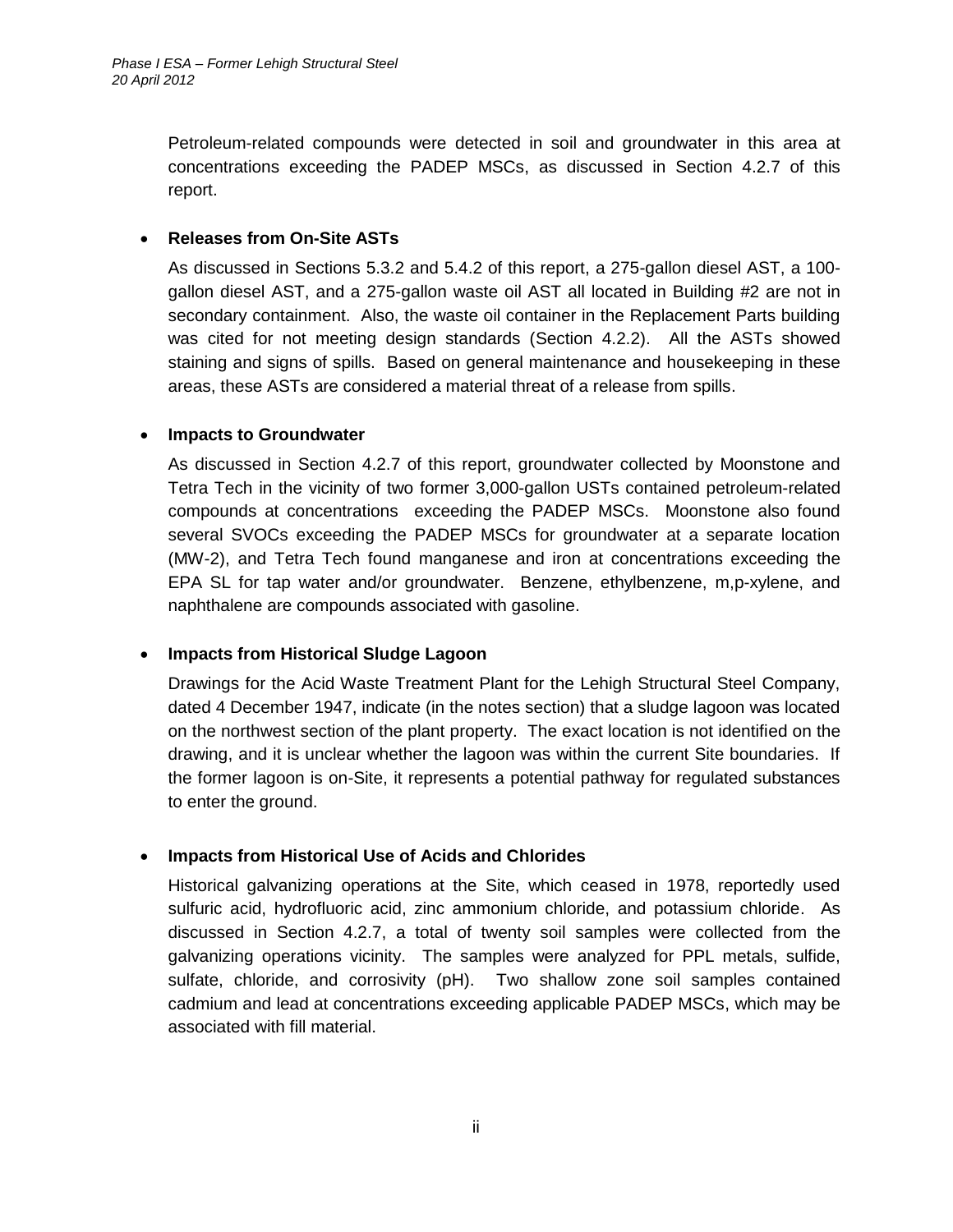Petroleum-related compounds were detected in soil and groundwater in this area at concentrations exceeding the PADEP MSCs, as discussed in Section 4.2.7 of this report.

- **Releases from On-Site ASTs**

  As discussed in Sections 5.3.2 and 5.4.2 of this report, a 275-gallon diesel AST, a 100-gallon diesel AST, and a 275-gallon waste oil AST all located in Building #2 are not in secondary containment. Also, the waste oil container in the Replacement Parts building was cited for not meeting design standards (Section 4.2.2). All the ASTs showed staining and signs of spills. Based on general maintenance and housekeeping in these areas, these ASTs are considered a material threat of a release from spills.

- **Impacts to Groundwater**

  As discussed in Section 4.2.7 of this report, groundwater collected by Moonstone and Tetra Tech in the vicinity of two former 3,000-gallon USTs contained petroleum-related compounds at concentrations exceeding the PADEP MSCs. Moonstone also found several SVOCs exceeding the PADEP MSCs for groundwater at a separate location (MW-2), and Tetra Tech found manganese and iron at concentrations exceeding the EPA SL for tap water and/or groundwater. Benzene, ethylbenzene, m,p-xylene, and naphthalene are compounds associated with gasoline.

- **Impacts from Historical Sludge Lagoon**

  Drawings for the Acid Waste Treatment Plant for the Lehigh Structural Steel Company, dated 4 December 1947, indicate (in the notes section) that a sludge lagoon was located on the northwest section of the plant property. The exact location is not identified on the drawing, and it is unclear whether the lagoon was within the current Site boundaries. If the former lagoon is on-Site, it represents a potential pathway for regulated substances to enter the ground.

- **Impacts from Historical Use of Acids and Chlorides**

  Historical galvanizing operations at the Site, which ceased in 1978, reportedly used sulfuric acid, hydrofluoric acid, zinc ammonium chloride, and potassium chloride. As discussed in Section 4.2.7, a total of twenty soil samples were collected from the galvanizing operations vicinity. The samples were analyzed for PPL metals, sulfide, sulfate, chloride, and corrosivity (pH). Two shallow zone soil samples contained cadmium and lead at concentrations exceeding applicable PADEP MSCs, which may be associated with fill material.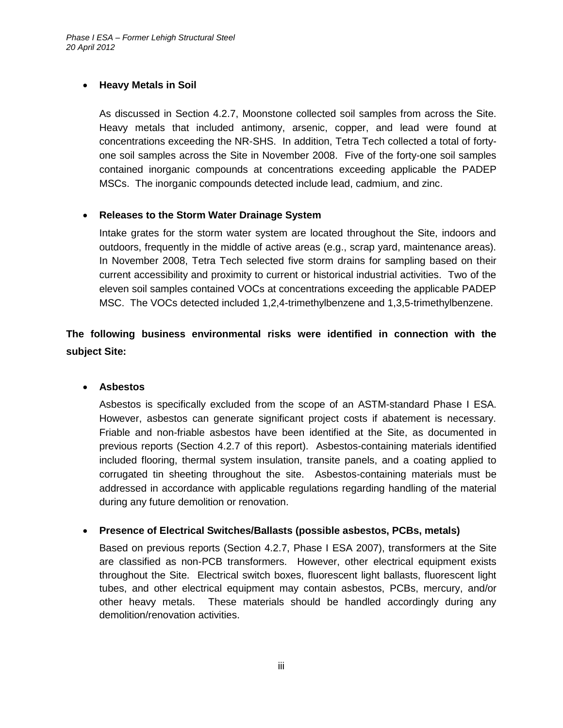- **Heavy Metals in Soil**

  As discussed in Section 4.2.7, Moonstone collected soil samples from across the Site. Heavy metals that included antimony, arsenic, copper, and lead were found at concentrations exceeding the NR-SHS. In addition, Tetra Tech collected a total of forty-one soil samples across the Site in November 2008. Five of the forty-one soil samples contained inorganic compounds at concentrations exceeding applicable the PADEP MSCs. The inorganic compounds detected include lead, cadmium, and zinc.

- **Releases to the Storm Water Drainage System**

  Intake grates for the storm water system are located throughout the Site, indoors and outdoors, frequently in the middle of active areas (e.g., scrap yard, maintenance areas). In November 2008, Tetra Tech selected five storm drains for sampling based on their current accessibility and proximity to current or historical industrial activities. Two of the eleven soil samples contained VOCs at concentrations exceeding the applicable PADEP MSC. The VOCs detected included 1,2,4-trimethylbenzene and 1,3,5-trimethylbenzene.

**The following business environmental risks were identified in connection with the subject Site:**

- **Asbestos**

  Asbestos is specifically excluded from the scope of an ASTM-standard Phase I ESA. However, asbestos can generate significant project costs if abatement is necessary. Friable and non-friable asbestos have been identified at the Site, as documented in previous reports (Section 4.2.7 of this report). Asbestos-containing materials identified included flooring, thermal system insulation, transite panels, and a coating applied to corrugated tin sheeting throughout the site. Asbestos-containing materials must be addressed in accordance with applicable regulations regarding handling of the material during any future demolition or renovation.

- **Presence of Electrical Switches/Ballasts (possible asbestos, PCBs, metals)**

  Based on previous reports (Section 4.2.7, Phase I ESA 2007), transformers at the Site are classified as non-PCB transformers. However, other electrical equipment exists throughout the Site. Electrical switch boxes, fluorescent light ballasts, fluorescent light tubes, and other electrical equipment may contain asbestos, PCBs, mercury, and/or other heavy metals. These materials should be handled accordingly during any demolition/renovation activities.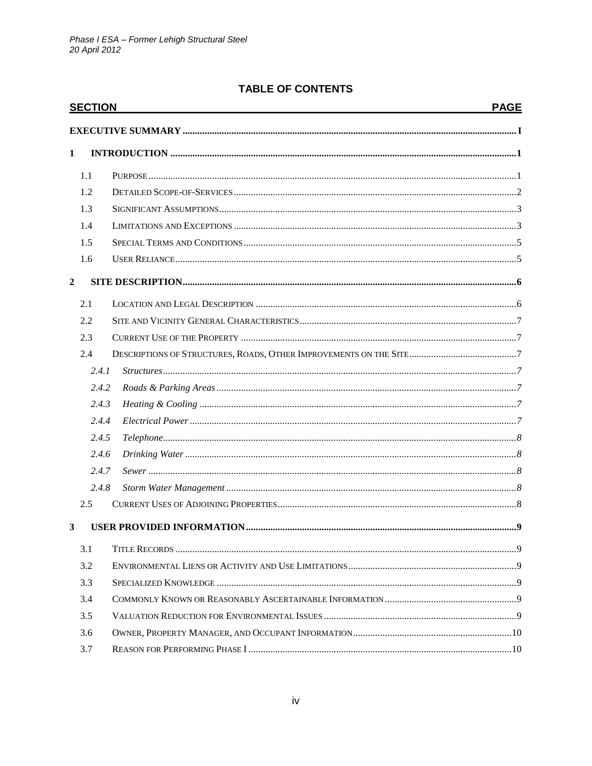## TABLE OF CONTENTS

| SECTION | | PAGE |
|---|---|---|
| **EXECUTIVE SUMMARY** | | **I** |
| **1** | **INTRODUCTION** | **1** |
| 1.1 | PURPOSE | 1 |
| 1.2 | DETAILED SCOPE-OF-SERVICES | 2 |
| 1.3 | SIGNIFICANT ASSUMPTIONS | 3 |
| 1.4 | LIMITATIONS AND EXCEPTIONS | 3 |
| 1.5 | SPECIAL TERMS AND CONDITIONS | 5 |
| 1.6 | USER RELIANCE | 5 |
| **2** | **SITE DESCRIPTION** | **6** |
| 2.1 | LOCATION AND LEGAL DESCRIPTION | 6 |
| 2.2 | SITE AND VICINITY GENERAL CHARACTERISTICS | 7 |
| 2.3 | CURRENT USE OF THE PROPERTY | 7 |
| 2.4 | DESCRIPTIONS OF STRUCTURES, ROADS, OTHER IMPROVEMENTS ON THE SITE | 7 |
| *2.4.1* | *Structures* | *7* |
| *2.4.2* | *Roads & Parking Areas* | *7* |
| *2.4.3* | *Heating & Cooling* | *7* |
| *2.4.4* | *Electrical Power* | *7* |
| *2.4.5* | *Telephone* | *8* |
| *2.4.6* | *Drinking Water* | *8* |
| *2.4.7* | *Sewer* | *8* |
| *2.4.8* | *Storm Water Management* | *8* |
| 2.5 | CURRENT USES OF ADJOINING PROPERTIES | 8 |
| **3** | **USER PROVIDED INFORMATION** | **9** |
| 3.1 | TITLE RECORDS | 9 |
| 3.2 | ENVIRONMENTAL LIENS OR ACTIVITY AND USE LIMITATIONS | 9 |
| 3.3 | SPECIALIZED KNOWLEDGE | 9 |
| 3.4 | COMMONLY KNOWN OR REASONABLY ASCERTAINABLE INFORMATION | 9 |
| 3.5 | VALUATION REDUCTION FOR ENVIRONMENTAL ISSUES | 9 |
| 3.6 | OWNER, PROPERTY MANAGER, AND OCCUPANT INFORMATION | 10 |
| 3.7 | REASON FOR PERFORMING PHASE I | 10 |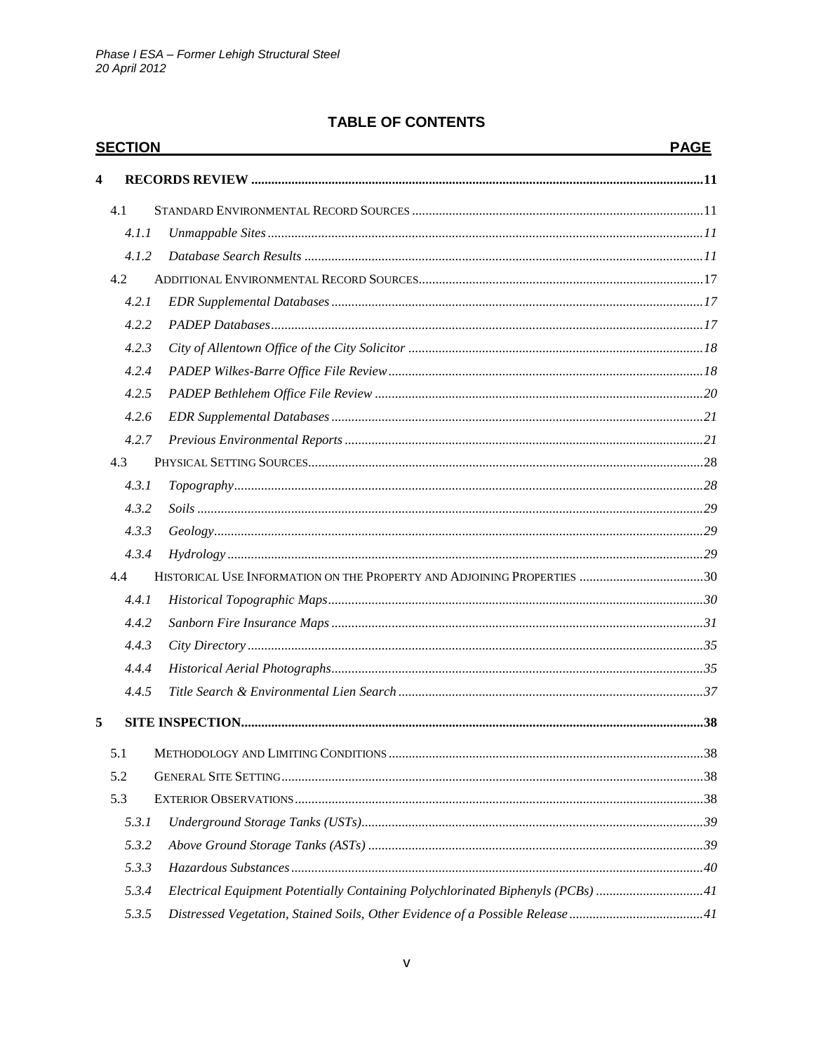## TABLE OF CONTENTS

| SECTION | | PAGE |
|---|---|---|
| **4** | **RECORDS REVIEW** | **11** |
| 4.1 | STANDARD ENVIRONMENTAL RECORD SOURCES | 11 |
| *4.1.1* | *Unmappable Sites* | *11* |
| *4.1.2* | *Database Search Results* | *11* |
| 4.2 | ADDITIONAL ENVIRONMENTAL RECORD SOURCES | 17 |
| *4.2.1* | *EDR Supplemental Databases* | *17* |
| *4.2.2* | *PADEP Databases* | *17* |
| *4.2.3* | *City of Allentown Office of the City Solicitor* | *18* |
| *4.2.4* | *PADEP Wilkes-Barre Office File Review* | *18* |
| *4.2.5* | *PADEP Bethlehem Office File Review* | *20* |
| *4.2.6* | *EDR Supplemental Databases* | *21* |
| *4.2.7* | *Previous Environmental Reports* | *21* |
| 4.3 | PHYSICAL SETTING SOURCES | 28 |
| *4.3.1* | *Topography* | *28* |
| *4.3.2* | *Soils* | *29* |
| *4.3.3* | *Geology* | *29* |
| *4.3.4* | *Hydrology* | *29* |
| 4.4 | HISTORICAL USE INFORMATION ON THE PROPERTY AND ADJOINING PROPERTIES | 30 |
| *4.4.1* | *Historical Topographic Maps* | *30* |
| *4.4.2* | *Sanborn Fire Insurance Maps* | *31* |
| *4.4.3* | *City Directory* | *35* |
| *4.4.4* | *Historical Aerial Photographs* | *35* |
| *4.4.5* | *Title Search & Environmental Lien Search* | *37* |
| **5** | **SITE INSPECTION** | **38** |
| 5.1 | METHODOLOGY AND LIMITING CONDITIONS | 38 |
| 5.2 | GENERAL SITE SETTING | 38 |
| 5.3 | EXTERIOR OBSERVATIONS | 38 |
| *5.3.1* | *Underground Storage Tanks (USTs)* | *39* |
| *5.3.2* | *Above Ground Storage Tanks (ASTs)* | *39* |
| *5.3.3* | *Hazardous Substances* | *40* |
| *5.3.4* | *Electrical Equipment Potentially Containing Polychlorinated Biphenyls (PCBs)* | *41* |
| *5.3.5* | *Distressed Vegetation, Stained Soils, Other Evidence of a Possible Release* | *41* |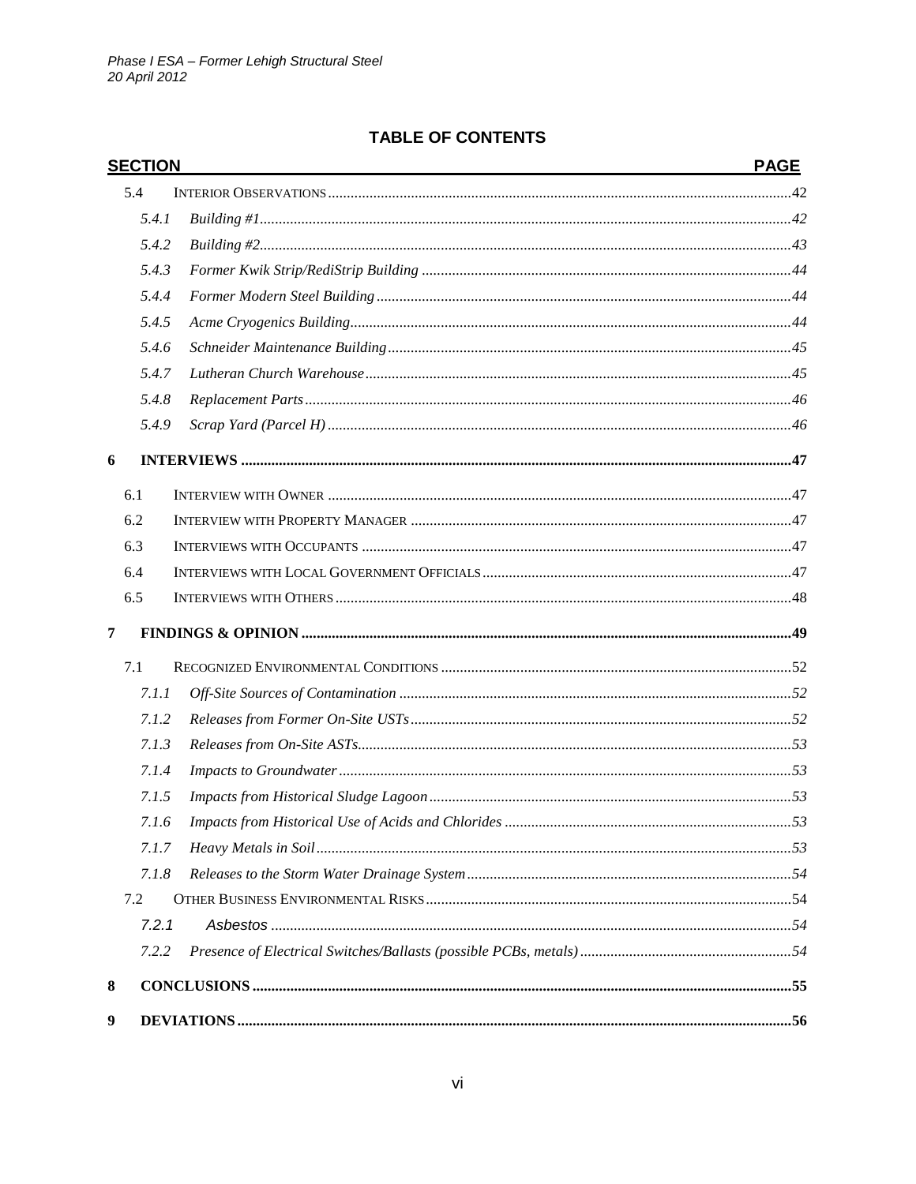## TABLE OF CONTENTS

| SECTION | | PAGE |
|---|---|---|
| 5.4 | INTERIOR OBSERVATIONS | 42 |
| *5.4.1* | *Building #1* | *42* |
| *5.4.2* | *Building #2* | *43* |
| *5.4.3* | *Former Kwik Strip/RediStrip Building* | *44* |
| *5.4.4* | *Former Modern Steel Building* | *44* |
| *5.4.5* | *Acme Cryogenics Building* | *44* |
| *5.4.6* | *Schneider Maintenance Building* | *45* |
| *5.4.7* | *Lutheran Church Warehouse* | *45* |
| *5.4.8* | *Replacement Parts* | *46* |
| *5.4.9* | *Scrap Yard (Parcel H)* | *46* |
| **6** | **INTERVIEWS** | **47** |
| 6.1 | INTERVIEW WITH OWNER | 47 |
| 6.2 | INTERVIEW WITH PROPERTY MANAGER | 47 |
| 6.3 | INTERVIEWS WITH OCCUPANTS | 47 |
| 6.4 | INTERVIEWS WITH LOCAL GOVERNMENT OFFICIALS | 47 |
| 6.5 | INTERVIEWS WITH OTHERS | 48 |
| **7** | **FINDINGS & OPINION** | **49** |
| 7.1 | RECOGNIZED ENVIRONMENTAL CONDITIONS | 52 |
| *7.1.1* | *Off-Site Sources of Contamination* | *52* |
| *7.1.2* | *Releases from Former On-Site USTs* | *52* |
| *7.1.3* | *Releases from On-Site ASTs* | *53* |
| *7.1.4* | *Impacts to Groundwater* | *53* |
| *7.1.5* | *Impacts from Historical Sludge Lagoon* | *53* |
| *7.1.6* | *Impacts from Historical Use of Acids and Chlorides* | *53* |
| *7.1.7* | *Heavy Metals in Soil* | *53* |
| *7.1.8* | *Releases to the Storm Water Drainage System* | *54* |
| 7.2 | OTHER BUSINESS ENVIRONMENTAL RISKS | 54 |
| *7.2.1* | *Asbestos* | *54* |
| *7.2.2* | *Presence of Electrical Switches/Ballasts (possible PCBs, metals)* | *54* |
| **8** | **CONCLUSIONS** | **55** |
| **9** | **DEVIATIONS** | **56** |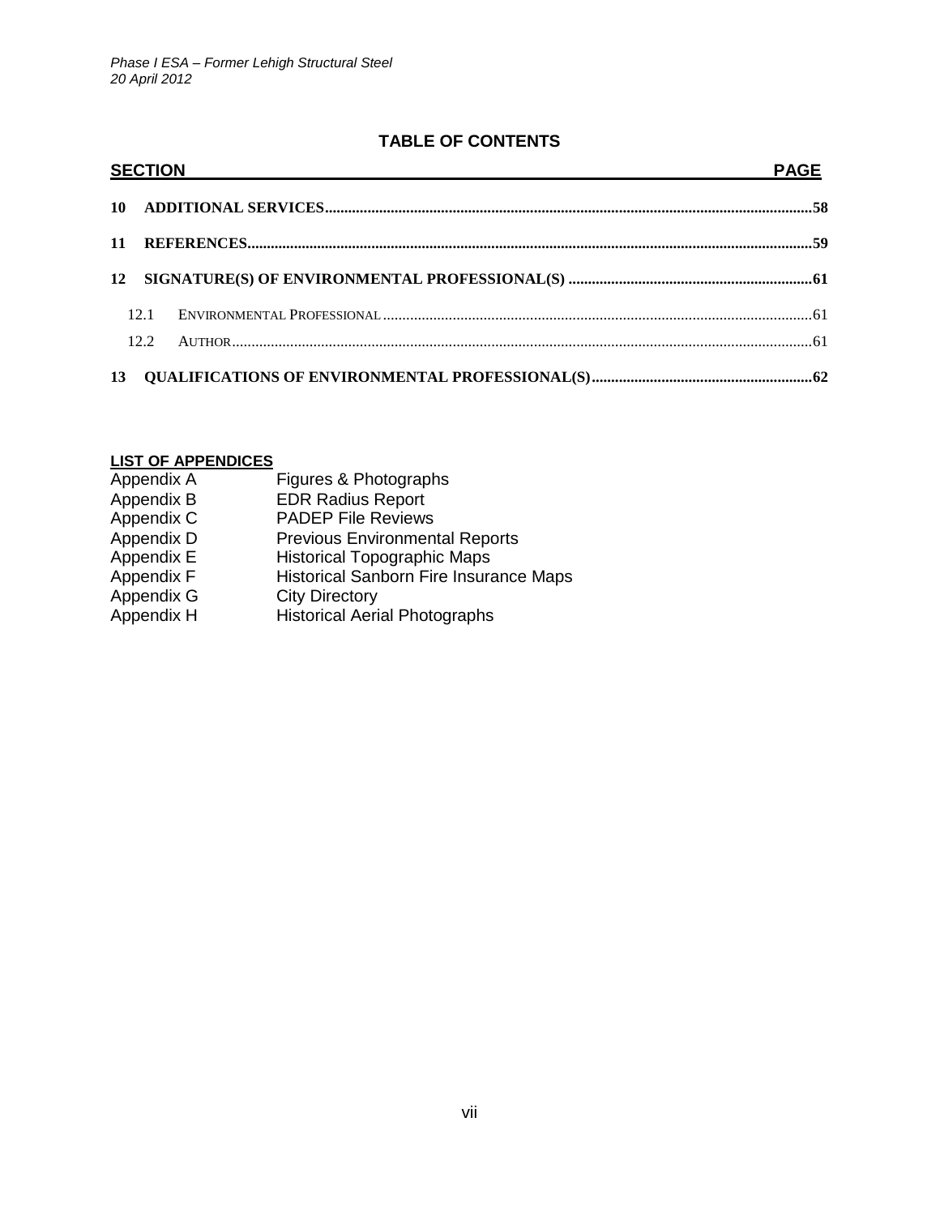## TABLE OF CONTENTS

| SECTION | | PAGE |
|---|---|---|
| **10** | **ADDITIONAL SERVICES** | **58** |
| **11** | **REFERENCES** | **59** |
| **12** | **SIGNATURE(S) OF ENVIRONMENTAL PROFESSIONAL(S)** | **61** |
| 12.1 | ENVIRONMENTAL PROFESSIONAL | 61 |
| 12.2 | AUTHOR | 61 |
| **13** | **QUALIFICATIONS OF ENVIRONMENTAL PROFESSIONAL(S)** | **62** |

**LIST OF APPENDICES**

| | |
|---|---|
| Appendix A | Figures & Photographs |
| Appendix B | EDR Radius Report |
| Appendix C | PADEP File Reviews |
| Appendix D | Previous Environmental Reports |
| Appendix E | Historical Topographic Maps |
| Appendix F | Historical Sanborn Fire Insurance Maps |
| Appendix G | City Directory |
| Appendix H | Historical Aerial Photographs |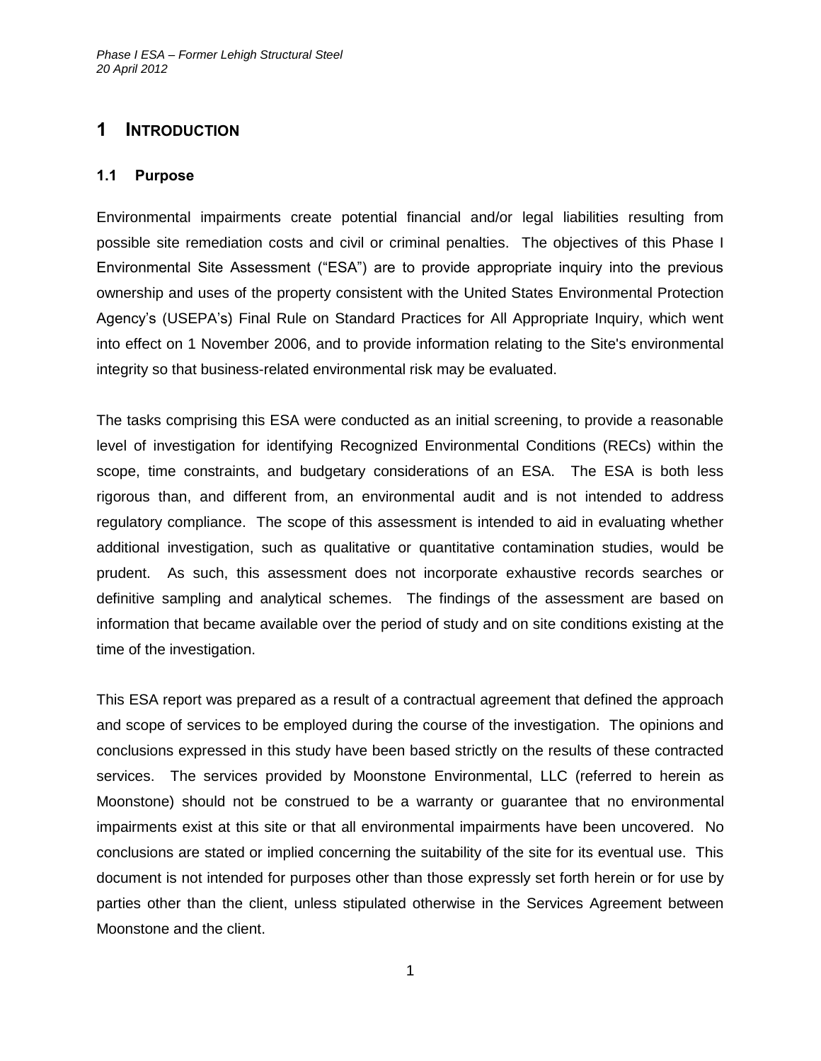# 1 INTRODUCTION

## 1.1 Purpose

Environmental impairments create potential financial and/or legal liabilities resulting from possible site remediation costs and civil or criminal penalties. The objectives of this Phase I Environmental Site Assessment ("ESA") are to provide appropriate inquiry into the previous ownership and uses of the property consistent with the United States Environmental Protection Agency's (USEPA's) Final Rule on Standard Practices for All Appropriate Inquiry, which went into effect on 1 November 2006, and to provide information relating to the Site's environmental integrity so that business-related environmental risk may be evaluated.

The tasks comprising this ESA were conducted as an initial screening, to provide a reasonable level of investigation for identifying Recognized Environmental Conditions (RECs) within the scope, time constraints, and budgetary considerations of an ESA. The ESA is both less rigorous than, and different from, an environmental audit and is not intended to address regulatory compliance. The scope of this assessment is intended to aid in evaluating whether additional investigation, such as qualitative or quantitative contamination studies, would be prudent. As such, this assessment does not incorporate exhaustive records searches or definitive sampling and analytical schemes. The findings of the assessment are based on information that became available over the period of study and on site conditions existing at the time of the investigation.

This ESA report was prepared as a result of a contractual agreement that defined the approach and scope of services to be employed during the course of the investigation. The opinions and conclusions expressed in this study have been based strictly on the results of these contracted services. The services provided by Moonstone Environmental, LLC (referred to herein as Moonstone) should not be construed to be a warranty or guarantee that no environmental impairments exist at this site or that all environmental impairments have been uncovered. No conclusions are stated or implied concerning the suitability of the site for its eventual use. This document is not intended for purposes other than those expressly set forth herein or for use by parties other than the client, unless stipulated otherwise in the Services Agreement between Moonstone and the client.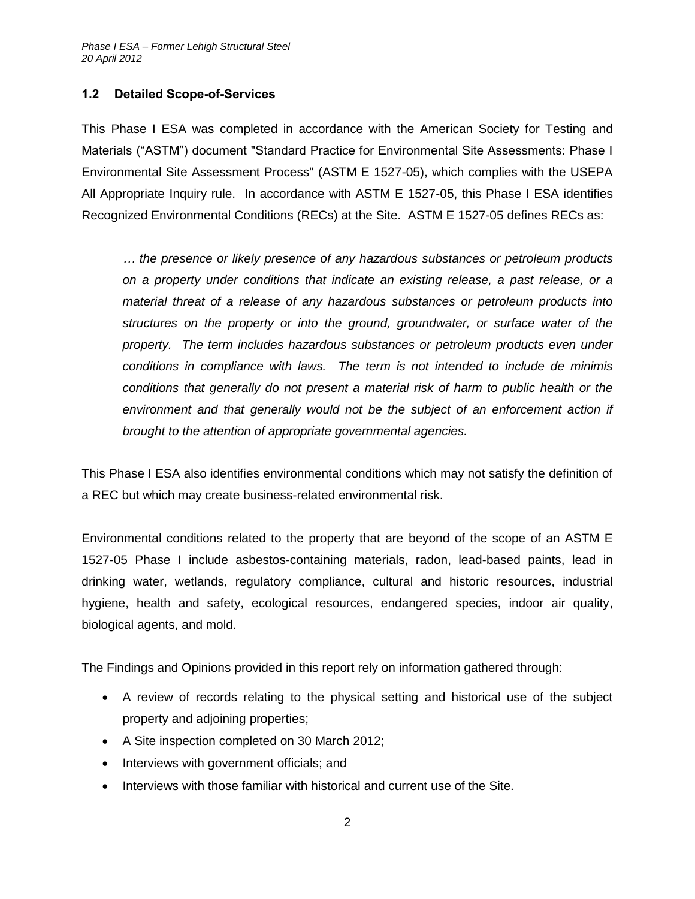### 1.2 Detailed Scope-of-Services

This Phase I ESA was completed in accordance with the American Society for Testing and Materials ("ASTM") document "Standard Practice for Environmental Site Assessments: Phase I Environmental Site Assessment Process" (ASTM E 1527-05), which complies with the USEPA All Appropriate Inquiry rule. In accordance with ASTM E 1527-05, this Phase I ESA identifies Recognized Environmental Conditions (RECs) at the Site. ASTM E 1527-05 defines RECs as:

> *… the presence or likely presence of any hazardous substances or petroleum products on a property under conditions that indicate an existing release, a past release, or a material threat of a release of any hazardous substances or petroleum products into structures on the property or into the ground, groundwater, or surface water of the property. The term includes hazardous substances or petroleum products even under conditions in compliance with laws. The term is not intended to include de minimis conditions that generally do not present a material risk of harm to public health or the environment and that generally would not be the subject of an enforcement action if brought to the attention of appropriate governmental agencies.*

This Phase I ESA also identifies environmental conditions which may not satisfy the definition of a REC but which may create business-related environmental risk.

Environmental conditions related to the property that are beyond of the scope of an ASTM E 1527-05 Phase I include asbestos-containing materials, radon, lead-based paints, lead in drinking water, wetlands, regulatory compliance, cultural and historic resources, industrial hygiene, health and safety, ecological resources, endangered species, indoor air quality, biological agents, and mold.

The Findings and Opinions provided in this report rely on information gathered through:

- A review of records relating to the physical setting and historical use of the subject property and adjoining properties;
- A Site inspection completed on 30 March 2012;
- Interviews with government officials; and
- Interviews with those familiar with historical and current use of the Site.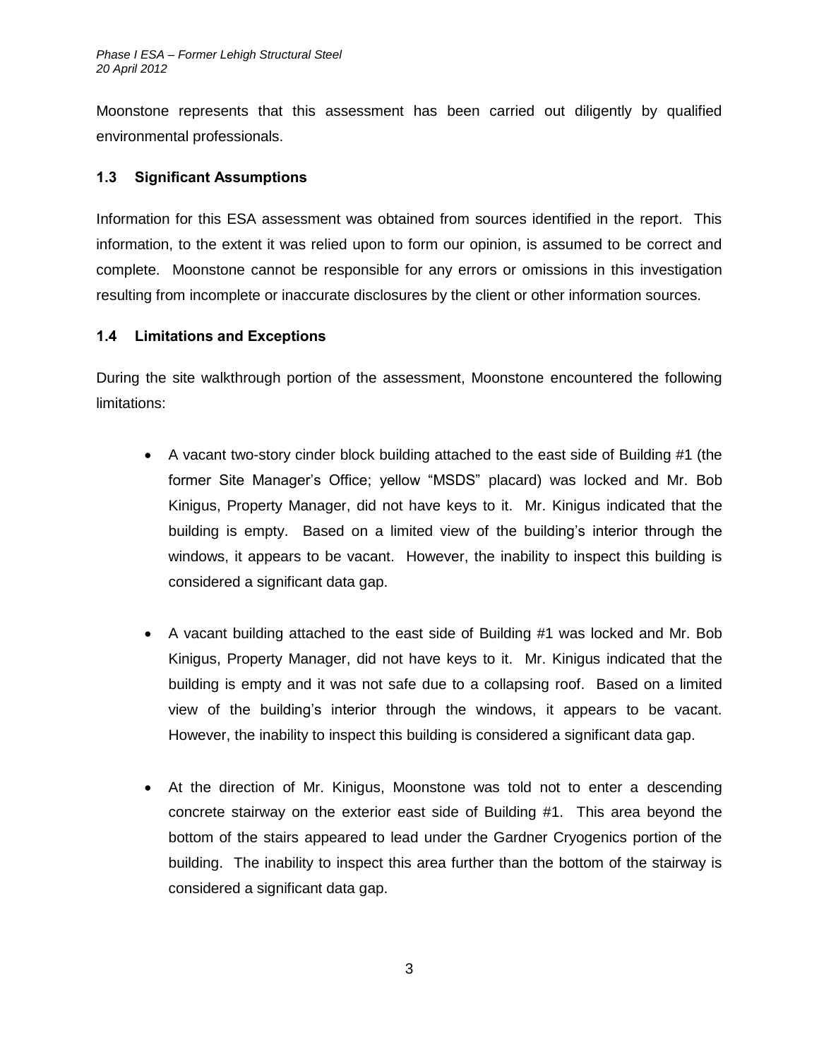Moonstone represents that this assessment has been carried out diligently by qualified environmental professionals.

### 1.3 Significant Assumptions

Information for this ESA assessment was obtained from sources identified in the report. This information, to the extent it was relied upon to form our opinion, is assumed to be correct and complete. Moonstone cannot be responsible for any errors or omissions in this investigation resulting from incomplete or inaccurate disclosures by the client or other information sources.

### 1.4 Limitations and Exceptions

During the site walkthrough portion of the assessment, Moonstone encountered the following limitations:

- A vacant two-story cinder block building attached to the east side of Building #1 (the former Site Manager's Office; yellow "MSDS" placard) was locked and Mr. Bob Kinigus, Property Manager, did not have keys to it. Mr. Kinigus indicated that the building is empty. Based on a limited view of the building's interior through the windows, it appears to be vacant. However, the inability to inspect this building is considered a significant data gap.

- A vacant building attached to the east side of Building #1 was locked and Mr. Bob Kinigus, Property Manager, did not have keys to it. Mr. Kinigus indicated that the building is empty and it was not safe due to a collapsing roof. Based on a limited view of the building's interior through the windows, it appears to be vacant. However, the inability to inspect this building is considered a significant data gap.

- At the direction of Mr. Kinigus, Moonstone was told not to enter a descending concrete stairway on the exterior east side of Building #1. This area beyond the bottom of the stairs appeared to lead under the Gardner Cryogenics portion of the building. The inability to inspect this area further than the bottom of the stairway is considered a significant data gap.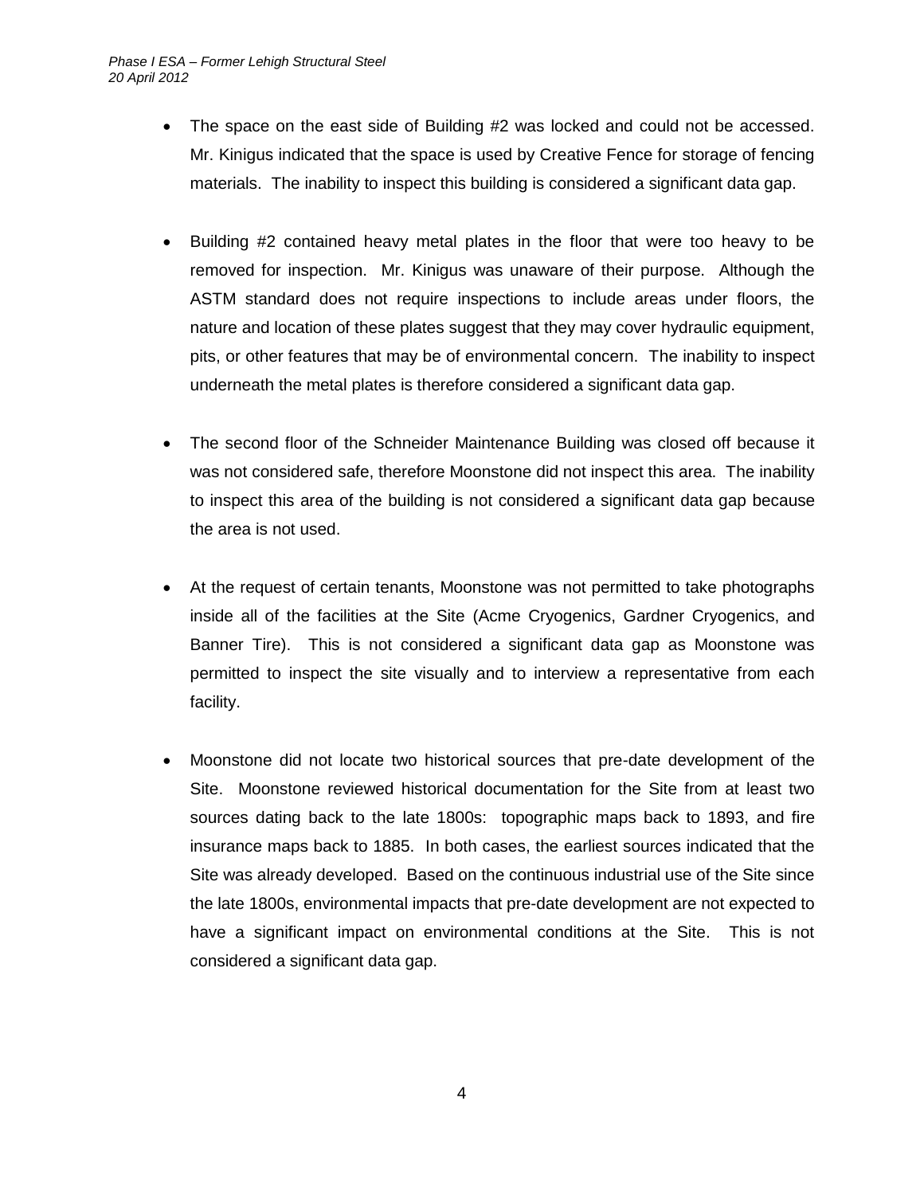- The space on the east side of Building #2 was locked and could not be accessed. Mr. Kinigus indicated that the space is used by Creative Fence for storage of fencing materials. The inability to inspect this building is considered a significant data gap.

- Building #2 contained heavy metal plates in the floor that were too heavy to be removed for inspection. Mr. Kinigus was unaware of their purpose. Although the ASTM standard does not require inspections to include areas under floors, the nature and location of these plates suggest that they may cover hydraulic equipment, pits, or other features that may be of environmental concern. The inability to inspect underneath the metal plates is therefore considered a significant data gap.

- The second floor of the Schneider Maintenance Building was closed off because it was not considered safe, therefore Moonstone did not inspect this area. The inability to inspect this area of the building is not considered a significant data gap because the area is not used.

- At the request of certain tenants, Moonstone was not permitted to take photographs inside all of the facilities at the Site (Acme Cryogenics, Gardner Cryogenics, and Banner Tire). This is not considered a significant data gap as Moonstone was permitted to inspect the site visually and to interview a representative from each facility.

- Moonstone did not locate two historical sources that pre-date development of the Site. Moonstone reviewed historical documentation for the Site from at least two sources dating back to the late 1800s: topographic maps back to 1893, and fire insurance maps back to 1885. In both cases, the earliest sources indicated that the Site was already developed. Based on the continuous industrial use of the Site since the late 1800s, environmental impacts that pre-date development are not expected to have a significant impact on environmental conditions at the Site. This is not considered a significant data gap.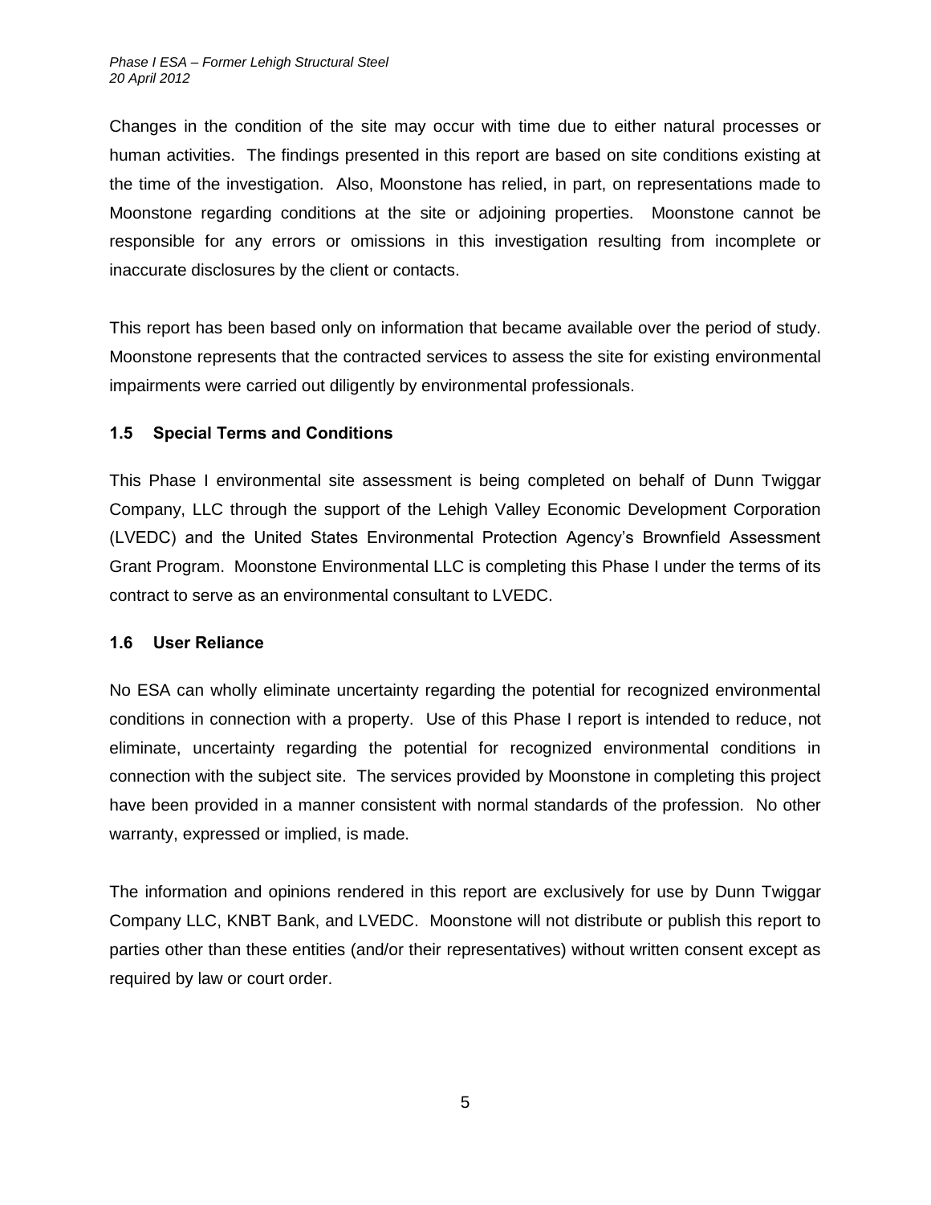Changes in the condition of the site may occur with time due to either natural processes or human activities. The findings presented in this report are based on site conditions existing at the time of the investigation. Also, Moonstone has relied, in part, on representations made to Moonstone regarding conditions at the site or adjoining properties. Moonstone cannot be responsible for any errors or omissions in this investigation resulting from incomplete or inaccurate disclosures by the client or contacts.

This report has been based only on information that became available over the period of study. Moonstone represents that the contracted services to assess the site for existing environmental impairments were carried out diligently by environmental professionals.

### 1.5 Special Terms and Conditions

This Phase I environmental site assessment is being completed on behalf of Dunn Twiggar Company, LLC through the support of the Lehigh Valley Economic Development Corporation (LVEDC) and the United States Environmental Protection Agency's Brownfield Assessment Grant Program. Moonstone Environmental LLC is completing this Phase I under the terms of its contract to serve as an environmental consultant to LVEDC.

### 1.6 User Reliance

No ESA can wholly eliminate uncertainty regarding the potential for recognized environmental conditions in connection with a property. Use of this Phase I report is intended to reduce, not eliminate, uncertainty regarding the potential for recognized environmental conditions in connection with the subject site. The services provided by Moonstone in completing this project have been provided in a manner consistent with normal standards of the profession. No other warranty, expressed or implied, is made.

The information and opinions rendered in this report are exclusively for use by Dunn Twiggar Company LLC, KNBT Bank, and LVEDC. Moonstone will not distribute or publish this report to parties other than these entities (and/or their representatives) without written consent except as required by law or court order.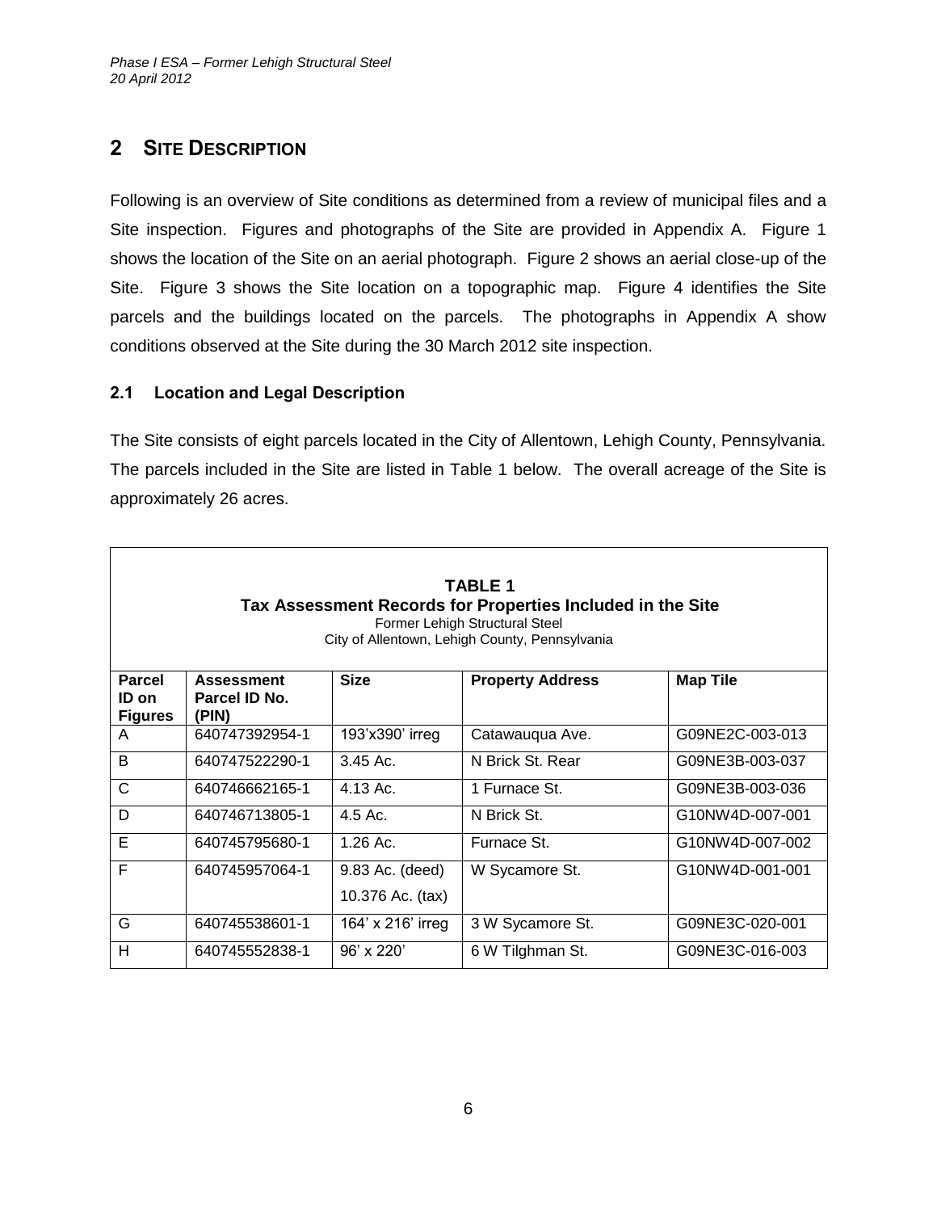## 2 SITE DESCRIPTION

Following is an overview of Site conditions as determined from a review of municipal files and a Site inspection. Figures and photographs of the Site are provided in Appendix A. Figure 1 shows the location of the Site on an aerial photograph. Figure 2 shows an aerial close-up of the Site. Figure 3 shows the Site location on a topographic map. Figure 4 identifies the Site parcels and the buildings located on the parcels. The photographs in Appendix A show conditions observed at the Site during the 30 March 2012 site inspection.

### 2.1 Location and Legal Description

The Site consists of eight parcels located in the City of Allentown, Lehigh County, Pennsylvania. The parcels included in the Site are listed in Table 1 below. The overall acreage of the Site is approximately 26 acres.

**TABLE 1**
**Tax Assessment Records for Properties Included in the Site**
Former Lehigh Structural Steel
City of Allentown, Lehigh County, Pennsylvania

| Parcel ID on Figures | Assessment Parcel ID No. (PIN) | Size | Property Address | Map Tile |
|---|---|---|---|---|
| A | 640747392954-1 | 193'x390' irreg | Catawauqua Ave. | G09NE2C-003-013 |
| B | 640747522290-1 | 3.45 Ac. | N Brick St. Rear | G09NE3B-003-037 |
| C | 640746662165-1 | 4.13 Ac. | 1 Furnace St. | G09NE3B-003-036 |
| D | 640746713805-1 | 4.5 Ac. | N Brick St. | G10NW4D-007-001 |
| E | 640745795680-1 | 1.26 Ac. | Furnace St. | G10NW4D-007-002 |
| F | 640745957064-1 | 9.83 Ac. (deed) 10.376 Ac. (tax) | W Sycamore St. | G10NW4D-001-001 |
| G | 640745538601-1 | 164' x 216' irreg | 3 W Sycamore St. | G09NE3C-020-001 |
| H | 640745552838-1 | 96' x 220' | 6 W Tilghman St. | G09NE3C-016-003 |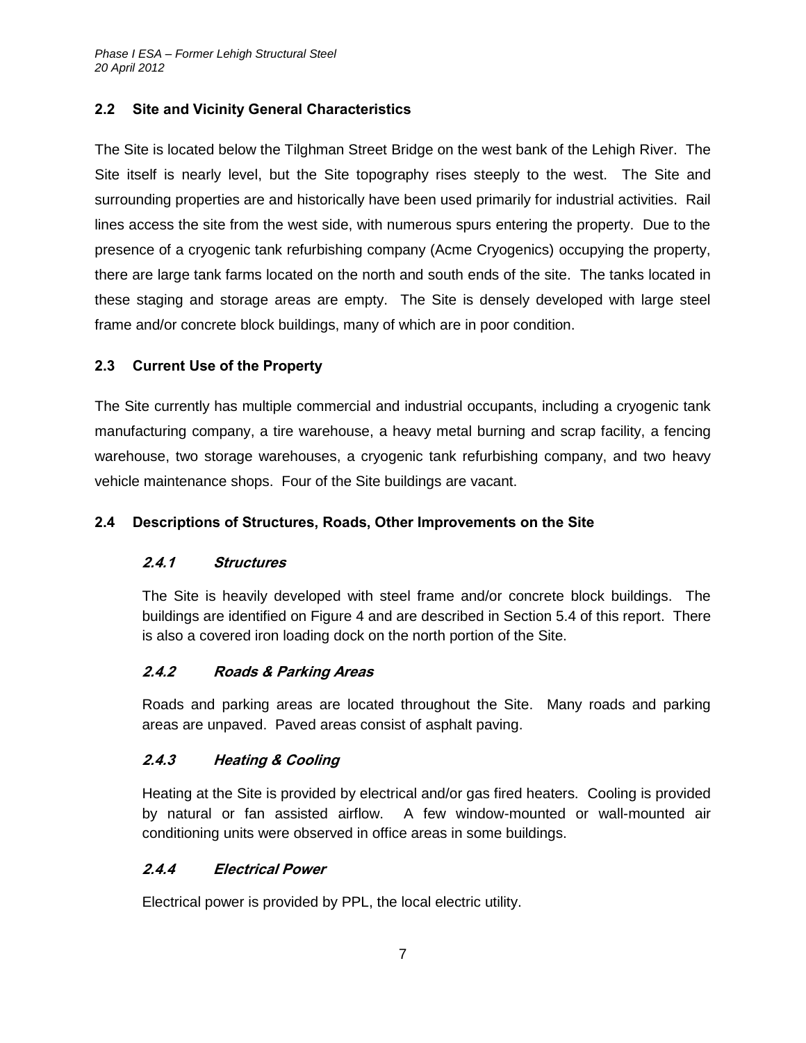## 2.2 Site and Vicinity General Characteristics

The Site is located below the Tilghman Street Bridge on the west bank of the Lehigh River. The Site itself is nearly level, but the Site topography rises steeply to the west. The Site and surrounding properties are and historically have been used primarily for industrial activities. Rail lines access the site from the west side, with numerous spurs entering the property. Due to the presence of a cryogenic tank refurbishing company (Acme Cryogenics) occupying the property, there are large tank farms located on the north and south ends of the site. The tanks located in these staging and storage areas are empty. The Site is densely developed with large steel frame and/or concrete block buildings, many of which are in poor condition.

## 2.3 Current Use of the Property

The Site currently has multiple commercial and industrial occupants, including a cryogenic tank manufacturing company, a tire warehouse, a heavy metal burning and scrap facility, a fencing warehouse, two storage warehouses, a cryogenic tank refurbishing company, and two heavy vehicle maintenance shops. Four of the Site buildings are vacant.

## 2.4 Descriptions of Structures, Roads, Other Improvements on the Site

### *2.4.1 Structures*

The Site is heavily developed with steel frame and/or concrete block buildings. The buildings are identified on Figure 4 and are described in Section 5.4 of this report. There is also a covered iron loading dock on the north portion of the Site.

### *2.4.2 Roads & Parking Areas*

Roads and parking areas are located throughout the Site. Many roads and parking areas are unpaved. Paved areas consist of asphalt paving.

### *2.4.3 Heating & Cooling*

Heating at the Site is provided by electrical and/or gas fired heaters. Cooling is provided by natural or fan assisted airflow. A few window-mounted or wall-mounted air conditioning units were observed in office areas in some buildings.

### *2.4.4 Electrical Power*

Electrical power is provided by PPL, the local electric utility.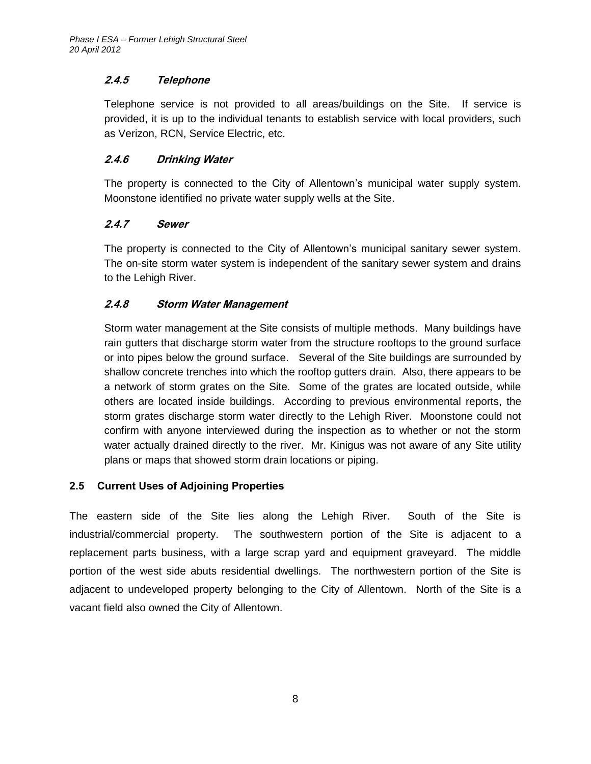#### *2.4.5 Telephone*

Telephone service is not provided to all areas/buildings on the Site. If service is provided, it is up to the individual tenants to establish service with local providers, such as Verizon, RCN, Service Electric, etc.

#### *2.4.6 Drinking Water*

The property is connected to the City of Allentown's municipal water supply system. Moonstone identified no private water supply wells at the Site.

#### *2.4.7 Sewer*

The property is connected to the City of Allentown's municipal sanitary sewer system. The on-site storm water system is independent of the sanitary sewer system and drains to the Lehigh River.

#### *2.4.8 Storm Water Management*

Storm water management at the Site consists of multiple methods. Many buildings have rain gutters that discharge storm water from the structure rooftops to the ground surface or into pipes below the ground surface. Several of the Site buildings are surrounded by shallow concrete trenches into which the rooftop gutters drain. Also, there appears to be a network of storm grates on the Site. Some of the grates are located outside, while others are located inside buildings. According to previous environmental reports, the storm grates discharge storm water directly to the Lehigh River. Moonstone could not confirm with anyone interviewed during the inspection as to whether or not the storm water actually drained directly to the river. Mr. Kinigus was not aware of any Site utility plans or maps that showed storm drain locations or piping.

### 2.5 Current Uses of Adjoining Properties

The eastern side of the Site lies along the Lehigh River. South of the Site is industrial/commercial property. The southwestern portion of the Site is adjacent to a replacement parts business, with a large scrap yard and equipment graveyard. The middle portion of the west side abuts residential dwellings. The northwestern portion of the Site is adjacent to undeveloped property belonging to the City of Allentown. North of the Site is a vacant field also owned the City of Allentown.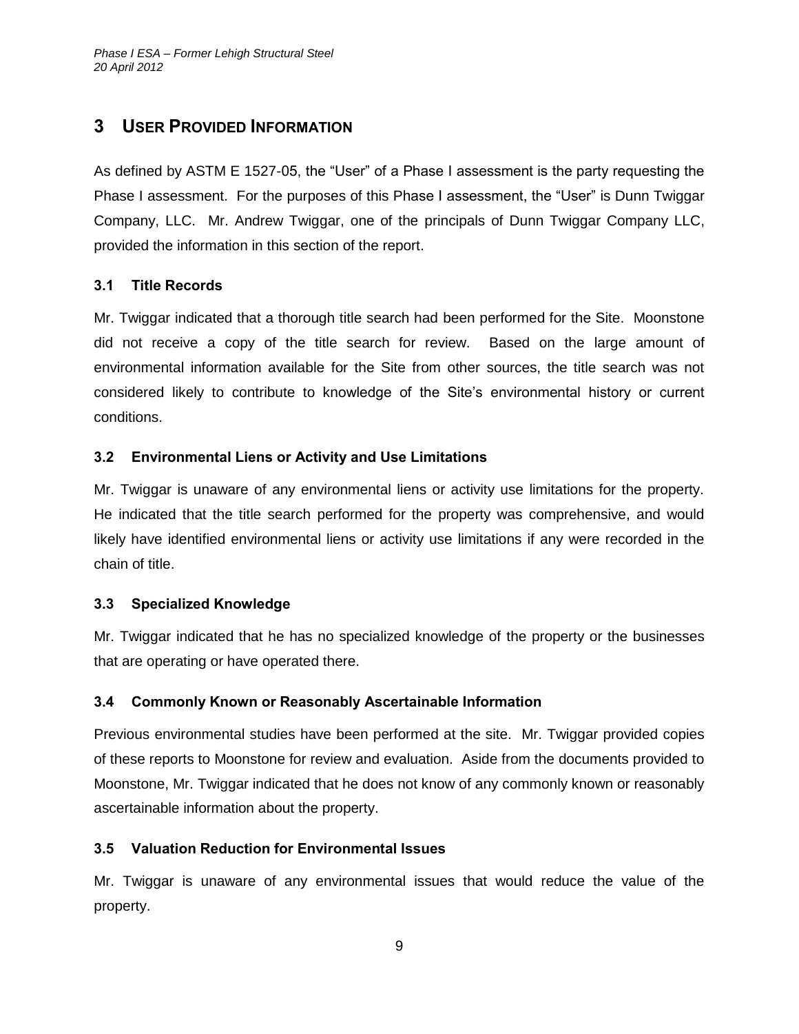# 3 USER PROVIDED INFORMATION

As defined by ASTM E 1527-05, the "User" of a Phase I assessment is the party requesting the Phase I assessment. For the purposes of this Phase I assessment, the "User" is Dunn Twiggar Company, LLC. Mr. Andrew Twiggar, one of the principals of Dunn Twiggar Company LLC, provided the information in this section of the report.

## 3.1 Title Records

Mr. Twiggar indicated that a thorough title search had been performed for the Site. Moonstone did not receive a copy of the title search for review. Based on the large amount of environmental information available for the Site from other sources, the title search was not considered likely to contribute to knowledge of the Site's environmental history or current conditions.

## 3.2 Environmental Liens or Activity and Use Limitations

Mr. Twiggar is unaware of any environmental liens or activity use limitations for the property. He indicated that the title search performed for the property was comprehensive, and would likely have identified environmental liens or activity use limitations if any were recorded in the chain of title.

## 3.3 Specialized Knowledge

Mr. Twiggar indicated that he has no specialized knowledge of the property or the businesses that are operating or have operated there.

## 3.4 Commonly Known or Reasonably Ascertainable Information

Previous environmental studies have been performed at the site. Mr. Twiggar provided copies of these reports to Moonstone for review and evaluation. Aside from the documents provided to Moonstone, Mr. Twiggar indicated that he does not know of any commonly known or reasonably ascertainable information about the property.

## 3.5 Valuation Reduction for Environmental Issues

Mr. Twiggar is unaware of any environmental issues that would reduce the value of the property.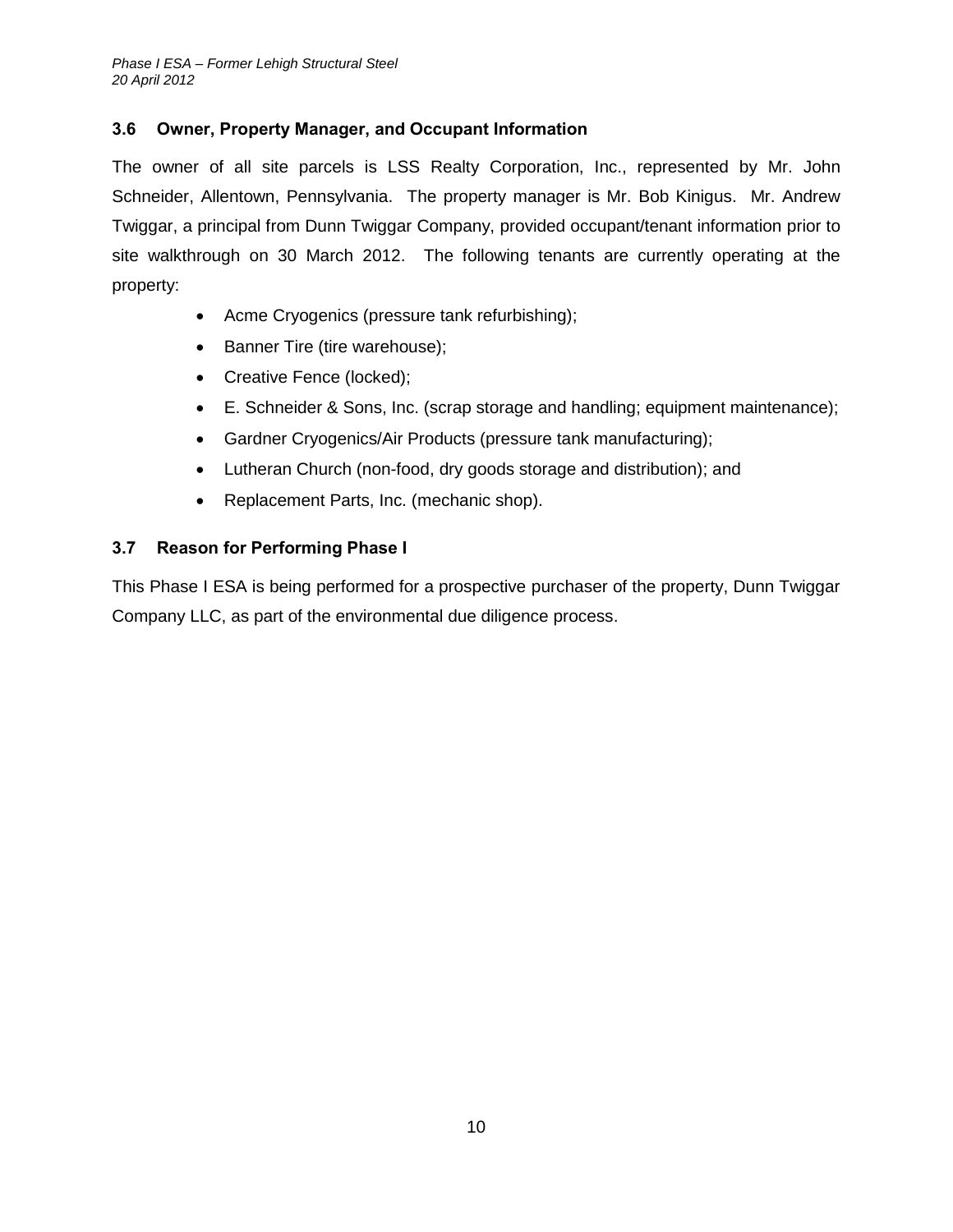### 3.6 Owner, Property Manager, and Occupant Information

The owner of all site parcels is LSS Realty Corporation, Inc., represented by Mr. John Schneider, Allentown, Pennsylvania. The property manager is Mr. Bob Kinigus. Mr. Andrew Twiggar, a principal from Dunn Twiggar Company, provided occupant/tenant information prior to site walkthrough on 30 March 2012. The following tenants are currently operating at the property:

- Acme Cryogenics (pressure tank refurbishing);
- Banner Tire (tire warehouse);
- Creative Fence (locked);
- E. Schneider & Sons, Inc. (scrap storage and handling; equipment maintenance);
- Gardner Cryogenics/Air Products (pressure tank manufacturing);
- Lutheran Church (non-food, dry goods storage and distribution); and
- Replacement Parts, Inc. (mechanic shop).

### 3.7 Reason for Performing Phase I

This Phase I ESA is being performed for a prospective purchaser of the property, Dunn Twiggar Company LLC, as part of the environmental due diligence process.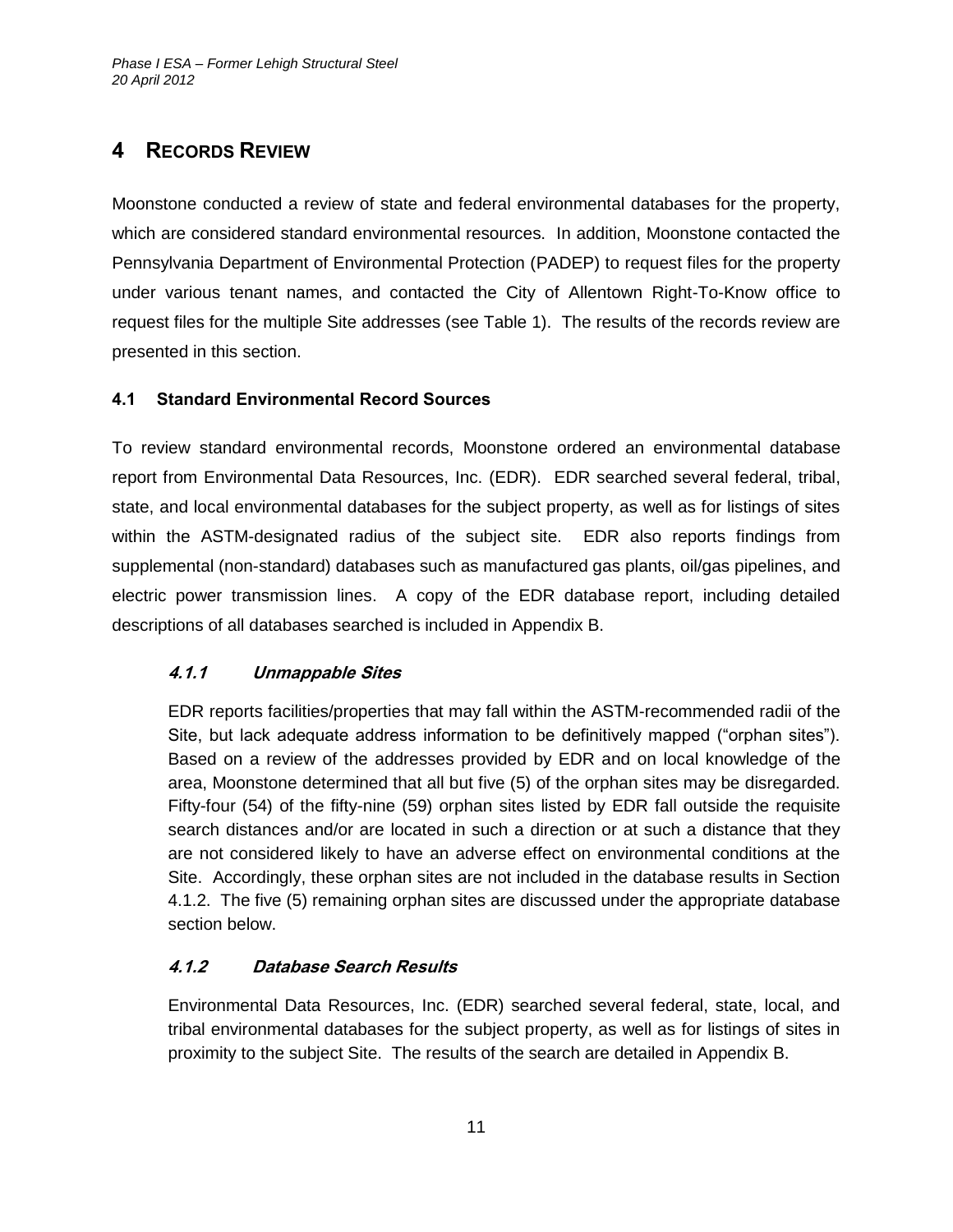# 4 RECORDS REVIEW

Moonstone conducted a review of state and federal environmental databases for the property, which are considered standard environmental resources. In addition, Moonstone contacted the Pennsylvania Department of Environmental Protection (PADEP) to request files for the property under various tenant names, and contacted the City of Allentown Right-To-Know office to request files for the multiple Site addresses (see Table 1). The results of the records review are presented in this section.

## 4.1 Standard Environmental Record Sources

To review standard environmental records, Moonstone ordered an environmental database report from Environmental Data Resources, Inc. (EDR). EDR searched several federal, tribal, state, and local environmental databases for the subject property, as well as for listings of sites within the ASTM-designated radius of the subject site. EDR also reports findings from supplemental (non-standard) databases such as manufactured gas plants, oil/gas pipelines, and electric power transmission lines. A copy of the EDR database report, including detailed descriptions of all databases searched is included in Appendix B.

### *4.1.1 Unmappable Sites*

EDR reports facilities/properties that may fall within the ASTM-recommended radii of the Site, but lack adequate address information to be definitively mapped ("orphan sites"). Based on a review of the addresses provided by EDR and on local knowledge of the area, Moonstone determined that all but five (5) of the orphan sites may be disregarded. Fifty-four (54) of the fifty-nine (59) orphan sites listed by EDR fall outside the requisite search distances and/or are located in such a direction or at such a distance that they are not considered likely to have an adverse effect on environmental conditions at the Site. Accordingly, these orphan sites are not included in the database results in Section 4.1.2. The five (5) remaining orphan sites are discussed under the appropriate database section below.

### *4.1.2 Database Search Results*

Environmental Data Resources, Inc. (EDR) searched several federal, state, local, and tribal environmental databases for the subject property, as well as for listings of sites in proximity to the subject Site. The results of the search are detailed in Appendix B.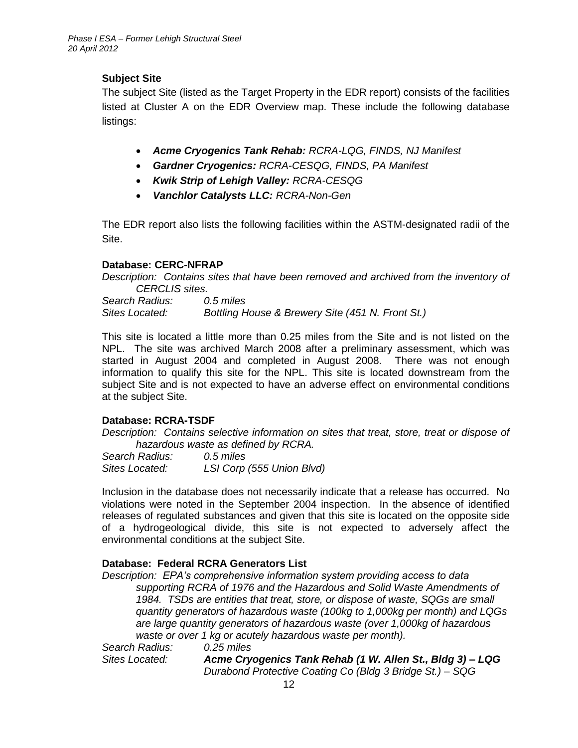**Subject Site**

The subject Site (listed as the Target Property in the EDR report) consists of the facilities listed at Cluster A on the EDR Overview map. These include the following database listings:

- ***Acme Cryogenics Tank Rehab:*** *RCRA-LQG, FINDS, NJ Manifest*
- ***Gardner Cryogenics:*** *RCRA-CESQG, FINDS, PA Manifest*
- ***Kwik Strip of Lehigh Valley:*** *RCRA-CESQG*
- ***Vanchlor Catalysts LLC:*** *RCRA-Non-Gen*

The EDR report also lists the following facilities within the ASTM-designated radii of the Site.

**Database: CERC-NFRAP**

*Description: Contains sites that have been removed and archived from the inventory of CERCLIS sites.*

*Search Radius:* *0.5 miles*

*Sites Located:* *Bottling House & Brewery Site (451 N. Front St.)*

This site is located a little more than 0.25 miles from the Site and is not listed on the NPL. The site was archived March 2008 after a preliminary assessment, which was started in August 2004 and completed in August 2008. There was not enough information to qualify this site for the NPL. This site is located downstream from the subject Site and is not expected to have an adverse effect on environmental conditions at the subject Site.

**Database: RCRA-TSDF**

*Description: Contains selective information on sites that treat, store, treat or dispose of hazardous waste as defined by RCRA.*

*Search Radius:* *0.5 miles*

*Sites Located:* *LSI Corp (555 Union Blvd)*

Inclusion in the database does not necessarily indicate that a release has occurred. No violations were noted in the September 2004 inspection. In the absence of identified releases of regulated substances and given that this site is located on the opposite side of a hydrogeological divide, this site is not expected to adversely affect the environmental conditions at the subject Site.

**Database: Federal RCRA Generators List**

*Description: EPA's comprehensive information system providing access to data supporting RCRA of 1976 and the Hazardous and Solid Waste Amendments of 1984. TSDs are entities that treat, store, or dispose of waste, SQGs are small quantity generators of hazardous waste (100kg to 1,000kg per month) and LQGs are large quantity generators of hazardous waste (over 1,000kg of hazardous waste or over 1 kg or acutely hazardous waste per month).*

*Search Radius:* *0.25 miles*

*Sites Located:* ***Acme Cryogenics Tank Rehab (1 W. Allen St., Bldg 3) – LQG***

*Durabond Protective Coating Co (Bldg 3 Bridge St.) – SQG*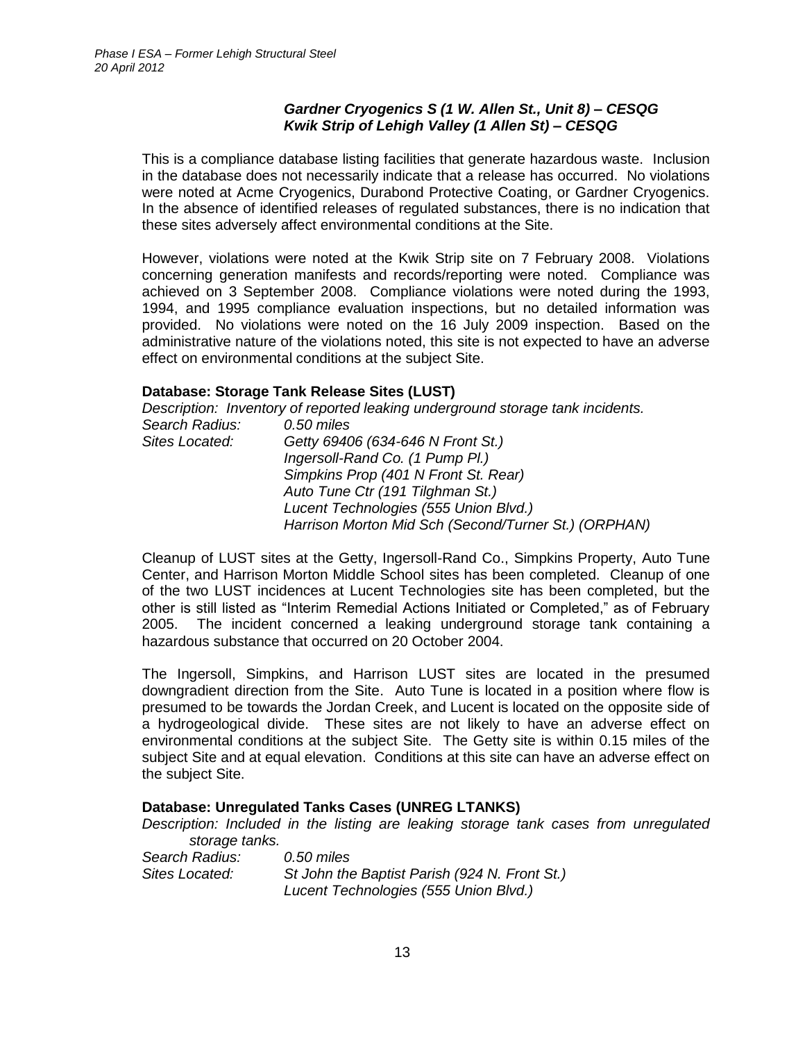***Gardner Cryogenics S (1 W. Allen St., Unit 8) – CESQG***
***Kwik Strip of Lehigh Valley (1 Allen St) – CESQG***

This is a compliance database listing facilities that generate hazardous waste. Inclusion in the database does not necessarily indicate that a release has occurred. No violations were noted at Acme Cryogenics, Durabond Protective Coating, or Gardner Cryogenics. In the absence of identified releases of regulated substances, there is no indication that these sites adversely affect environmental conditions at the Site.

However, violations were noted at the Kwik Strip site on 7 February 2008. Violations concerning generation manifests and records/reporting were noted. Compliance was achieved on 3 September 2008. Compliance violations were noted during the 1993, 1994, and 1995 compliance evaluation inspections, but no detailed information was provided. No violations were noted on the 16 July 2009 inspection. Based on the administrative nature of the violations noted, this site is not expected to have an adverse effect on environmental conditions at the subject Site.

**Database: Storage Tank Release Sites (LUST)**

*Description: Inventory of reported leaking underground storage tank incidents.*
*Search Radius:* *0.50 miles*
*Sites Located:* *Getty 69406 (634-646 N Front St.)*
*Ingersoll-Rand Co. (1 Pump Pl.)*
*Simpkins Prop (401 N Front St. Rear)*
*Auto Tune Ctr (191 Tilghman St.)*
*Lucent Technologies (555 Union Blvd.)*
*Harrison Morton Mid Sch (Second/Turner St.) (ORPHAN)*

Cleanup of LUST sites at the Getty, Ingersoll-Rand Co., Simpkins Property, Auto Tune Center, and Harrison Morton Middle School sites has been completed. Cleanup of one of the two LUST incidences at Lucent Technologies site has been completed, but the other is still listed as "Interim Remedial Actions Initiated or Completed," as of February 2005. The incident concerned a leaking underground storage tank containing a hazardous substance that occurred on 20 October 2004.

The Ingersoll, Simpkins, and Harrison LUST sites are located in the presumed downgradient direction from the Site. Auto Tune is located in a position where flow is presumed to be towards the Jordan Creek, and Lucent is located on the opposite side of a hydrogeological divide. These sites are not likely to have an adverse effect on environmental conditions at the subject Site. The Getty site is within 0.15 miles of the subject Site and at equal elevation. Conditions at this site can have an adverse effect on the subject Site.

**Database: Unregulated Tanks Cases (UNREG LTANKS)**

*Description: Included in the listing are leaking storage tank cases from unregulated storage tanks.*
*Search Radius:* *0.50 miles*
*Sites Located:* *St John the Baptist Parish (924 N. Front St.)*
*Lucent Technologies (555 Union Blvd.)*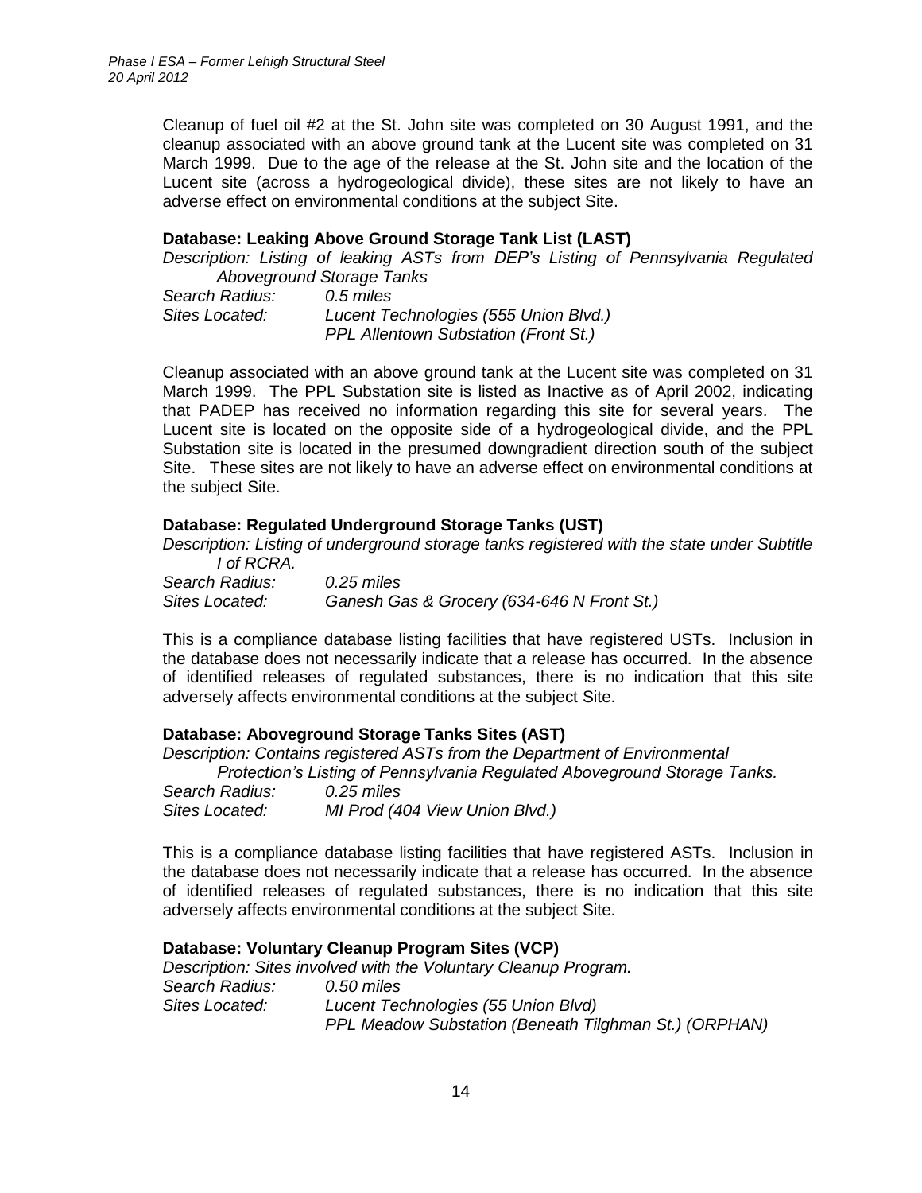Cleanup of fuel oil #2 at the St. John site was completed on 30 August 1991, and the cleanup associated with an above ground tank at the Lucent site was completed on 31 March 1999. Due to the age of the release at the St. John site and the location of the Lucent site (across a hydrogeological divide), these sites are not likely to have an adverse effect on environmental conditions at the subject Site.

**Database: Leaking Above Ground Storage Tank List (LAST)**

*Description: Listing of leaking ASTs from DEP's Listing of Pennsylvania Regulated Aboveground Storage Tanks*
*Search Radius: 0.5 miles*
*Sites Located: Lucent Technologies (555 Union Blvd.)*
*PPL Allentown Substation (Front St.)*

Cleanup associated with an above ground tank at the Lucent site was completed on 31 March 1999. The PPL Substation site is listed as Inactive as of April 2002, indicating that PADEP has received no information regarding this site for several years. The Lucent site is located on the opposite side of a hydrogeological divide, and the PPL Substation site is located in the presumed downgradient direction south of the subject Site. These sites are not likely to have an adverse effect on environmental conditions at the subject Site.

**Database: Regulated Underground Storage Tanks (UST)**

*Description: Listing of underground storage tanks registered with the state under Subtitle I of RCRA.*
*Search Radius: 0.25 miles*
*Sites Located: Ganesh Gas & Grocery (634-646 N Front St.)*

This is a compliance database listing facilities that have registered USTs. Inclusion in the database does not necessarily indicate that a release has occurred. In the absence of identified releases of regulated substances, there is no indication that this site adversely affects environmental conditions at the subject Site.

**Database: Aboveground Storage Tanks Sites (AST)**

*Description: Contains registered ASTs from the Department of Environmental Protection's Listing of Pennsylvania Regulated Aboveground Storage Tanks.*
*Search Radius: 0.25 miles*
*Sites Located: MI Prod (404 View Union Blvd.)*

This is a compliance database listing facilities that have registered ASTs. Inclusion in the database does not necessarily indicate that a release has occurred. In the absence of identified releases of regulated substances, there is no indication that this site adversely affects environmental conditions at the subject Site.

**Database: Voluntary Cleanup Program Sites (VCP)**

*Description: Sites involved with the Voluntary Cleanup Program.*
*Search Radius: 0.50 miles*
*Sites Located: Lucent Technologies (55 Union Blvd)*
*PPL Meadow Substation (Beneath Tilghman St.) (ORPHAN)*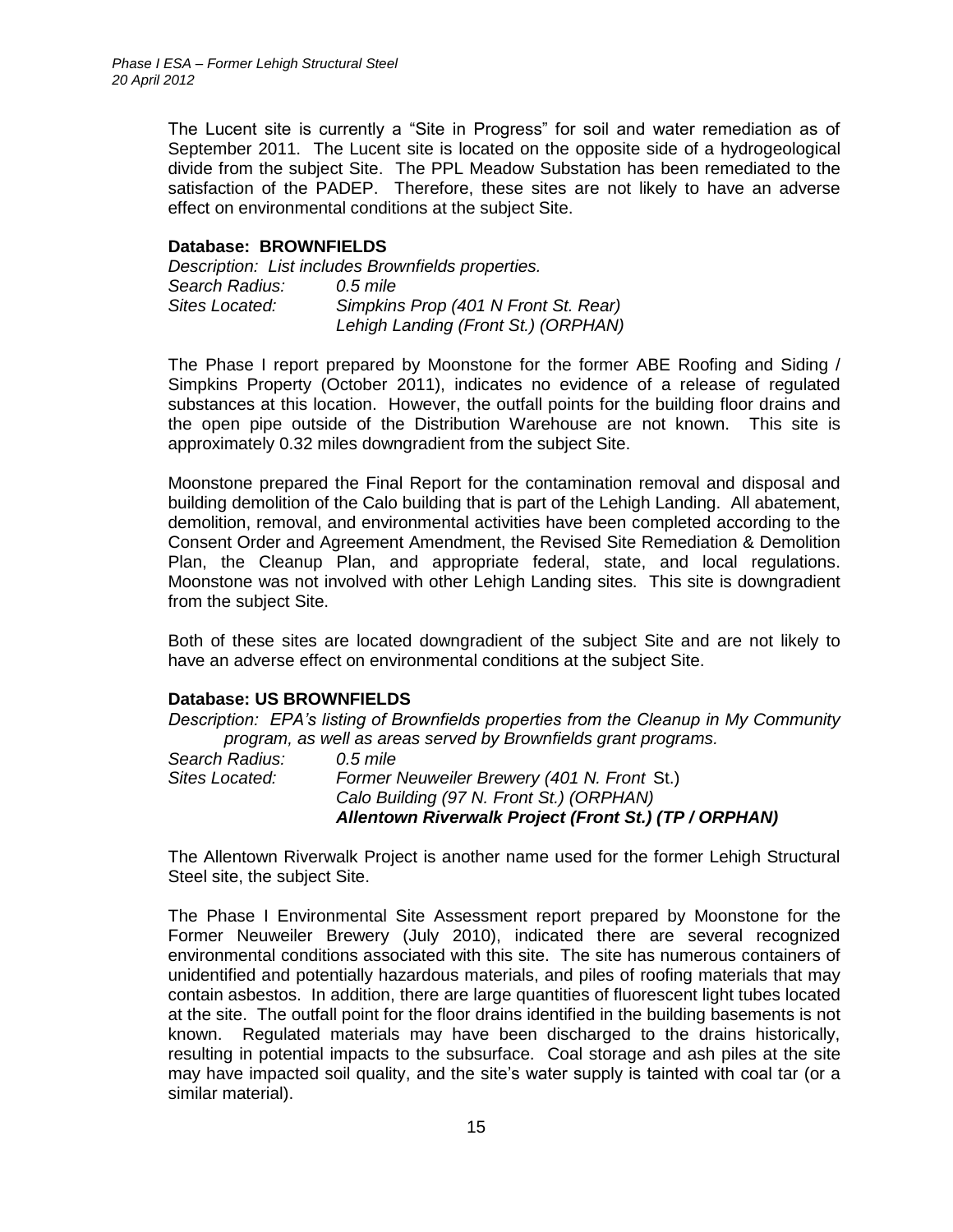The Lucent site is currently a “Site in Progress” for soil and water remediation as of September 2011. The Lucent site is located on the opposite side of a hydrogeological divide from the subject Site. The PPL Meadow Substation has been remediated to the satisfaction of the PADEP. Therefore, these sites are not likely to have an adverse effect on environmental conditions at the subject Site.

**Database: BROWNFIELDS**

*Description: List includes Brownfields properties.*
*Search Radius: 0.5 mile*
*Sites Located: Simpkins Prop (401 N Front St. Rear)*
*Lehigh Landing (Front St.) (ORPHAN)*

The Phase I report prepared by Moonstone for the former ABE Roofing and Siding / Simpkins Property (October 2011), indicates no evidence of a release of regulated substances at this location. However, the outfall points for the building floor drains and the open pipe outside of the Distribution Warehouse are not known. This site is approximately 0.32 miles downgradient from the subject Site.

Moonstone prepared the Final Report for the contamination removal and disposal and building demolition of the Calo building that is part of the Lehigh Landing. All abatement, demolition, removal, and environmental activities have been completed according to the Consent Order and Agreement Amendment, the Revised Site Remediation & Demolition Plan, the Cleanup Plan, and appropriate federal, state, and local regulations. Moonstone was not involved with other Lehigh Landing sites. This site is downgradient from the subject Site.

Both of these sites are located downgradient of the subject Site and are not likely to have an adverse effect on environmental conditions at the subject Site.

**Database: US BROWNFIELDS**

*Description: EPA’s listing of Brownfields properties from the Cleanup in My Community program, as well as areas served by Brownfields grant programs.*
*Search Radius: 0.5 mile*
*Sites Located: Former Neuweiler Brewery (401 N. Front St.)*
*Calo Building (97 N. Front St.) (ORPHAN)*
***Allentown Riverwalk Project (Front St.) (TP / ORPHAN)***

The Allentown Riverwalk Project is another name used for the former Lehigh Structural Steel site, the subject Site.

The Phase I Environmental Site Assessment report prepared by Moonstone for the Former Neuweiler Brewery (July 2010), indicated there are several recognized environmental conditions associated with this site. The site has numerous containers of unidentified and potentially hazardous materials, and piles of roofing materials that may contain asbestos. In addition, there are large quantities of fluorescent light tubes located at the site. The outfall point for the floor drains identified in the building basements is not known. Regulated materials may have been discharged to the drains historically, resulting in potential impacts to the subsurface. Coal storage and ash piles at the site may have impacted soil quality, and the site’s water supply is tainted with coal tar (or a similar material).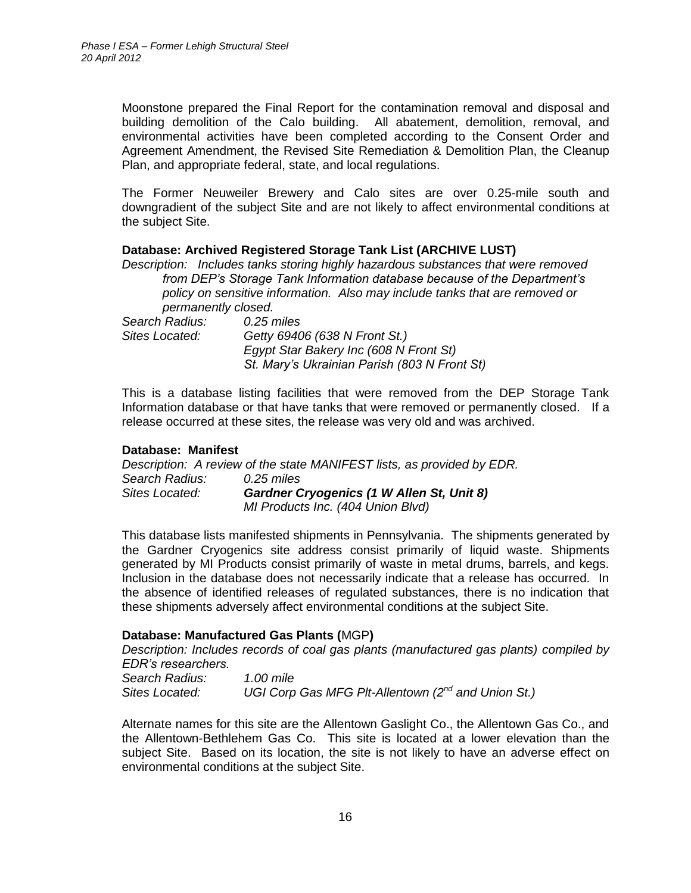Moonstone prepared the Final Report for the contamination removal and disposal and building demolition of the Calo building. All abatement, demolition, removal, and environmental activities have been completed according to the Consent Order and Agreement Amendment, the Revised Site Remediation & Demolition Plan, the Cleanup Plan, and appropriate federal, state, and local regulations.

The Former Neuweiler Brewery and Calo sites are over 0.25-mile south and downgradient of the subject Site and are not likely to affect environmental conditions at the subject Site.

**Database: Archived Registered Storage Tank List (ARCHIVE LUST)**

*Description: Includes tanks storing highly hazardous substances that were removed from DEP's Storage Tank Information database because of the Department's policy on sensitive information. Also may include tanks that are removed or permanently closed.*

*Search Radius:* *0.25 miles*

*Sites Located:* *Getty 69406 (638 N Front St.)*
*Egypt Star Bakery Inc (608 N Front St)*
*St. Mary's Ukrainian Parish (803 N Front St)*

This is a database listing facilities that were removed from the DEP Storage Tank Information database or that have tanks that were removed or permanently closed. If a release occurred at these sites, the release was very old and was archived.

**Database: Manifest**

*Description: A review of the state MANIFEST lists, as provided by EDR.*

*Search Radius:* *0.25 miles*

*Sites Located:* ***Gardner Cryogenics (1 W Allen St, Unit 8)***
*MI Products Inc. (404 Union Blvd)*

This database lists manifested shipments in Pennsylvania. The shipments generated by the Gardner Cryogenics site address consist primarily of liquid waste. Shipments generated by MI Products consist primarily of waste in metal drums, barrels, and kegs. Inclusion in the database does not necessarily indicate that a release has occurred. In the absence of identified releases of regulated substances, there is no indication that these shipments adversely affect environmental conditions at the subject Site.

**Database: Manufactured Gas Plants (**MGP**)**

*Description: Includes records of coal gas plants (manufactured gas plants) compiled by EDR's researchers.*

*Search Radius:* *1.00 mile*

*Sites Located:* *UGI Corp Gas MFG Plt-Allentown (2nd and Union St.)*

Alternate names for this site are the Allentown Gaslight Co., the Allentown Gas Co., and the Allentown-Bethlehem Gas Co. This site is located at a lower elevation than the subject Site. Based on its location, the site is not likely to have an adverse effect on environmental conditions at the subject Site.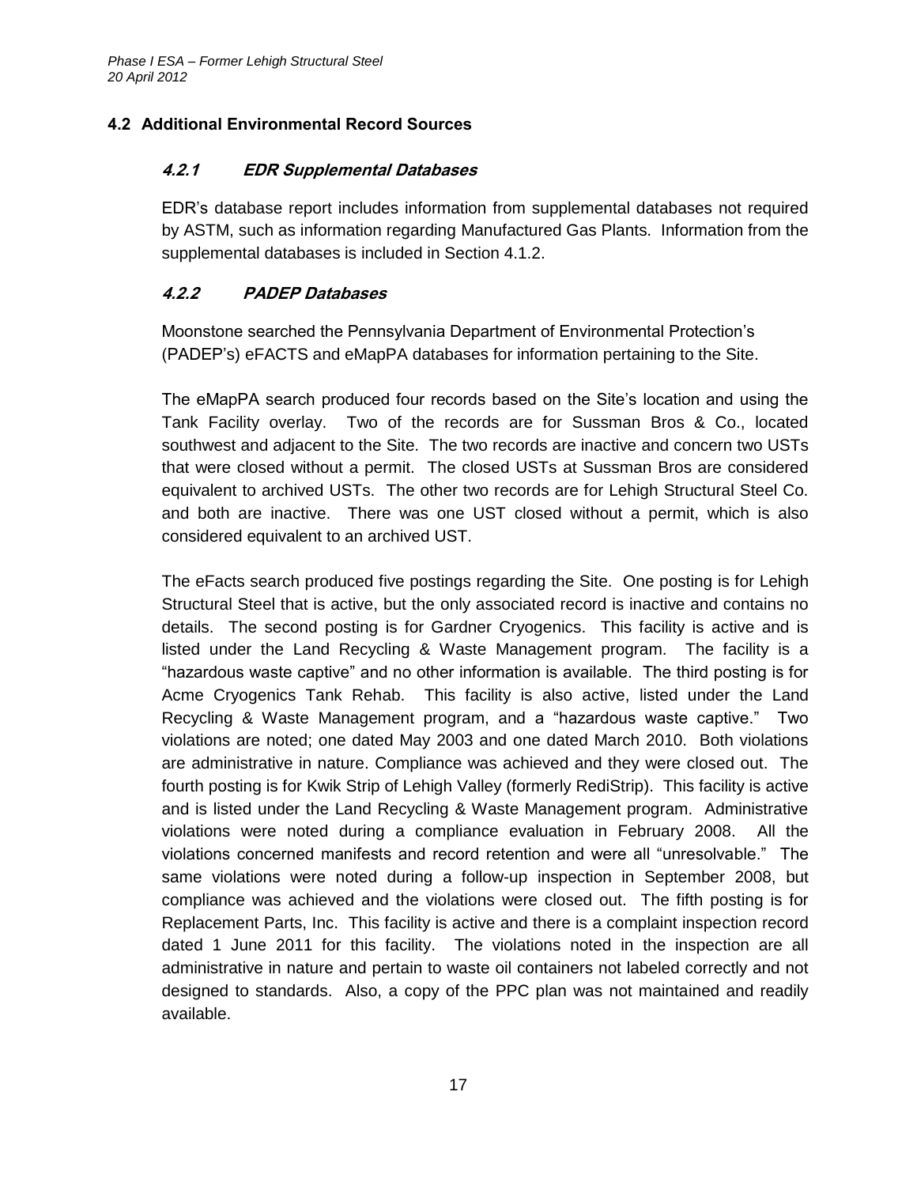## 4.2 Additional Environmental Record Sources

### *4.2.1 EDR Supplemental Databases*

EDR's database report includes information from supplemental databases not required by ASTM, such as information regarding Manufactured Gas Plants. Information from the supplemental databases is included in Section 4.1.2.

### *4.2.2 PADEP Databases*

Moonstone searched the Pennsylvania Department of Environmental Protection's (PADEP's) eFACTS and eMapPA databases for information pertaining to the Site.

The eMapPA search produced four records based on the Site's location and using the Tank Facility overlay. Two of the records are for Sussman Bros & Co., located southwest and adjacent to the Site. The two records are inactive and concern two USTs that were closed without a permit. The closed USTs at Sussman Bros are considered equivalent to archived USTs. The other two records are for Lehigh Structural Steel Co. and both are inactive. There was one UST closed without a permit, which is also considered equivalent to an archived UST.

The eFacts search produced five postings regarding the Site. One posting is for Lehigh Structural Steel that is active, but the only associated record is inactive and contains no details. The second posting is for Gardner Cryogenics. This facility is active and is listed under the Land Recycling & Waste Management program. The facility is a "hazardous waste captive" and no other information is available. The third posting is for Acme Cryogenics Tank Rehab. This facility is also active, listed under the Land Recycling & Waste Management program, and a "hazardous waste captive." Two violations are noted; one dated May 2003 and one dated March 2010. Both violations are administrative in nature. Compliance was achieved and they were closed out. The fourth posting is for Kwik Strip of Lehigh Valley (formerly RediStrip). This facility is active and is listed under the Land Recycling & Waste Management program. Administrative violations were noted during a compliance evaluation in February 2008. All the violations concerned manifests and record retention and were all "unresolvable." The same violations were noted during a follow-up inspection in September 2008, but compliance was achieved and the violations were closed out. The fifth posting is for Replacement Parts, Inc. This facility is active and there is a complaint inspection record dated 1 June 2011 for this facility. The violations noted in the inspection are all administrative in nature and pertain to waste oil containers not labeled correctly and not designed to standards. Also, a copy of the PPC plan was not maintained and readily available.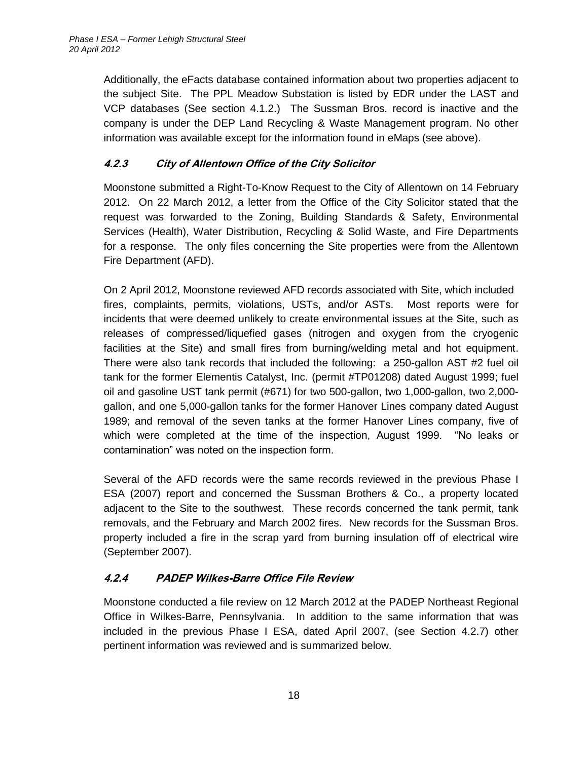Additionally, the eFacts database contained information about two properties adjacent to the subject Site. The PPL Meadow Substation is listed by EDR under the LAST and VCP databases (See section 4.1.2.) The Sussman Bros. record is inactive and the company is under the DEP Land Recycling & Waste Management program. No other information was available except for the information found in eMaps (see above).

### *4.2.3 City of Allentown Office of the City Solicitor*

Moonstone submitted a Right-To-Know Request to the City of Allentown on 14 February 2012. On 22 March 2012, a letter from the Office of the City Solicitor stated that the request was forwarded to the Zoning, Building Standards & Safety, Environmental Services (Health), Water Distribution, Recycling & Solid Waste, and Fire Departments for a response. The only files concerning the Site properties were from the Allentown Fire Department (AFD).

On 2 April 2012, Moonstone reviewed AFD records associated with Site, which included fires, complaints, permits, violations, USTs, and/or ASTs. Most reports were for incidents that were deemed unlikely to create environmental issues at the Site, such as releases of compressed/liquefied gases (nitrogen and oxygen from the cryogenic facilities at the Site) and small fires from burning/welding metal and hot equipment. There were also tank records that included the following: a 250-gallon AST #2 fuel oil tank for the former Elementis Catalyst, Inc. (permit #TP01208) dated August 1999; fuel oil and gasoline UST tank permit (#671) for two 500-gallon, two 1,000-gallon, two 2,000-gallon, and one 5,000-gallon tanks for the former Hanover Lines company dated August 1989; and removal of the seven tanks at the former Hanover Lines company, five of which were completed at the time of the inspection, August 1999. "No leaks or contamination" was noted on the inspection form.

Several of the AFD records were the same records reviewed in the previous Phase I ESA (2007) report and concerned the Sussman Brothers & Co., a property located adjacent to the Site to the southwest. These records concerned the tank permit, tank removals, and the February and March 2002 fires. New records for the Sussman Bros. property included a fire in the scrap yard from burning insulation off of electrical wire (September 2007).

### *4.2.4 PADEP Wilkes-Barre Office File Review*

Moonstone conducted a file review on 12 March 2012 at the PADEP Northeast Regional Office in Wilkes-Barre, Pennsylvania. In addition to the same information that was included in the previous Phase I ESA, dated April 2007, (see Section 4.2.7) other pertinent information was reviewed and is summarized below.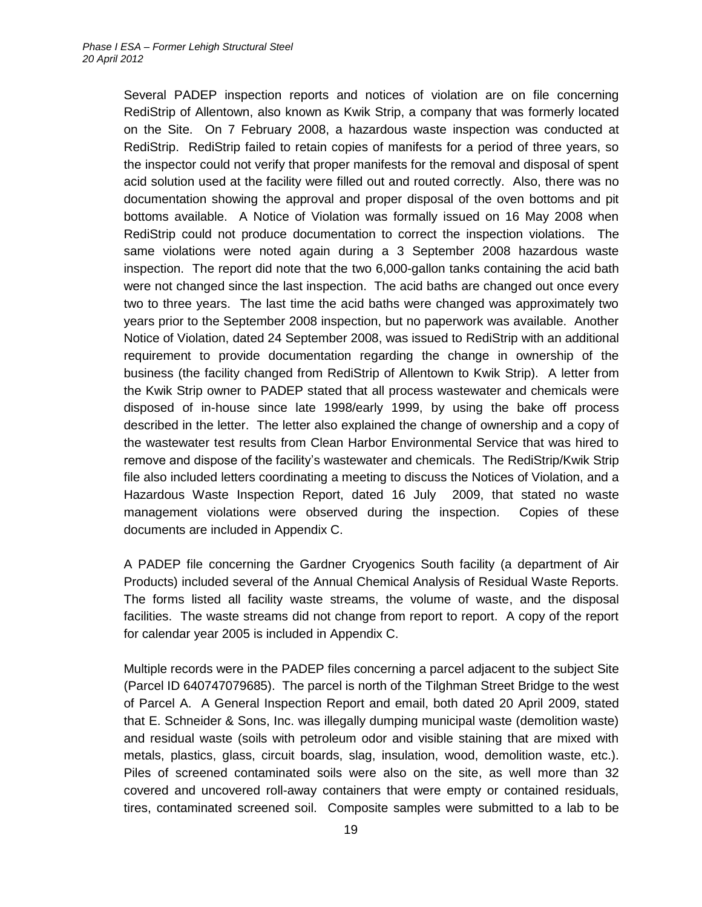Several PADEP inspection reports and notices of violation are on file concerning RediStrip of Allentown, also known as Kwik Strip, a company that was formerly located on the Site. On 7 February 2008, a hazardous waste inspection was conducted at RediStrip. RediStrip failed to retain copies of manifests for a period of three years, so the inspector could not verify that proper manifests for the removal and disposal of spent acid solution used at the facility were filled out and routed correctly. Also, there was no documentation showing the approval and proper disposal of the oven bottoms and pit bottoms available. A Notice of Violation was formally issued on 16 May 2008 when RediStrip could not produce documentation to correct the inspection violations. The same violations were noted again during a 3 September 2008 hazardous waste inspection. The report did note that the two 6,000-gallon tanks containing the acid bath were not changed since the last inspection. The acid baths are changed out once every two to three years. The last time the acid baths were changed was approximately two years prior to the September 2008 inspection, but no paperwork was available. Another Notice of Violation, dated 24 September 2008, was issued to RediStrip with an additional requirement to provide documentation regarding the change in ownership of the business (the facility changed from RediStrip of Allentown to Kwik Strip). A letter from the Kwik Strip owner to PADEP stated that all process wastewater and chemicals were disposed of in-house since late 1998/early 1999, by using the bake off process described in the letter. The letter also explained the change of ownership and a copy of the wastewater test results from Clean Harbor Environmental Service that was hired to remove and dispose of the facility's wastewater and chemicals. The RediStrip/Kwik Strip file also included letters coordinating a meeting to discuss the Notices of Violation, and a Hazardous Waste Inspection Report, dated 16 July 2009, that stated no waste management violations were observed during the inspection. Copies of these documents are included in Appendix C.

A PADEP file concerning the Gardner Cryogenics South facility (a department of Air Products) included several of the Annual Chemical Analysis of Residual Waste Reports. The forms listed all facility waste streams, the volume of waste, and the disposal facilities. The waste streams did not change from report to report. A copy of the report for calendar year 2005 is included in Appendix C.

Multiple records were in the PADEP files concerning a parcel adjacent to the subject Site (Parcel ID 640747079685). The parcel is north of the Tilghman Street Bridge to the west of Parcel A. A General Inspection Report and email, both dated 20 April 2009, stated that E. Schneider & Sons, Inc. was illegally dumping municipal waste (demolition waste) and residual waste (soils with petroleum odor and visible staining that are mixed with metals, plastics, glass, circuit boards, slag, insulation, wood, demolition waste, etc.). Piles of screened contaminated soils were also on the site, as well more than 32 covered and uncovered roll-away containers that were empty or contained residuals, tires, contaminated screened soil. Composite samples were submitted to a lab to be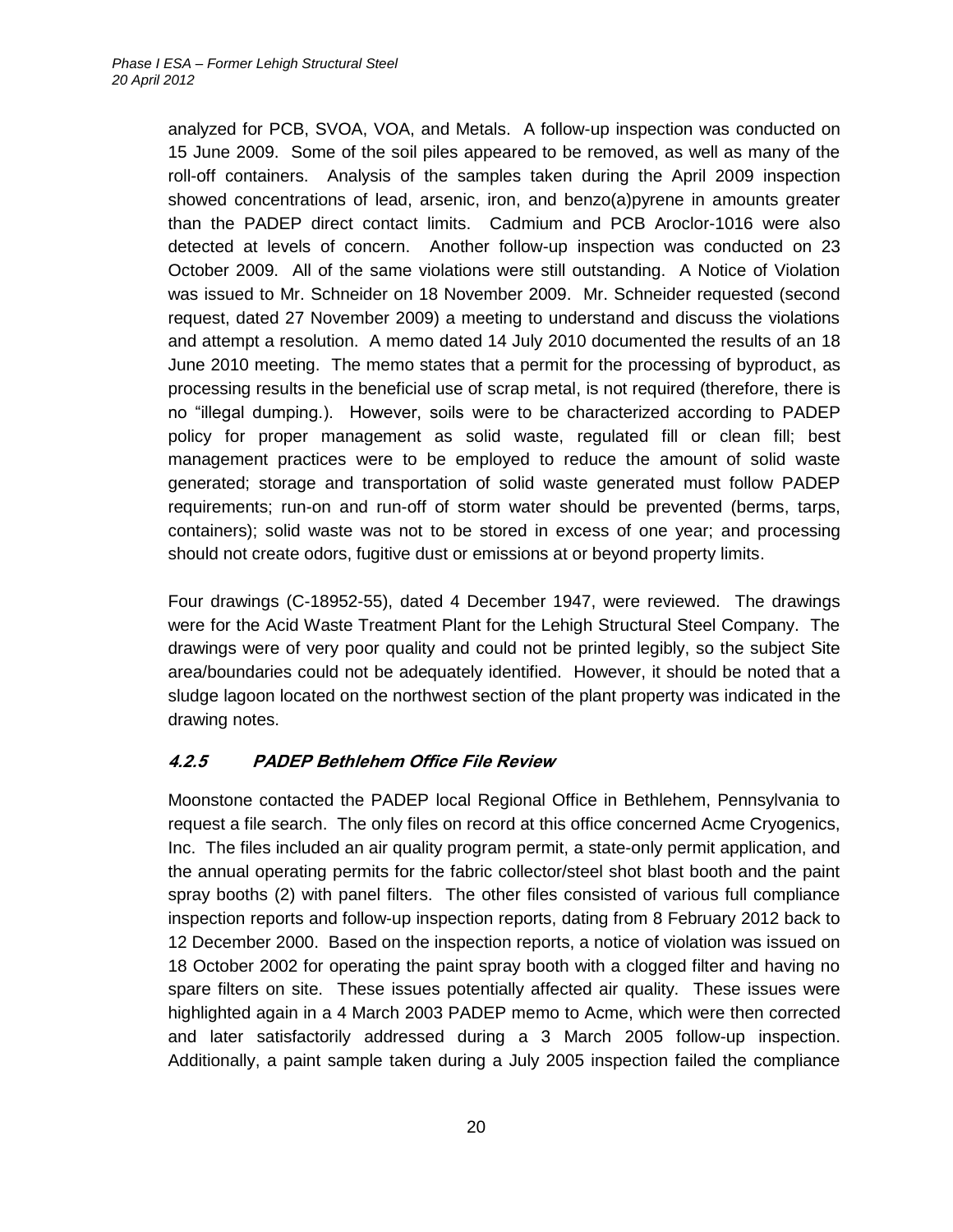analyzed for PCB, SVOA, VOA, and Metals. A follow-up inspection was conducted on 15 June 2009. Some of the soil piles appeared to be removed, as well as many of the roll-off containers. Analysis of the samples taken during the April 2009 inspection showed concentrations of lead, arsenic, iron, and benzo(a)pyrene in amounts greater than the PADEP direct contact limits. Cadmium and PCB Aroclor-1016 were also detected at levels of concern. Another follow-up inspection was conducted on 23 October 2009. All of the same violations were still outstanding. A Notice of Violation was issued to Mr. Schneider on 18 November 2009. Mr. Schneider requested (second request, dated 27 November 2009) a meeting to understand and discuss the violations and attempt a resolution. A memo dated 14 July 2010 documented the results of an 18 June 2010 meeting. The memo states that a permit for the processing of byproduct, as processing results in the beneficial use of scrap metal, is not required (therefore, there is no "illegal dumping.). However, soils were to be characterized according to PADEP policy for proper management as solid waste, regulated fill or clean fill; best management practices were to be employed to reduce the amount of solid waste generated; storage and transportation of solid waste generated must follow PADEP requirements; run-on and run-off of storm water should be prevented (berms, tarps, containers); solid waste was not to be stored in excess of one year; and processing should not create odors, fugitive dust or emissions at or beyond property limits.

Four drawings (C-18952-55), dated 4 December 1947, were reviewed. The drawings were for the Acid Waste Treatment Plant for the Lehigh Structural Steel Company. The drawings were of very poor quality and could not be printed legibly, so the subject Site area/boundaries could not be adequately identified. However, it should be noted that a sludge lagoon located on the northwest section of the plant property was indicated in the drawing notes.

#### *4.2.5 PADEP Bethlehem Office File Review*

Moonstone contacted the PADEP local Regional Office in Bethlehem, Pennsylvania to request a file search. The only files on record at this office concerned Acme Cryogenics, Inc. The files included an air quality program permit, a state-only permit application, and the annual operating permits for the fabric collector/steel shot blast booth and the paint spray booths (2) with panel filters. The other files consisted of various full compliance inspection reports and follow-up inspection reports, dating from 8 February 2012 back to 12 December 2000. Based on the inspection reports, a notice of violation was issued on 18 October 2002 for operating the paint spray booth with a clogged filter and having no spare filters on site. These issues potentially affected air quality. These issues were highlighted again in a 4 March 2003 PADEP memo to Acme, which were then corrected and later satisfactorily addressed during a 3 March 2005 follow-up inspection. Additionally, a paint sample taken during a July 2005 inspection failed the compliance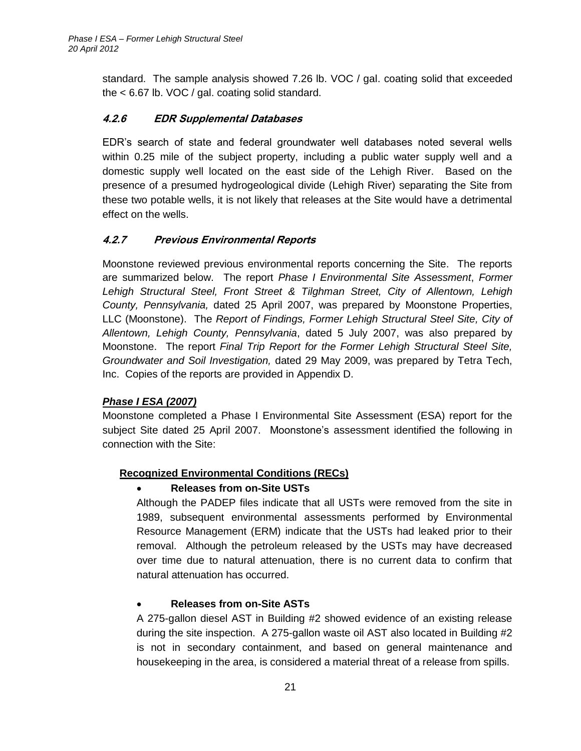standard. The sample analysis showed 7.26 lb. VOC / gal. coating solid that exceeded the < 6.67 lb. VOC / gal. coating solid standard.

#### *4.2.6 EDR Supplemental Databases*

EDR's search of state and federal groundwater well databases noted several wells within 0.25 mile of the subject property, including a public water supply well and a domestic supply well located on the east side of the Lehigh River. Based on the presence of a presumed hydrogeological divide (Lehigh River) separating the Site from these two potable wells, it is not likely that releases at the Site would have a detrimental effect on the wells.

#### *4.2.7 Previous Environmental Reports*

Moonstone reviewed previous environmental reports concerning the Site. The reports are summarized below. The report *Phase I Environmental Site Assessment*, *Former Lehigh Structural Steel, Front Street & Tilghman Street, City of Allentown, Lehigh County, Pennsylvania,* dated 25 April 2007, was prepared by Moonstone Properties, LLC (Moonstone). The *Report of Findings, Former Lehigh Structural Steel Site, City of Allentown, Lehigh County, Pennsylvania*, dated 5 July 2007, was also prepared by Moonstone. The report *Final Trip Report for the Former Lehigh Structural Steel Site, Groundwater and Soil Investigation,* dated 29 May 2009, was prepared by Tetra Tech, Inc. Copies of the reports are provided in Appendix D.

***Phase I ESA (2007)***

Moonstone completed a Phase I Environmental Site Assessment (ESA) report for the subject Site dated 25 April 2007. Moonstone's assessment identified the following in connection with the Site:

**Recognized Environmental Conditions (RECs)**

- **Releases from on-Site USTs**

  Although the PADEP files indicate that all USTs were removed from the site in 1989, subsequent environmental assessments performed by Environmental Resource Management (ERM) indicate that the USTs had leaked prior to their removal. Although the petroleum released by the USTs may have decreased over time due to natural attenuation, there is no current data to confirm that natural attenuation has occurred.

- **Releases from on-Site ASTs**

  A 275-gallon diesel AST in Building #2 showed evidence of an existing release during the site inspection. A 275-gallon waste oil AST also located in Building #2 is not in secondary containment, and based on general maintenance and housekeeping in the area, is considered a material threat of a release from spills.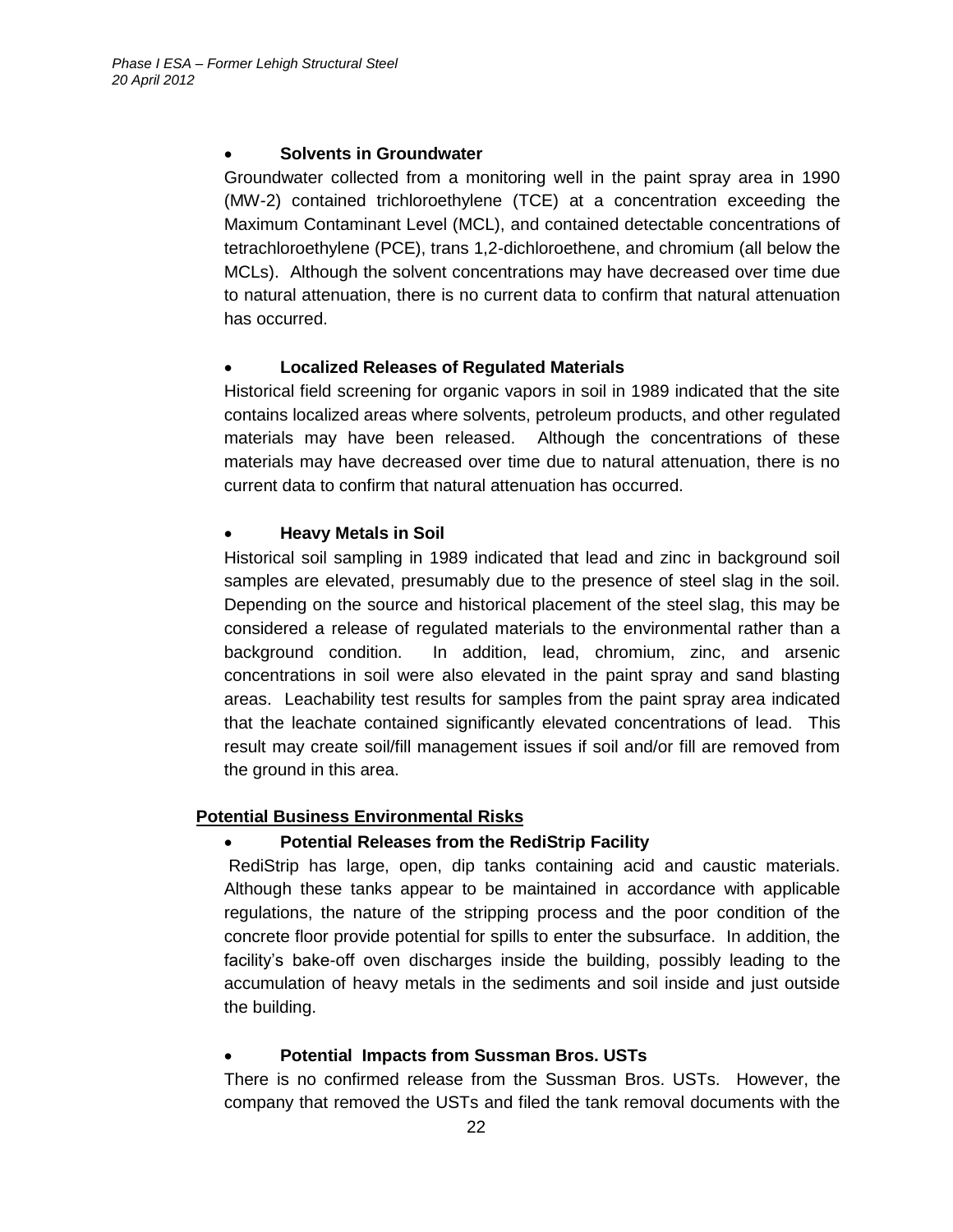- **Solvents in Groundwater**

  Groundwater collected from a monitoring well in the paint spray area in 1990 (MW-2) contained trichloroethylene (TCE) at a concentration exceeding the Maximum Contaminant Level (MCL), and contained detectable concentrations of tetrachloroethylene (PCE), trans 1,2-dichloroethene, and chromium (all below the MCLs). Although the solvent concentrations may have decreased over time due to natural attenuation, there is no current data to confirm that natural attenuation has occurred.

- **Localized Releases of Regulated Materials**

  Historical field screening for organic vapors in soil in 1989 indicated that the site contains localized areas where solvents, petroleum products, and other regulated materials may have been released. Although the concentrations of these materials may have decreased over time due to natural attenuation, there is no current data to confirm that natural attenuation has occurred.

- **Heavy Metals in Soil**

  Historical soil sampling in 1989 indicated that lead and zinc in background soil samples are elevated, presumably due to the presence of steel slag in the soil. Depending on the source and historical placement of the steel slag, this may be considered a release of regulated materials to the environmental rather than a background condition. In addition, lead, chromium, zinc, and arsenic concentrations in soil were also elevated in the paint spray and sand blasting areas. Leachability test results for samples from the paint spray area indicated that the leachate contained significantly elevated concentrations of lead. This result may create soil/fill management issues if soil and/or fill are removed from the ground in this area.

**Potential Business Environmental Risks**

- **Potential Releases from the RediStrip Facility**

  RediStrip has large, open, dip tanks containing acid and caustic materials. Although these tanks appear to be maintained in accordance with applicable regulations, the nature of the stripping process and the poor condition of the concrete floor provide potential for spills to enter the subsurface. In addition, the facility's bake-off oven discharges inside the building, possibly leading to the accumulation of heavy metals in the sediments and soil inside and just outside the building.

- **Potential Impacts from Sussman Bros. USTs**

  There is no confirmed release from the Sussman Bros. USTs. However, the company that removed the USTs and filed the tank removal documents with the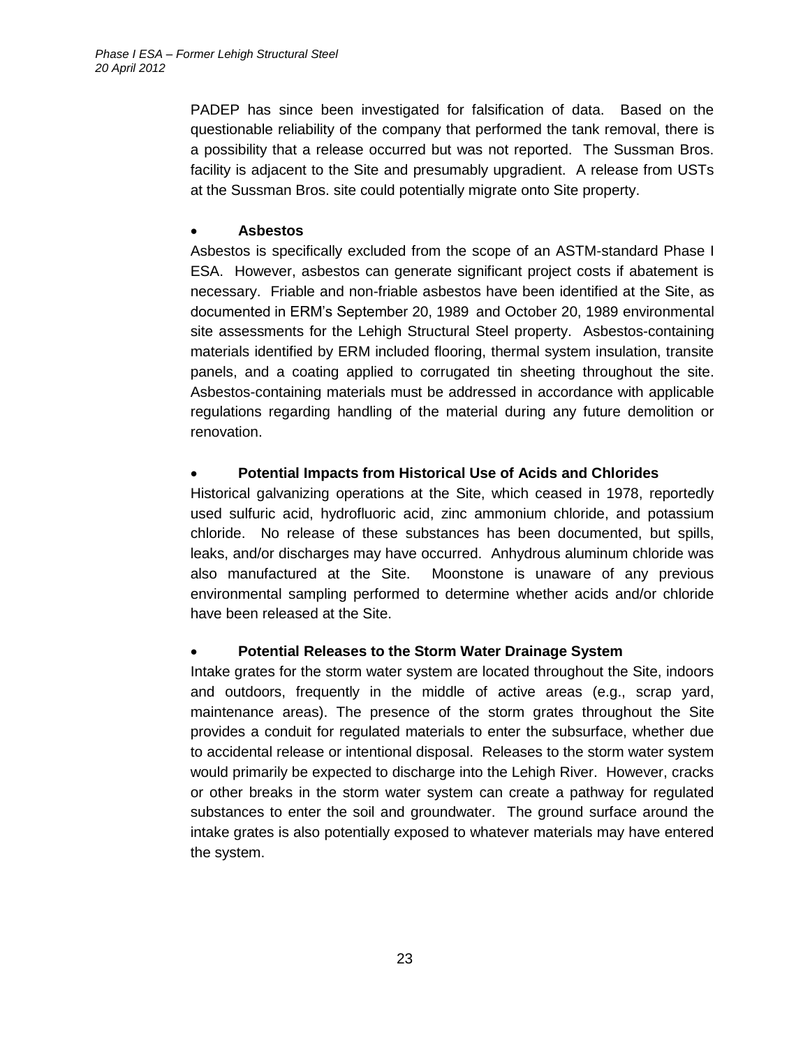PADEP has since been investigated for falsification of data. Based on the questionable reliability of the company that performed the tank removal, there is a possibility that a release occurred but was not reported. The Sussman Bros. facility is adjacent to the Site and presumably upgradient. A release from USTs at the Sussman Bros. site could potentially migrate onto Site property.

- **Asbestos**

Asbestos is specifically excluded from the scope of an ASTM-standard Phase I ESA. However, asbestos can generate significant project costs if abatement is necessary. Friable and non-friable asbestos have been identified at the Site, as documented in ERM's September 20, 1989 and October 20, 1989 environmental site assessments for the Lehigh Structural Steel property. Asbestos-containing materials identified by ERM included flooring, thermal system insulation, transite panels, and a coating applied to corrugated tin sheeting throughout the site. Asbestos-containing materials must be addressed in accordance with applicable regulations regarding handling of the material during any future demolition or renovation.

- **Potential Impacts from Historical Use of Acids and Chlorides**

Historical galvanizing operations at the Site, which ceased in 1978, reportedly used sulfuric acid, hydrofluoric acid, zinc ammonium chloride, and potassium chloride. No release of these substances has been documented, but spills, leaks, and/or discharges may have occurred. Anhydrous aluminum chloride was also manufactured at the Site. Moonstone is unaware of any previous environmental sampling performed to determine whether acids and/or chloride have been released at the Site.

- **Potential Releases to the Storm Water Drainage System**

Intake grates for the storm water system are located throughout the Site, indoors and outdoors, frequently in the middle of active areas (e.g., scrap yard, maintenance areas). The presence of the storm grates throughout the Site provides a conduit for regulated materials to enter the subsurface, whether due to accidental release or intentional disposal. Releases to the storm water system would primarily be expected to discharge into the Lehigh River. However, cracks or other breaks in the storm water system can create a pathway for regulated substances to enter the soil and groundwater. The ground surface around the intake grates is also potentially exposed to whatever materials may have entered the system.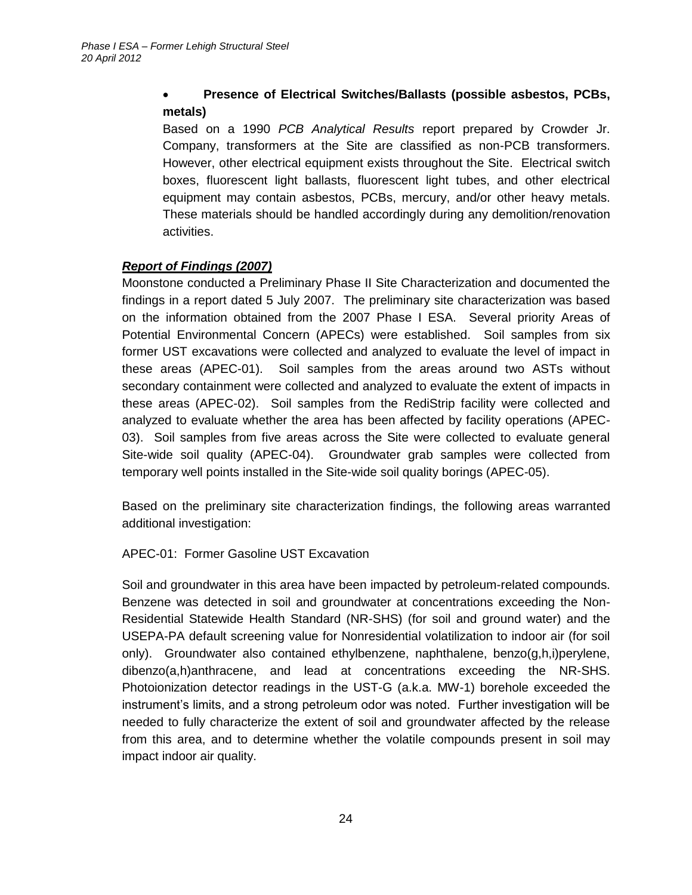- **Presence of Electrical Switches/Ballasts (possible asbestos, PCBs, metals)**

  Based on a 1990 *PCB Analytical Results* report prepared by Crowder Jr. Company, transformers at the Site are classified as non-PCB transformers. However, other electrical equipment exists throughout the Site. Electrical switch boxes, fluorescent light ballasts, fluorescent light tubes, and other electrical equipment may contain asbestos, PCBs, mercury, and/or other heavy metals. These materials should be handled accordingly during any demolition/renovation activities.

***Report of Findings (2007)***

Moonstone conducted a Preliminary Phase II Site Characterization and documented the findings in a report dated 5 July 2007. The preliminary site characterization was based on the information obtained from the 2007 Phase I ESA. Several priority Areas of Potential Environmental Concern (APECs) were established. Soil samples from six former UST excavations were collected and analyzed to evaluate the level of impact in these areas (APEC-01). Soil samples from the areas around two ASTs without secondary containment were collected and analyzed to evaluate the extent of impacts in these areas (APEC-02). Soil samples from the RediStrip facility were collected and analyzed to evaluate whether the area has been affected by facility operations (APEC-03). Soil samples from five areas across the Site were collected to evaluate general Site-wide soil quality (APEC-04). Groundwater grab samples were collected from temporary well points installed in the Site-wide soil quality borings (APEC-05).

Based on the preliminary site characterization findings, the following areas warranted additional investigation:

APEC-01: Former Gasoline UST Excavation

Soil and groundwater in this area have been impacted by petroleum-related compounds. Benzene was detected in soil and groundwater at concentrations exceeding the Non-Residential Statewide Health Standard (NR-SHS) (for soil and ground water) and the USEPA-PA default screening value for Nonresidential volatilization to indoor air (for soil only). Groundwater also contained ethylbenzene, naphthalene, benzo(g,h,i)perylene, dibenzo(a,h)anthracene, and lead at concentrations exceeding the NR-SHS. Photoionization detector readings in the UST-G (a.k.a. MW-1) borehole exceeded the instrument's limits, and a strong petroleum odor was noted. Further investigation will be needed to fully characterize the extent of soil and groundwater affected by the release from this area, and to determine whether the volatile compounds present in soil may impact indoor air quality.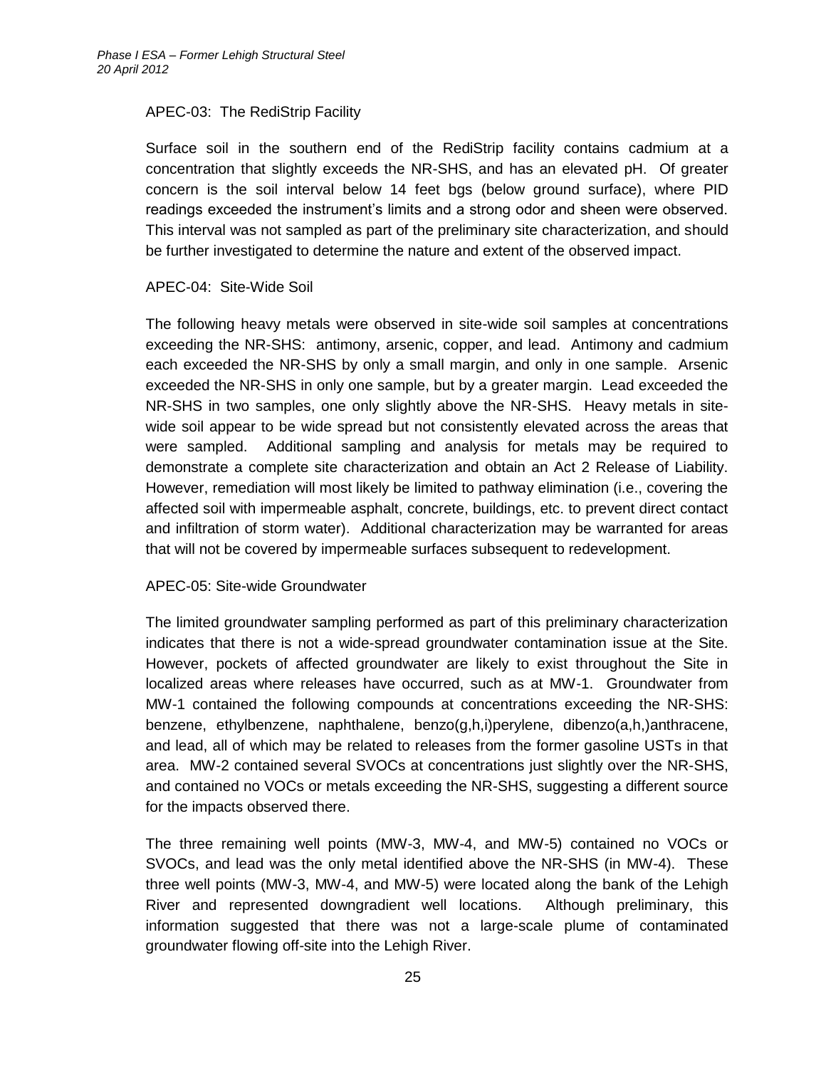APEC-03: The RediStrip Facility

Surface soil in the southern end of the RediStrip facility contains cadmium at a concentration that slightly exceeds the NR-SHS, and has an elevated pH. Of greater concern is the soil interval below 14 feet bgs (below ground surface), where PID readings exceeded the instrument's limits and a strong odor and sheen were observed. This interval was not sampled as part of the preliminary site characterization, and should be further investigated to determine the nature and extent of the observed impact.

APEC-04: Site-Wide Soil

The following heavy metals were observed in site-wide soil samples at concentrations exceeding the NR-SHS: antimony, arsenic, copper, and lead. Antimony and cadmium each exceeded the NR-SHS by only a small margin, and only in one sample. Arsenic exceeded the NR-SHS in only one sample, but by a greater margin. Lead exceeded the NR-SHS in two samples, one only slightly above the NR-SHS. Heavy metals in site-wide soil appear to be wide spread but not consistently elevated across the areas that were sampled. Additional sampling and analysis for metals may be required to demonstrate a complete site characterization and obtain an Act 2 Release of Liability. However, remediation will most likely be limited to pathway elimination (i.e., covering the affected soil with impermeable asphalt, concrete, buildings, etc. to prevent direct contact and infiltration of storm water). Additional characterization may be warranted for areas that will not be covered by impermeable surfaces subsequent to redevelopment.

APEC-05: Site-wide Groundwater

The limited groundwater sampling performed as part of this preliminary characterization indicates that there is not a wide-spread groundwater contamination issue at the Site. However, pockets of affected groundwater are likely to exist throughout the Site in localized areas where releases have occurred, such as at MW-1. Groundwater from MW-1 contained the following compounds at concentrations exceeding the NR-SHS: benzene, ethylbenzene, naphthalene, benzo(g,h,i)perylene, dibenzo(a,h,)anthracene, and lead, all of which may be related to releases from the former gasoline USTs in that area. MW-2 contained several SVOCs at concentrations just slightly over the NR-SHS, and contained no VOCs or metals exceeding the NR-SHS, suggesting a different source for the impacts observed there.

The three remaining well points (MW-3, MW-4, and MW-5) contained no VOCs or SVOCs, and lead was the only metal identified above the NR-SHS (in MW-4). These three well points (MW-3, MW-4, and MW-5) were located along the bank of the Lehigh River and represented downgradient well locations. Although preliminary, this information suggested that there was not a large-scale plume of contaminated groundwater flowing off-site into the Lehigh River.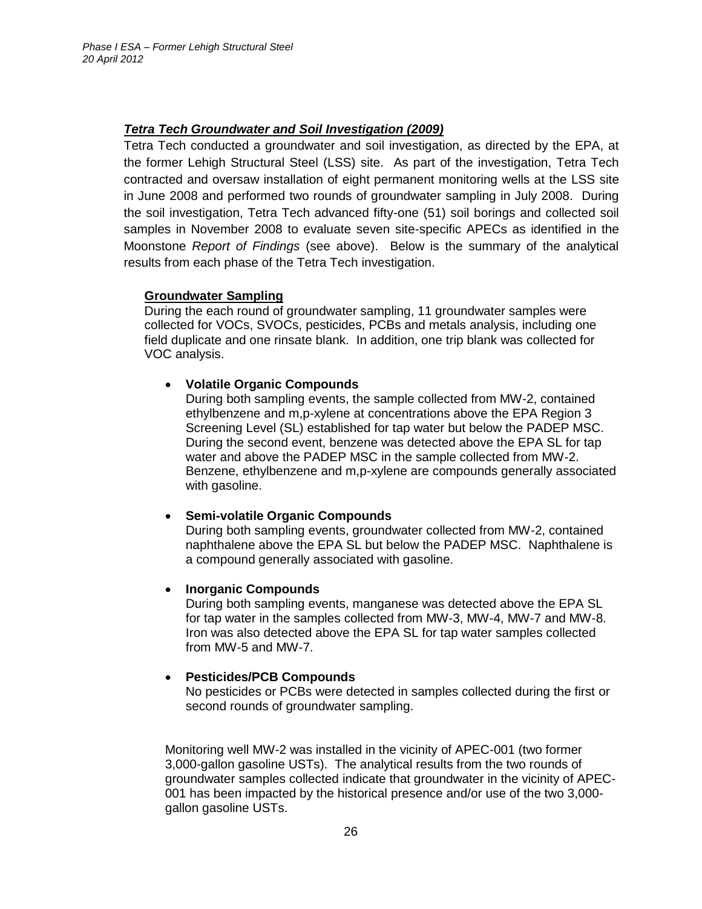***Tetra Tech Groundwater and Soil Investigation (2009)***

Tetra Tech conducted a groundwater and soil investigation, as directed by the EPA, at the former Lehigh Structural Steel (LSS) site. As part of the investigation, Tetra Tech contracted and oversaw installation of eight permanent monitoring wells at the LSS site in June 2008 and performed two rounds of groundwater sampling in July 2008. During the soil investigation, Tetra Tech advanced fifty-one (51) soil borings and collected soil samples in November 2008 to evaluate seven site-specific APECs as identified in the Moonstone *Report of Findings* (see above). Below is the summary of the analytical results from each phase of the Tetra Tech investigation.

**Groundwater Sampling**

During the each round of groundwater sampling, 11 groundwater samples were collected for VOCs, SVOCs, pesticides, PCBs and metals analysis, including one field duplicate and one rinsate blank. In addition, one trip blank was collected for VOC analysis.

- **Volatile Organic Compounds**
  During both sampling events, the sample collected from MW-2, contained ethylbenzene and m,p-xylene at concentrations above the EPA Region 3 Screening Level (SL) established for tap water but below the PADEP MSC. During the second event, benzene was detected above the EPA SL for tap water and above the PADEP MSC in the sample collected from MW-2. Benzene, ethylbenzene and m,p-xylene are compounds generally associated with gasoline.

- **Semi-volatile Organic Compounds**
  During both sampling events, groundwater collected from MW-2, contained naphthalene above the EPA SL but below the PADEP MSC. Naphthalene is a compound generally associated with gasoline.

- **Inorganic Compounds**
  During both sampling events, manganese was detected above the EPA SL for tap water in the samples collected from MW-3, MW-4, MW-7 and MW-8. Iron was also detected above the EPA SL for tap water samples collected from MW-5 and MW-7.

- **Pesticides/PCB Compounds**
  No pesticides or PCBs were detected in samples collected during the first or second rounds of groundwater sampling.

Monitoring well MW-2 was installed in the vicinity of APEC-001 (two former 3,000-gallon gasoline USTs). The analytical results from the two rounds of groundwater samples collected indicate that groundwater in the vicinity of APEC-001 has been impacted by the historical presence and/or use of the two 3,000-gallon gasoline USTs.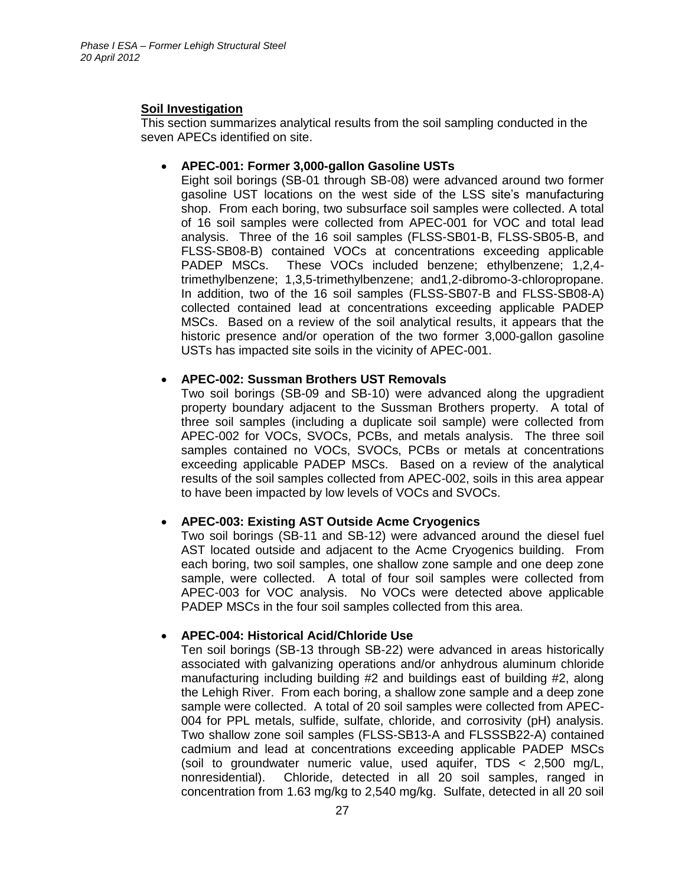## Soil Investigation

This section summarizes analytical results from the soil sampling conducted in the seven APECs identified on site.

- **APEC-001: Former 3,000-gallon Gasoline USTs**
  Eight soil borings (SB-01 through SB-08) were advanced around two former gasoline UST locations on the west side of the LSS site's manufacturing shop. From each boring, two subsurface soil samples were collected. A total of 16 soil samples were collected from APEC-001 for VOC and total lead analysis. Three of the 16 soil samples (FLSS-SB01-B, FLSS-SB05-B, and FLSS-SB08-B) contained VOCs at concentrations exceeding applicable PADEP MSCs. These VOCs included benzene; ethylbenzene; 1,2,4-trimethylbenzene; 1,3,5-trimethylbenzene; and1,2-dibromo-3-chloropropane. In addition, two of the 16 soil samples (FLSS-SB07-B and FLSS-SB08-A) collected contained lead at concentrations exceeding applicable PADEP MSCs. Based on a review of the soil analytical results, it appears that the historic presence and/or operation of the two former 3,000-gallon gasoline USTs has impacted site soils in the vicinity of APEC-001.

- **APEC-002: Sussman Brothers UST Removals**
  Two soil borings (SB-09 and SB-10) were advanced along the upgradient property boundary adjacent to the Sussman Brothers property. A total of three soil samples (including a duplicate soil sample) were collected from APEC-002 for VOCs, SVOCs, PCBs, and metals analysis. The three soil samples contained no VOCs, SVOCs, PCBs or metals at concentrations exceeding applicable PADEP MSCs. Based on a review of the analytical results of the soil samples collected from APEC-002, soils in this area appear to have been impacted by low levels of VOCs and SVOCs.

- **APEC-003: Existing AST Outside Acme Cryogenics**
  Two soil borings (SB-11 and SB-12) were advanced around the diesel fuel AST located outside and adjacent to the Acme Cryogenics building. From each boring, two soil samples, one shallow zone sample and one deep zone sample, were collected. A total of four soil samples were collected from APEC-003 for VOC analysis. No VOCs were detected above applicable PADEP MSCs in the four soil samples collected from this area.

- **APEC-004: Historical Acid/Chloride Use**
  Ten soil borings (SB-13 through SB-22) were advanced in areas historically associated with galvanizing operations and/or anhydrous aluminum chloride manufacturing including building #2 and buildings east of building #2, along the Lehigh River. From each boring, a shallow zone sample and a deep zone sample were collected. A total of 20 soil samples were collected from APEC-004 for PPL metals, sulfide, sulfate, chloride, and corrosivity (pH) analysis. Two shallow zone soil samples (FLSS-SB13-A and FLSSSB22-A) contained cadmium and lead at concentrations exceeding applicable PADEP MSCs (soil to groundwater numeric value, used aquifer, TDS < 2,500 mg/L, nonresidential). Chloride, detected in all 20 soil samples, ranged in concentration from 1.63 mg/kg to 2,540 mg/kg. Sulfate, detected in all 20 soil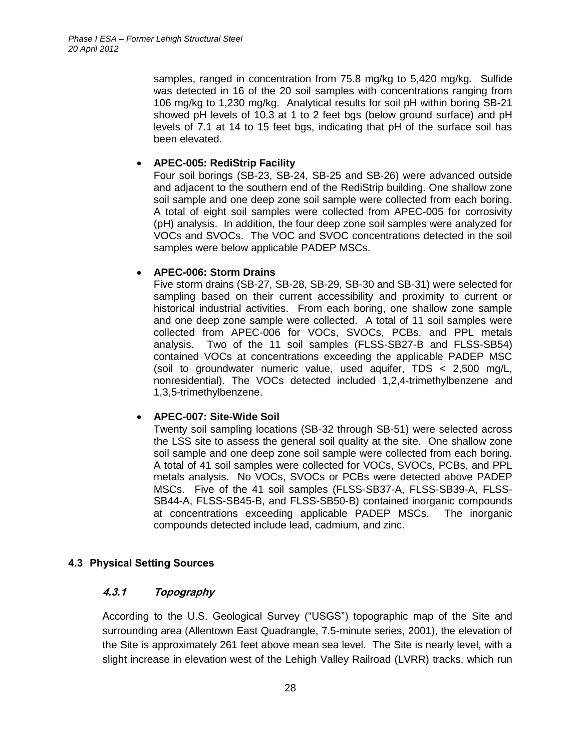samples, ranged in concentration from 75.8 mg/kg to 5,420 mg/kg. Sulfide was detected in 16 of the 20 soil samples with concentrations ranging from 106 mg/kg to 1,230 mg/kg. Analytical results for soil pH within boring SB-21 showed pH levels of 10.3 at 1 to 2 feet bgs (below ground surface) and pH levels of 7.1 at 14 to 15 feet bgs, indicating that pH of the surface soil has been elevated.

- **APEC-005: RediStrip Facility**
  Four soil borings (SB-23, SB-24, SB-25 and SB-26) were advanced outside and adjacent to the southern end of the RediStrip building. One shallow zone soil sample and one deep zone soil sample were collected from each boring. A total of eight soil samples were collected from APEC-005 for corrosivity (pH) analysis. In addition, the four deep zone soil samples were analyzed for VOCs and SVOCs. The VOC and SVOC concentrations detected in the soil samples were below applicable PADEP MSCs.

- **APEC-006: Storm Drains**
  Five storm drains (SB-27, SB-28, SB-29, SB-30 and SB-31) were selected for sampling based on their current accessibility and proximity to current or historical industrial activities. From each boring, one shallow zone sample and one deep zone sample were collected. A total of 11 soil samples were collected from APEC-006 for VOCs, SVOCs, PCBs, and PPL metals analysis. Two of the 11 soil samples (FLSS-SB27-B and FLSS-SB54) contained VOCs at concentrations exceeding the applicable PADEP MSC (soil to groundwater numeric value, used aquifer, TDS < 2,500 mg/L, nonresidential). The VOCs detected included 1,2,4-trimethylbenzene and 1,3,5-trimethylbenzene.

- **APEC-007: Site-Wide Soil**
  Twenty soil sampling locations (SB-32 through SB-51) were selected across the LSS site to assess the general soil quality at the site. One shallow zone soil sample and one deep zone soil sample were collected from each boring. A total of 41 soil samples were collected for VOCs, SVOCs, PCBs, and PPL metals analysis. No VOCs, SVOCs or PCBs were detected above PADEP MSCs. Five of the 41 soil samples (FLSS-SB37-A, FLSS-SB39-A, FLSS-SB44-A, FLSS-SB45-B, and FLSS-SB50-B) contained inorganic compounds at concentrations exceeding applicable PADEP MSCs. The inorganic compounds detected include lead, cadmium, and zinc.

## 4.3 Physical Setting Sources

### *4.3.1 Topography*

According to the U.S. Geological Survey ("USGS") topographic map of the Site and surrounding area (Allentown East Quadrangle, 7.5-minute series, 2001), the elevation of the Site is approximately 261 feet above mean sea level. The Site is nearly level, with a slight increase in elevation west of the Lehigh Valley Railroad (LVRR) tracks, which run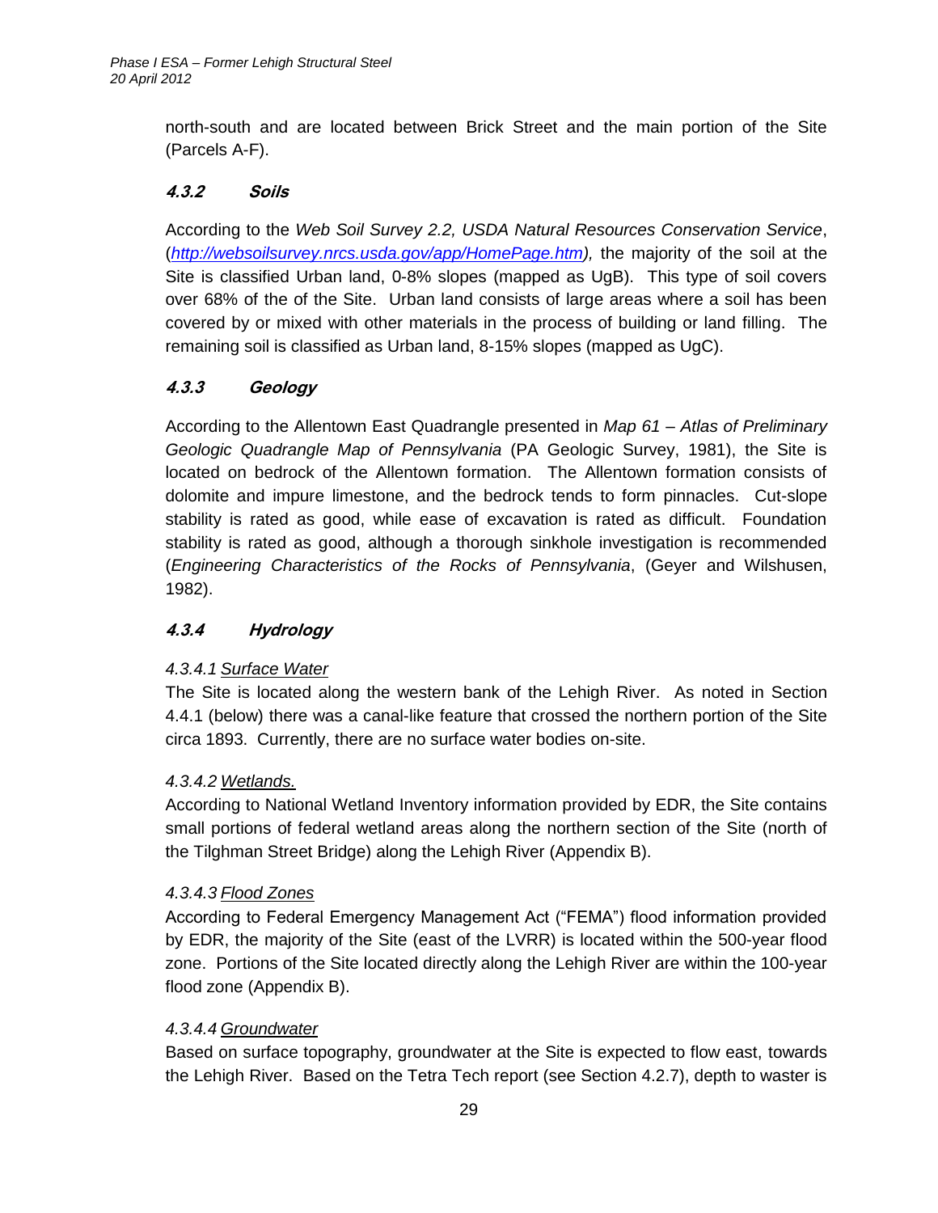north-south and are located between Brick Street and the main portion of the Site (Parcels A-F).

### *4.3.2 Soils*

According to the *Web Soil Survey 2.2, USDA Natural Resources Conservation Service*, (*http://websoilsurvey.nrcs.usda.gov/app/HomePage.htm*), the majority of the soil at the Site is classified Urban land, 0-8% slopes (mapped as UgB). This type of soil covers over 68% of the of the Site. Urban land consists of large areas where a soil has been covered by or mixed with other materials in the process of building or land filling. The remaining soil is classified as Urban land, 8-15% slopes (mapped as UgC).

### *4.3.3 Geology*

According to the Allentown East Quadrangle presented in *Map 61 – Atlas of Preliminary Geologic Quadrangle Map of Pennsylvania* (PA Geologic Survey, 1981), the Site is located on bedrock of the Allentown formation. The Allentown formation consists of dolomite and impure limestone, and the bedrock tends to form pinnacles. Cut-slope stability is rated as good, while ease of excavation is rated as difficult. Foundation stability is rated as good, although a thorough sinkhole investigation is recommended (*Engineering Characteristics of the Rocks of Pennsylvania*, (Geyer and Wilshusen, 1982).

### *4.3.4 Hydrology*

*4.3.4.1 Surface Water*

The Site is located along the western bank of the Lehigh River. As noted in Section 4.4.1 (below) there was a canal-like feature that crossed the northern portion of the Site circa 1893. Currently, there are no surface water bodies on-site.

*4.3.4.2 Wetlands.*

According to National Wetland Inventory information provided by EDR, the Site contains small portions of federal wetland areas along the northern section of the Site (north of the Tilghman Street Bridge) along the Lehigh River (Appendix B).

*4.3.4.3 Flood Zones*

According to Federal Emergency Management Act ("FEMA") flood information provided by EDR, the majority of the Site (east of the LVRR) is located within the 500-year flood zone. Portions of the Site located directly along the Lehigh River are within the 100-year flood zone (Appendix B).

*4.3.4.4 Groundwater*

Based on surface topography, groundwater at the Site is expected to flow east, towards the Lehigh River. Based on the Tetra Tech report (see Section 4.2.7), depth to waster is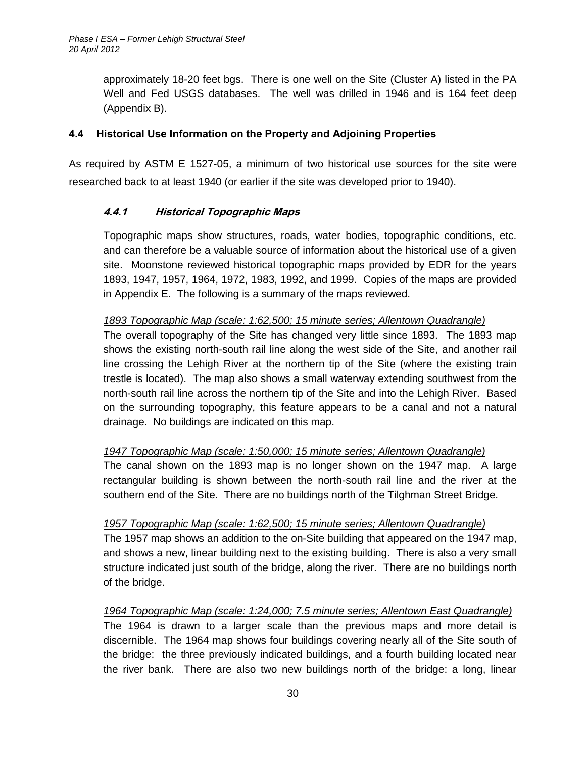approximately 18-20 feet bgs. There is one well on the Site (Cluster A) listed in the PA Well and Fed USGS databases. The well was drilled in 1946 and is 164 feet deep (Appendix B).

### 4.4 Historical Use Information on the Property and Adjoining Properties

As required by ASTM E 1527-05, a minimum of two historical use sources for the site were researched back to at least 1940 (or earlier if the site was developed prior to 1940).

#### *4.4.1 Historical Topographic Maps*

Topographic maps show structures, roads, water bodies, topographic conditions, etc. and can therefore be a valuable source of information about the historical use of a given site. Moonstone reviewed historical topographic maps provided by EDR for the years 1893, 1947, 1957, 1964, 1972, 1983, 1992, and 1999. Copies of the maps are provided in Appendix E. The following is a summary of the maps reviewed.

*1893 Topographic Map (scale: 1:62,500; 15 minute series; Allentown Quadrangle)*

The overall topography of the Site has changed very little since 1893. The 1893 map shows the existing north-south rail line along the west side of the Site, and another rail line crossing the Lehigh River at the northern tip of the Site (where the existing train trestle is located). The map also shows a small waterway extending southwest from the north-south rail line across the northern tip of the Site and into the Lehigh River. Based on the surrounding topography, this feature appears to be a canal and not a natural drainage. No buildings are indicated on this map.

*1947 Topographic Map (scale: 1:50,000; 15 minute series; Allentown Quadrangle)*

The canal shown on the 1893 map is no longer shown on the 1947 map. A large rectangular building is shown between the north-south rail line and the river at the southern end of the Site. There are no buildings north of the Tilghman Street Bridge.

*1957 Topographic Map (scale: 1:62,500; 15 minute series; Allentown Quadrangle)*

The 1957 map shows an addition to the on-Site building that appeared on the 1947 map, and shows a new, linear building next to the existing building. There is also a very small structure indicated just south of the bridge, along the river. There are no buildings north of the bridge.

*1964 Topographic Map (scale: 1:24,000; 7.5 minute series; Allentown East Quadrangle)*

The 1964 is drawn to a larger scale than the previous maps and more detail is discernible. The 1964 map shows four buildings covering nearly all of the Site south of the bridge: the three previously indicated buildings, and a fourth building located near the river bank. There are also two new buildings north of the bridge: a long, linear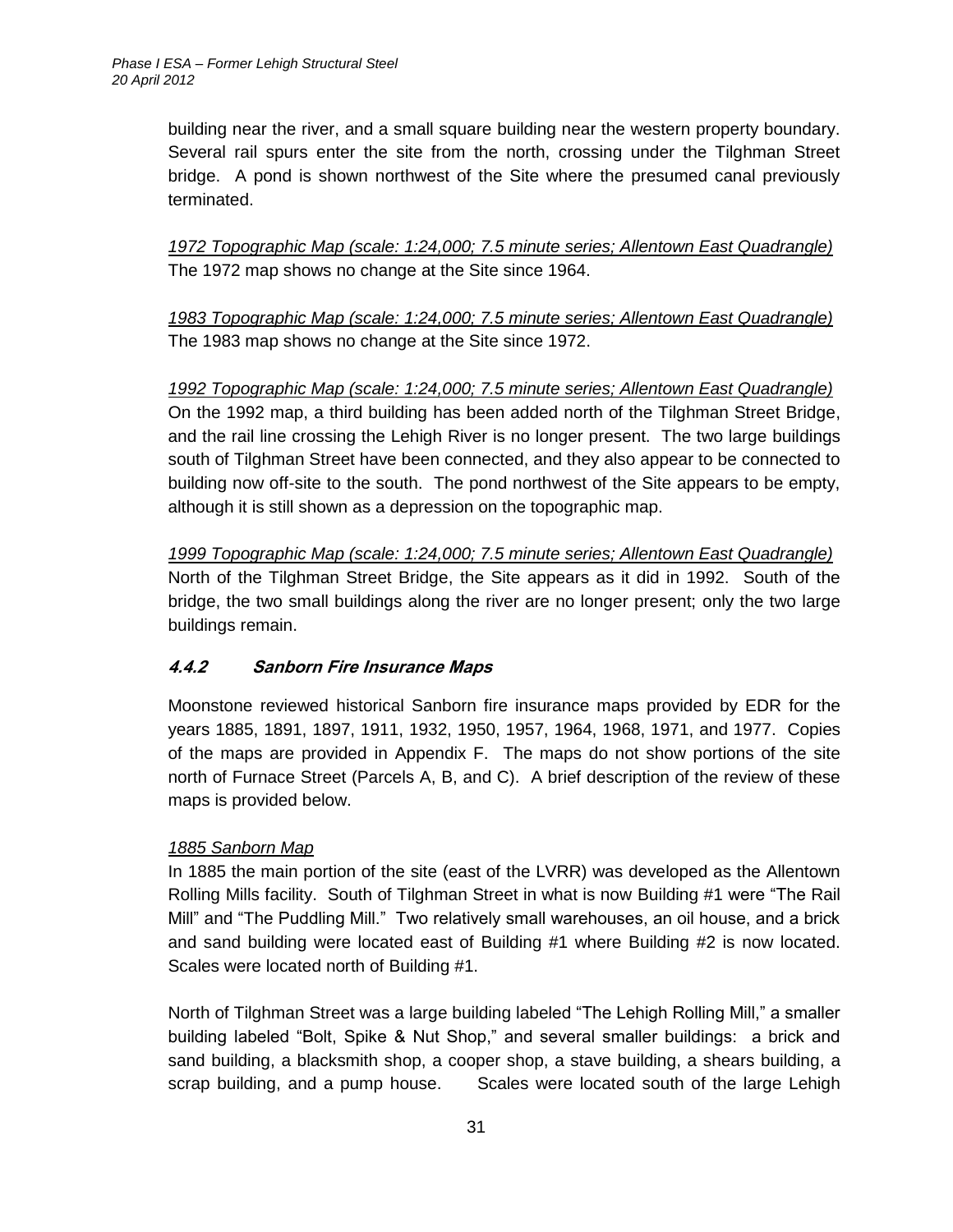building near the river, and a small square building near the western property boundary. Several rail spurs enter the site from the north, crossing under the Tilghman Street bridge. A pond is shown northwest of the Site where the presumed canal previously terminated.

*1972 Topographic Map (scale: 1:24,000; 7.5 minute series; Allentown East Quadrangle)*
The 1972 map shows no change at the Site since 1964.

*1983 Topographic Map (scale: 1:24,000; 7.5 minute series; Allentown East Quadrangle)*
The 1983 map shows no change at the Site since 1972.

*1992 Topographic Map (scale: 1:24,000; 7.5 minute series; Allentown East Quadrangle)*
On the 1992 map, a third building has been added north of the Tilghman Street Bridge, and the rail line crossing the Lehigh River is no longer present. The two large buildings south of Tilghman Street have been connected, and they also appear to be connected to building now off-site to the south. The pond northwest of the Site appears to be empty, although it is still shown as a depression on the topographic map.

*1999 Topographic Map (scale: 1:24,000; 7.5 minute series; Allentown East Quadrangle)*
North of the Tilghman Street Bridge, the Site appears as it did in 1992. South of the bridge, the two small buildings along the river are no longer present; only the two large buildings remain.

### 4.4.2 Sanborn Fire Insurance Maps

Moonstone reviewed historical Sanborn fire insurance maps provided by EDR for the years 1885, 1891, 1897, 1911, 1932, 1950, 1957, 1964, 1968, 1971, and 1977. Copies of the maps are provided in Appendix F. The maps do not show portions of the site north of Furnace Street (Parcels A, B, and C). A brief description of the review of these maps is provided below.

*1885 Sanborn Map*
In 1885 the main portion of the site (east of the LVRR) was developed as the Allentown Rolling Mills facility. South of Tilghman Street in what is now Building #1 were "The Rail Mill" and "The Puddling Mill." Two relatively small warehouses, an oil house, and a brick and sand building were located east of Building #1 where Building #2 is now located. Scales were located north of Building #1.

North of Tilghman Street was a large building labeled "The Lehigh Rolling Mill," a smaller building labeled "Bolt, Spike & Nut Shop," and several smaller buildings: a brick and sand building, a blacksmith shop, a cooper shop, a stave building, a shears building, a scrap building, and a pump house. Scales were located south of the large Lehigh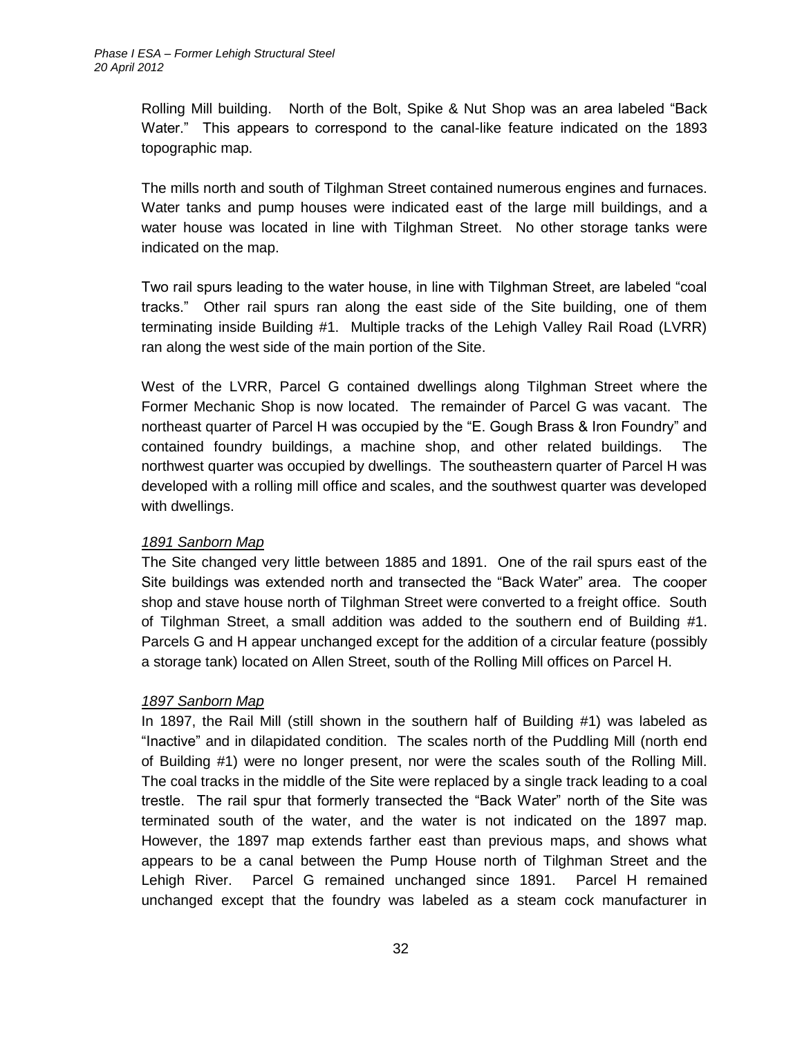Rolling Mill building. North of the Bolt, Spike & Nut Shop was an area labeled "Back Water." This appears to correspond to the canal-like feature indicated on the 1893 topographic map.

The mills north and south of Tilghman Street contained numerous engines and furnaces. Water tanks and pump houses were indicated east of the large mill buildings, and a water house was located in line with Tilghman Street. No other storage tanks were indicated on the map.

Two rail spurs leading to the water house, in line with Tilghman Street, are labeled "coal tracks." Other rail spurs ran along the east side of the Site building, one of them terminating inside Building #1. Multiple tracks of the Lehigh Valley Rail Road (LVRR) ran along the west side of the main portion of the Site.

West of the LVRR, Parcel G contained dwellings along Tilghman Street where the Former Mechanic Shop is now located. The remainder of Parcel G was vacant. The northeast quarter of Parcel H was occupied by the "E. Gough Brass & Iron Foundry" and contained foundry buildings, a machine shop, and other related buildings. The northwest quarter was occupied by dwellings. The southeastern quarter of Parcel H was developed with a rolling mill office and scales, and the southwest quarter was developed with dwellings.

*1891 Sanborn Map*

The Site changed very little between 1885 and 1891. One of the rail spurs east of the Site buildings was extended north and transected the "Back Water" area. The cooper shop and stave house north of Tilghman Street were converted to a freight office. South of Tilghman Street, a small addition was added to the southern end of Building #1. Parcels G and H appear unchanged except for the addition of a circular feature (possibly a storage tank) located on Allen Street, south of the Rolling Mill offices on Parcel H.

*1897 Sanborn Map*

In 1897, the Rail Mill (still shown in the southern half of Building #1) was labeled as "Inactive" and in dilapidated condition. The scales north of the Puddling Mill (north end of Building #1) were no longer present, nor were the scales south of the Rolling Mill. The coal tracks in the middle of the Site were replaced by a single track leading to a coal trestle. The rail spur that formerly transected the "Back Water" north of the Site was terminated south of the water, and the water is not indicated on the 1897 map. However, the 1897 map extends farther east than previous maps, and shows what appears to be a canal between the Pump House north of Tilghman Street and the Lehigh River. Parcel G remained unchanged since 1891. Parcel H remained unchanged except that the foundry was labeled as a steam cock manufacturer in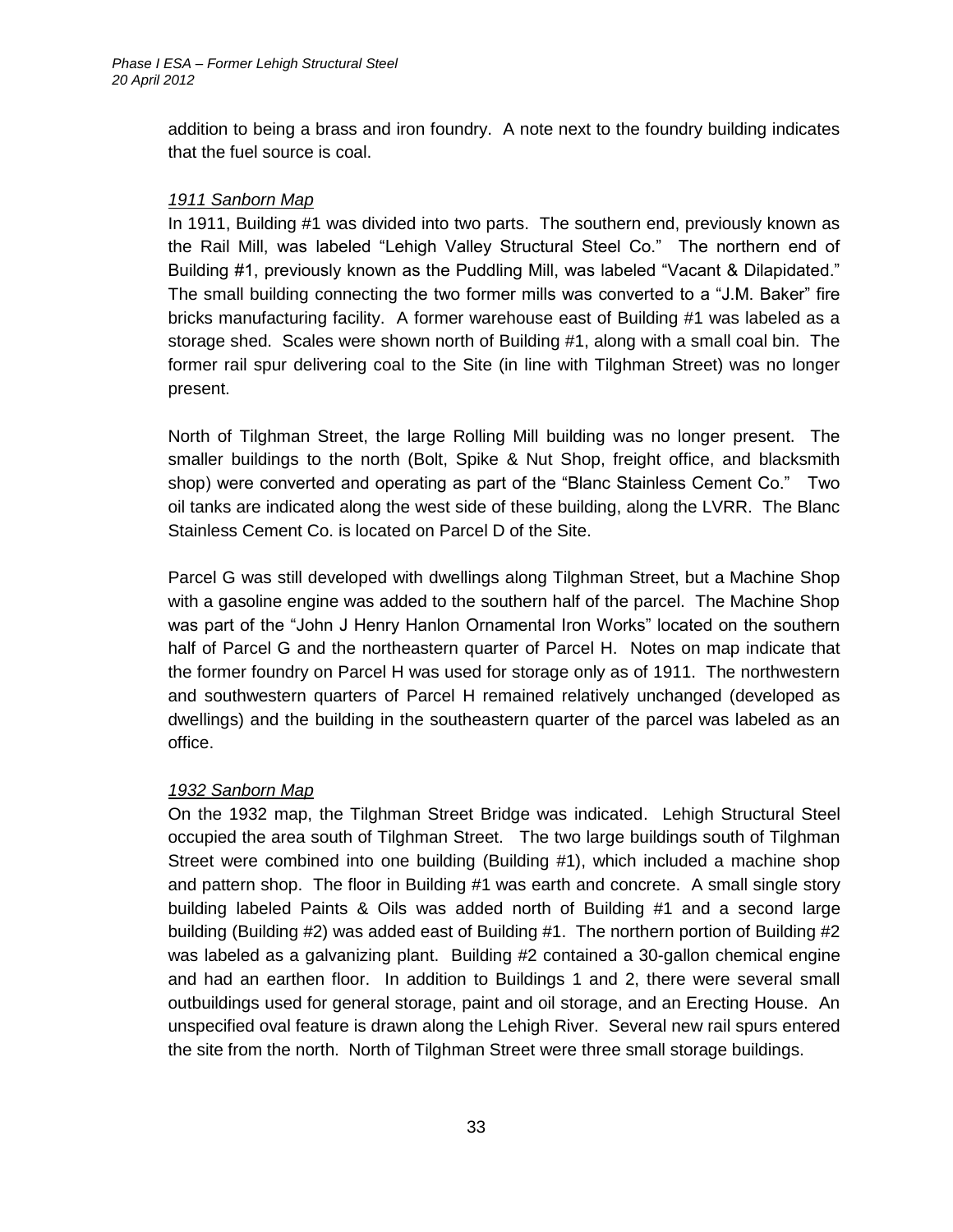addition to being a brass and iron foundry. A note next to the foundry building indicates that the fuel source is coal.

### *1911 Sanborn Map*

In 1911, Building #1 was divided into two parts. The southern end, previously known as the Rail Mill, was labeled "Lehigh Valley Structural Steel Co." The northern end of Building #1, previously known as the Puddling Mill, was labeled "Vacant & Dilapidated." The small building connecting the two former mills was converted to a "J.M. Baker" fire bricks manufacturing facility. A former warehouse east of Building #1 was labeled as a storage shed. Scales were shown north of Building #1, along with a small coal bin. The former rail spur delivering coal to the Site (in line with Tilghman Street) was no longer present.

North of Tilghman Street, the large Rolling Mill building was no longer present. The smaller buildings to the north (Bolt, Spike & Nut Shop, freight office, and blacksmith shop) were converted and operating as part of the "Blanc Stainless Cement Co." Two oil tanks are indicated along the west side of these building, along the LVRR. The Blanc Stainless Cement Co. is located on Parcel D of the Site.

Parcel G was still developed with dwellings along Tilghman Street, but a Machine Shop with a gasoline engine was added to the southern half of the parcel. The Machine Shop was part of the "John J Henry Hanlon Ornamental Iron Works" located on the southern half of Parcel G and the northeastern quarter of Parcel H. Notes on map indicate that the former foundry on Parcel H was used for storage only as of 1911. The northwestern and southwestern quarters of Parcel H remained relatively unchanged (developed as dwellings) and the building in the southeastern quarter of the parcel was labeled as an office.

### *1932 Sanborn Map*

On the 1932 map, the Tilghman Street Bridge was indicated. Lehigh Structural Steel occupied the area south of Tilghman Street. The two large buildings south of Tilghman Street were combined into one building (Building #1), which included a machine shop and pattern shop. The floor in Building #1 was earth and concrete. A small single story building labeled Paints & Oils was added north of Building #1 and a second large building (Building #2) was added east of Building #1. The northern portion of Building #2 was labeled as a galvanizing plant. Building #2 contained a 30-gallon chemical engine and had an earthen floor. In addition to Buildings 1 and 2, there were several small outbuildings used for general storage, paint and oil storage, and an Erecting House. An unspecified oval feature is drawn along the Lehigh River. Several new rail spurs entered the site from the north. North of Tilghman Street were three small storage buildings.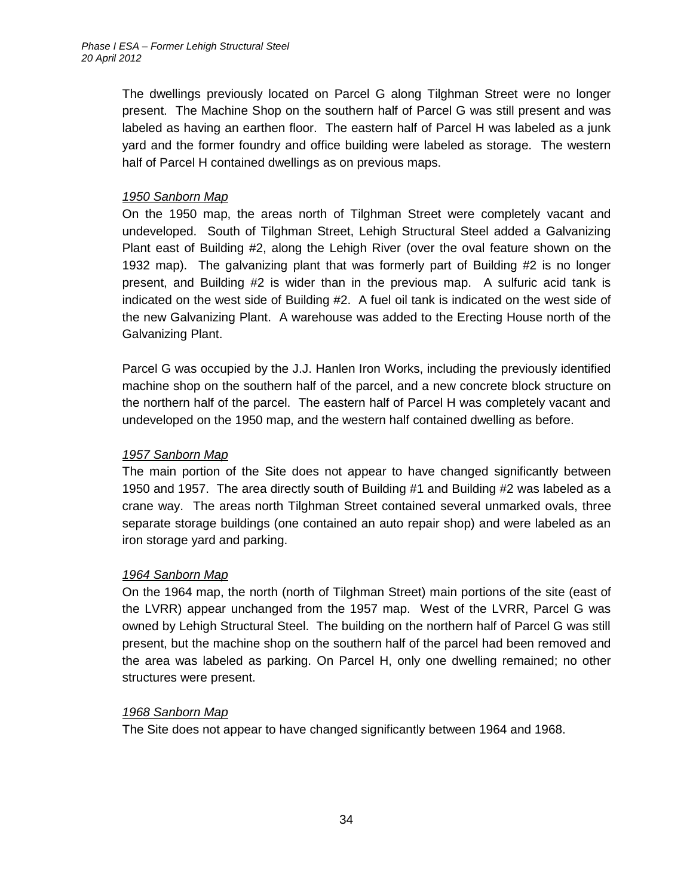The dwellings previously located on Parcel G along Tilghman Street were no longer present. The Machine Shop on the southern half of Parcel G was still present and was labeled as having an earthen floor. The eastern half of Parcel H was labeled as a junk yard and the former foundry and office building were labeled as storage. The western half of Parcel H contained dwellings as on previous maps.

*1950 Sanborn Map*

On the 1950 map, the areas north of Tilghman Street were completely vacant and undeveloped. South of Tilghman Street, Lehigh Structural Steel added a Galvanizing Plant east of Building #2, along the Lehigh River (over the oval feature shown on the 1932 map). The galvanizing plant that was formerly part of Building #2 is no longer present, and Building #2 is wider than in the previous map. A sulfuric acid tank is indicated on the west side of Building #2. A fuel oil tank is indicated on the west side of the new Galvanizing Plant. A warehouse was added to the Erecting House north of the Galvanizing Plant.

Parcel G was occupied by the J.J. Hanlen Iron Works, including the previously identified machine shop on the southern half of the parcel, and a new concrete block structure on the northern half of the parcel. The eastern half of Parcel H was completely vacant and undeveloped on the 1950 map, and the western half contained dwelling as before.

*1957 Sanborn Map*

The main portion of the Site does not appear to have changed significantly between 1950 and 1957. The area directly south of Building #1 and Building #2 was labeled as a crane way. The areas north Tilghman Street contained several unmarked ovals, three separate storage buildings (one contained an auto repair shop) and were labeled as an iron storage yard and parking.

*1964 Sanborn Map*

On the 1964 map, the north (north of Tilghman Street) main portions of the site (east of the LVRR) appear unchanged from the 1957 map. West of the LVRR, Parcel G was owned by Lehigh Structural Steel. The building on the northern half of Parcel G was still present, but the machine shop on the southern half of the parcel had been removed and the area was labeled as parking. On Parcel H, only one dwelling remained; no other structures were present.

*1968 Sanborn Map*

The Site does not appear to have changed significantly between 1964 and 1968.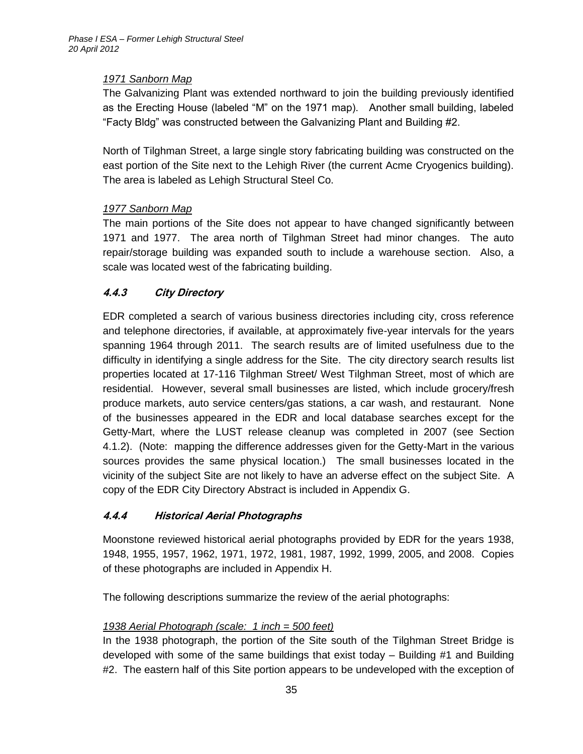*1971 Sanborn Map*

The Galvanizing Plant was extended northward to join the building previously identified as the Erecting House (labeled "M" on the 1971 map). Another small building, labeled "Facty Bldg" was constructed between the Galvanizing Plant and Building #2.

North of Tilghman Street, a large single story fabricating building was constructed on the east portion of the Site next to the Lehigh River (the current Acme Cryogenics building). The area is labeled as Lehigh Structural Steel Co.

*1977 Sanborn Map*

The main portions of the Site does not appear to have changed significantly between 1971 and 1977. The area north of Tilghman Street had minor changes. The auto repair/storage building was expanded south to include a warehouse section. Also, a scale was located west of the fabricating building.

### *4.4.3 City Directory*

EDR completed a search of various business directories including city, cross reference and telephone directories, if available, at approximately five-year intervals for the years spanning 1964 through 2011. The search results are of limited usefulness due to the difficulty in identifying a single address for the Site. The city directory search results list properties located at 17-116 Tilghman Street/ West Tilghman Street, most of which are residential. However, several small businesses are listed, which include grocery/fresh produce markets, auto service centers/gas stations, a car wash, and restaurant. None of the businesses appeared in the EDR and local database searches except for the Getty-Mart, where the LUST release cleanup was completed in 2007 (see Section 4.1.2). (Note: mapping the difference addresses given for the Getty-Mart in the various sources provides the same physical location.) The small businesses located in the vicinity of the subject Site are not likely to have an adverse effect on the subject Site. A copy of the EDR City Directory Abstract is included in Appendix G.

### *4.4.4 Historical Aerial Photographs*

Moonstone reviewed historical aerial photographs provided by EDR for the years 1938, 1948, 1955, 1957, 1962, 1971, 1972, 1981, 1987, 1992, 1999, 2005, and 2008. Copies of these photographs are included in Appendix H.

The following descriptions summarize the review of the aerial photographs:

*1938 Aerial Photograph (scale: 1 inch = 500 feet)*

In the 1938 photograph, the portion of the Site south of the Tilghman Street Bridge is developed with some of the same buildings that exist today – Building #1 and Building #2. The eastern half of this Site portion appears to be undeveloped with the exception of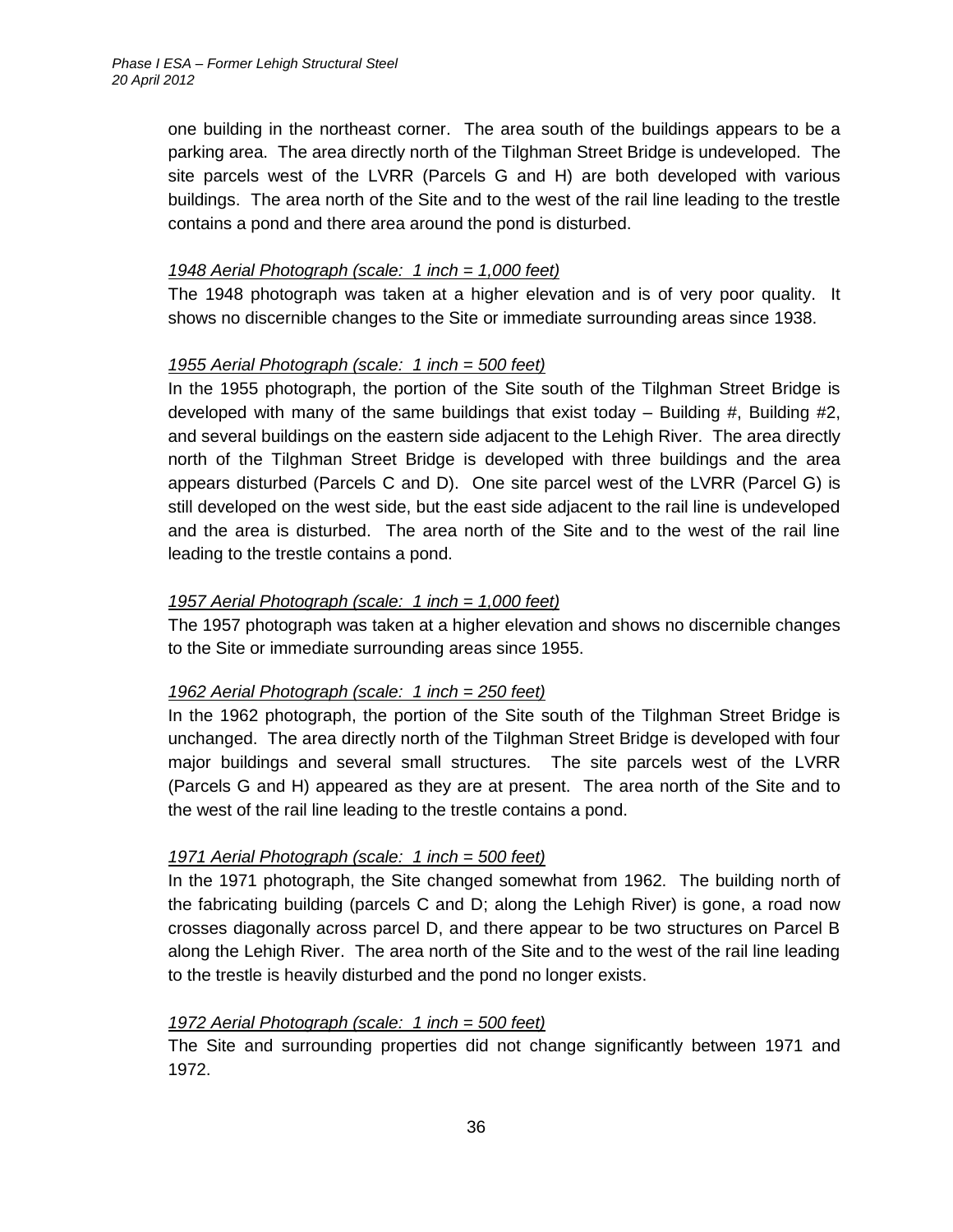one building in the northeast corner. The area south of the buildings appears to be a parking area. The area directly north of the Tilghman Street Bridge is undeveloped. The site parcels west of the LVRR (Parcels G and H) are both developed with various buildings. The area north of the Site and to the west of the rail line leading to the trestle contains a pond and there area around the pond is disturbed.

*1948 Aerial Photograph (scale: 1 inch = 1,000 feet)*

The 1948 photograph was taken at a higher elevation and is of very poor quality. It shows no discernible changes to the Site or immediate surrounding areas since 1938.

*1955 Aerial Photograph (scale: 1 inch = 500 feet)*

In the 1955 photograph, the portion of the Site south of the Tilghman Street Bridge is developed with many of the same buildings that exist today – Building #, Building #2, and several buildings on the eastern side adjacent to the Lehigh River. The area directly north of the Tilghman Street Bridge is developed with three buildings and the area appears disturbed (Parcels C and D). One site parcel west of the LVRR (Parcel G) is still developed on the west side, but the east side adjacent to the rail line is undeveloped and the area is disturbed. The area north of the Site and to the west of the rail line leading to the trestle contains a pond.

*1957 Aerial Photograph (scale: 1 inch = 1,000 feet)*

The 1957 photograph was taken at a higher elevation and shows no discernible changes to the Site or immediate surrounding areas since 1955.

*1962 Aerial Photograph (scale: 1 inch = 250 feet)*

In the 1962 photograph, the portion of the Site south of the Tilghman Street Bridge is unchanged. The area directly north of the Tilghman Street Bridge is developed with four major buildings and several small structures. The site parcels west of the LVRR (Parcels G and H) appeared as they are at present. The area north of the Site and to the west of the rail line leading to the trestle contains a pond.

*1971 Aerial Photograph (scale: 1 inch = 500 feet)*

In the 1971 photograph, the Site changed somewhat from 1962. The building north of the fabricating building (parcels C and D; along the Lehigh River) is gone, a road now crosses diagonally across parcel D, and there appear to be two structures on Parcel B along the Lehigh River. The area north of the Site and to the west of the rail line leading to the trestle is heavily disturbed and the pond no longer exists.

*1972 Aerial Photograph (scale: 1 inch = 500 feet)*

The Site and surrounding properties did not change significantly between 1971 and 1972.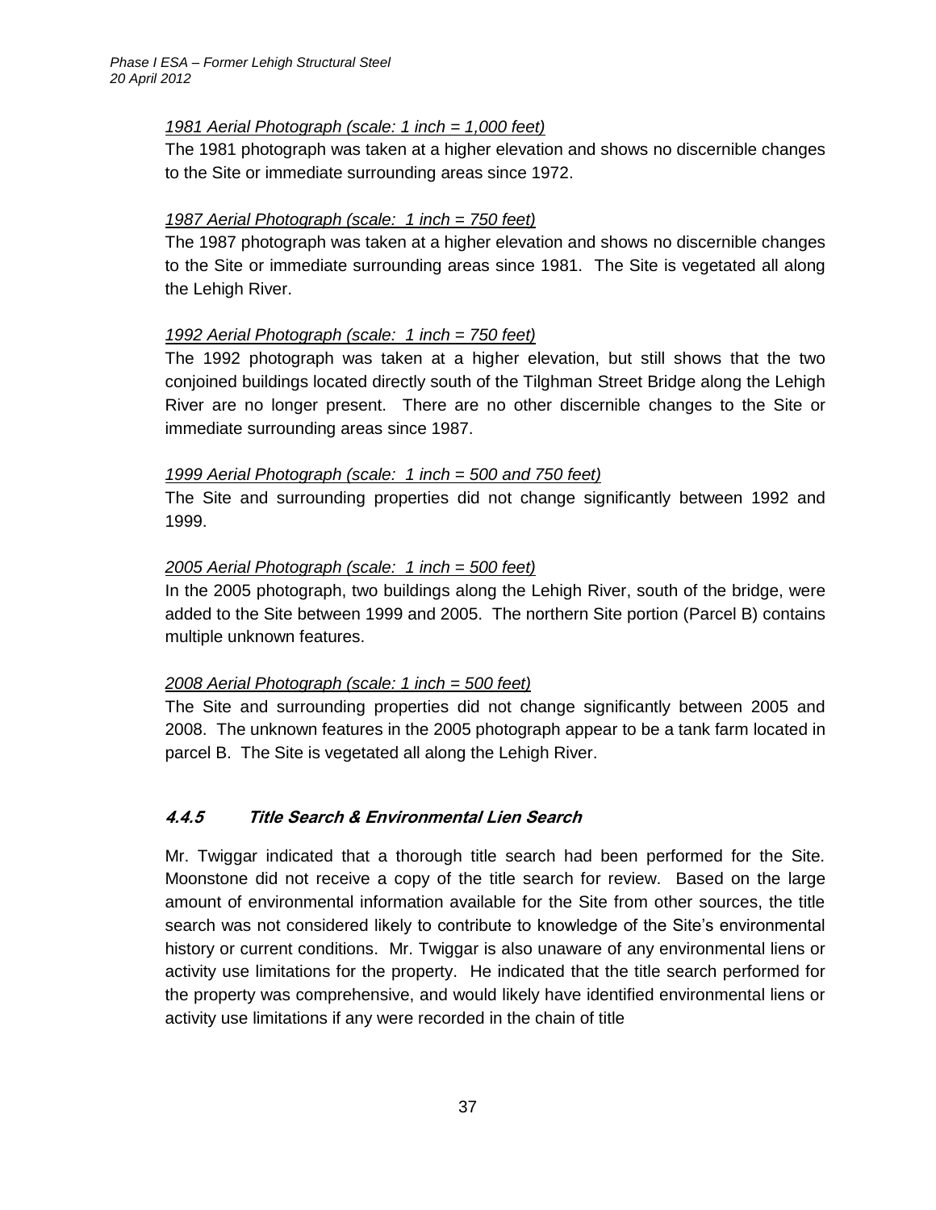*1981 Aerial Photograph (scale: 1 inch = 1,000 feet)*

The 1981 photograph was taken at a higher elevation and shows no discernible changes to the Site or immediate surrounding areas since 1972.

*1987 Aerial Photograph (scale: 1 inch = 750 feet)*

The 1987 photograph was taken at a higher elevation and shows no discernible changes to the Site or immediate surrounding areas since 1981. The Site is vegetated all along the Lehigh River.

*1992 Aerial Photograph (scale: 1 inch = 750 feet)*

The 1992 photograph was taken at a higher elevation, but still shows that the two conjoined buildings located directly south of the Tilghman Street Bridge along the Lehigh River are no longer present. There are no other discernible changes to the Site or immediate surrounding areas since 1987.

*1999 Aerial Photograph (scale: 1 inch = 500 and 750 feet)*

The Site and surrounding properties did not change significantly between 1992 and 1999.

*2005 Aerial Photograph (scale: 1 inch = 500 feet)*

In the 2005 photograph, two buildings along the Lehigh River, south of the bridge, were added to the Site between 1999 and 2005. The northern Site portion (Parcel B) contains multiple unknown features.

*2008 Aerial Photograph (scale: 1 inch = 500 feet)*

The Site and surrounding properties did not change significantly between 2005 and 2008. The unknown features in the 2005 photograph appear to be a tank farm located in parcel B. The Site is vegetated all along the Lehigh River.

### 4.4.5 Title Search & Environmental Lien Search

Mr. Twiggar indicated that a thorough title search had been performed for the Site. Moonstone did not receive a copy of the title search for review. Based on the large amount of environmental information available for the Site from other sources, the title search was not considered likely to contribute to knowledge of the Site's environmental history or current conditions. Mr. Twiggar is also unaware of any environmental liens or activity use limitations for the property. He indicated that the title search performed for the property was comprehensive, and would likely have identified environmental liens or activity use limitations if any were recorded in the chain of title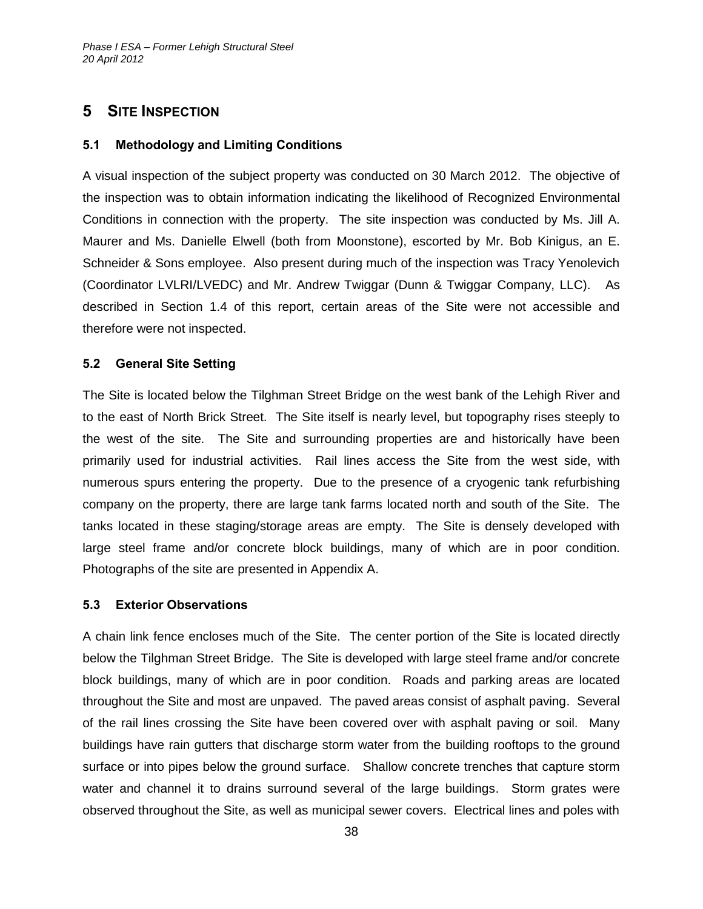# 5 SITE INSPECTION

## 5.1 Methodology and Limiting Conditions

A visual inspection of the subject property was conducted on 30 March 2012. The objective of the inspection was to obtain information indicating the likelihood of Recognized Environmental Conditions in connection with the property. The site inspection was conducted by Ms. Jill A. Maurer and Ms. Danielle Elwell (both from Moonstone), escorted by Mr. Bob Kinigus, an E. Schneider & Sons employee. Also present during much of the inspection was Tracy Yenolevich (Coordinator LVLRI/LVEDC) and Mr. Andrew Twiggar (Dunn & Twiggar Company, LLC). As described in Section 1.4 of this report, certain areas of the Site were not accessible and therefore were not inspected.

## 5.2 General Site Setting

The Site is located below the Tilghman Street Bridge on the west bank of the Lehigh River and to the east of North Brick Street. The Site itself is nearly level, but topography rises steeply to the west of the site. The Site and surrounding properties are and historically have been primarily used for industrial activities. Rail lines access the Site from the west side, with numerous spurs entering the property. Due to the presence of a cryogenic tank refurbishing company on the property, there are large tank farms located north and south of the Site. The tanks located in these staging/storage areas are empty. The Site is densely developed with large steel frame and/or concrete block buildings, many of which are in poor condition. Photographs of the site are presented in Appendix A.

## 5.3 Exterior Observations

A chain link fence encloses much of the Site. The center portion of the Site is located directly below the Tilghman Street Bridge. The Site is developed with large steel frame and/or concrete block buildings, many of which are in poor condition. Roads and parking areas are located throughout the Site and most are unpaved. The paved areas consist of asphalt paving. Several of the rail lines crossing the Site have been covered over with asphalt paving or soil. Many buildings have rain gutters that discharge storm water from the building rooftops to the ground surface or into pipes below the ground surface. Shallow concrete trenches that capture storm water and channel it to drains surround several of the large buildings. Storm grates were observed throughout the Site, as well as municipal sewer covers. Electrical lines and poles with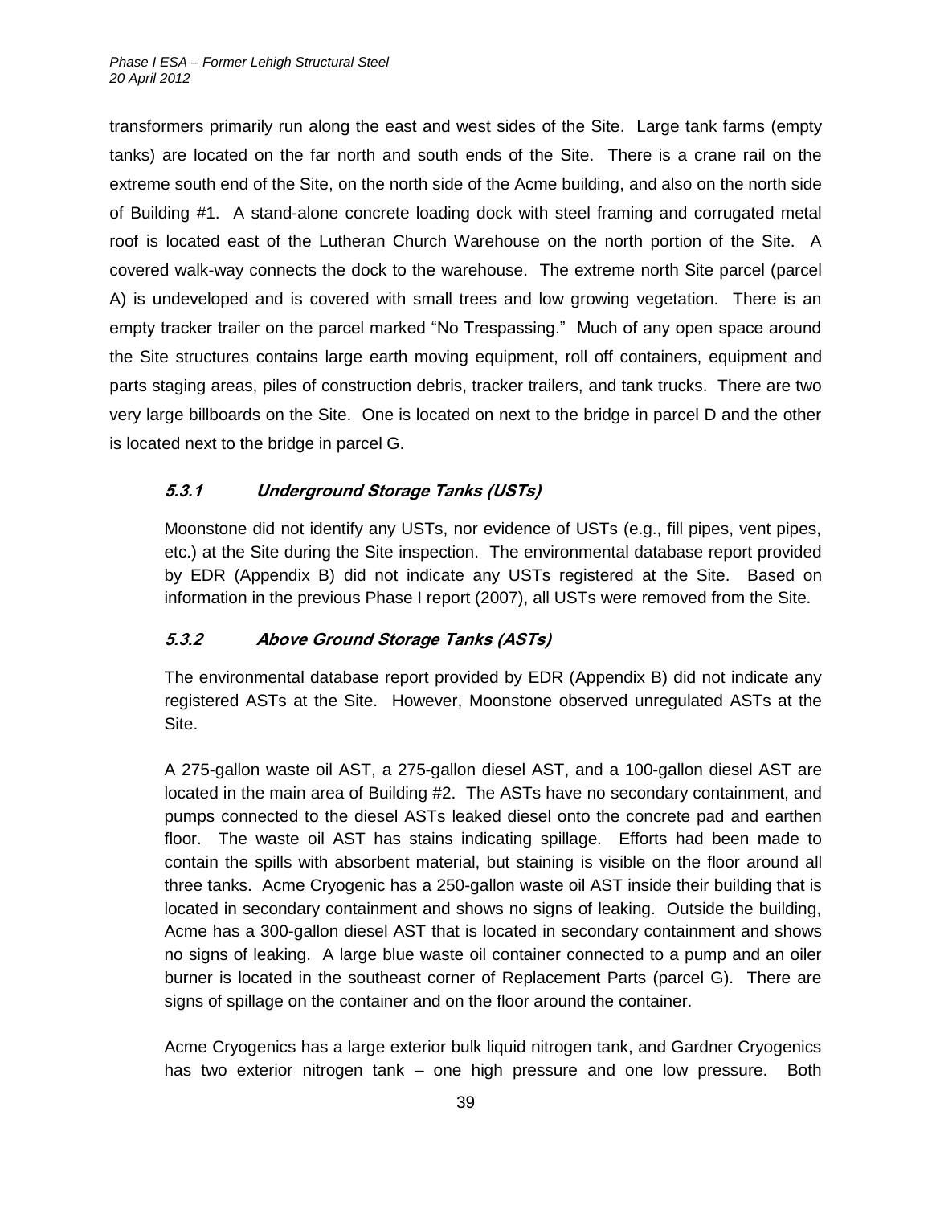transformers primarily run along the east and west sides of the Site. Large tank farms (empty tanks) are located on the far north and south ends of the Site. There is a crane rail on the extreme south end of the Site, on the north side of the Acme building, and also on the north side of Building #1. A stand-alone concrete loading dock with steel framing and corrugated metal roof is located east of the Lutheran Church Warehouse on the north portion of the Site. A covered walk-way connects the dock to the warehouse. The extreme north Site parcel (parcel A) is undeveloped and is covered with small trees and low growing vegetation. There is an empty tracker trailer on the parcel marked "No Trespassing." Much of any open space around the Site structures contains large earth moving equipment, roll off containers, equipment and parts staging areas, piles of construction debris, tracker trailers, and tank trucks. There are two very large billboards on the Site. One is located on next to the bridge in parcel D and the other is located next to the bridge in parcel G.

### *5.3.1 Underground Storage Tanks (USTs)*

Moonstone did not identify any USTs, nor evidence of USTs (e.g., fill pipes, vent pipes, etc.) at the Site during the Site inspection. The environmental database report provided by EDR (Appendix B) did not indicate any USTs registered at the Site. Based on information in the previous Phase I report (2007), all USTs were removed from the Site.

### *5.3.2 Above Ground Storage Tanks (ASTs)*

The environmental database report provided by EDR (Appendix B) did not indicate any registered ASTs at the Site. However, Moonstone observed unregulated ASTs at the Site.

A 275-gallon waste oil AST, a 275-gallon diesel AST, and a 100-gallon diesel AST are located in the main area of Building #2. The ASTs have no secondary containment, and pumps connected to the diesel ASTs leaked diesel onto the concrete pad and earthen floor. The waste oil AST has stains indicating spillage. Efforts had been made to contain the spills with absorbent material, but staining is visible on the floor around all three tanks. Acme Cryogenic has a 250-gallon waste oil AST inside their building that is located in secondary containment and shows no signs of leaking. Outside the building, Acme has a 300-gallon diesel AST that is located in secondary containment and shows no signs of leaking. A large blue waste oil container connected to a pump and an oiler burner is located in the southeast corner of Replacement Parts (parcel G). There are signs of spillage on the container and on the floor around the container.

Acme Cryogenics has a large exterior bulk liquid nitrogen tank, and Gardner Cryogenics has two exterior nitrogen tank – one high pressure and one low pressure. Both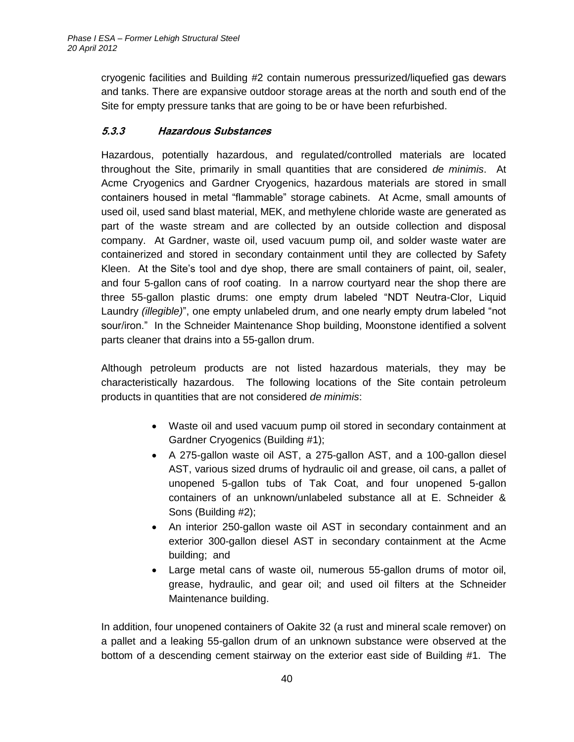cryogenic facilities and Building #2 contain numerous pressurized/liquefied gas dewars and tanks. There are expansive outdoor storage areas at the north and south end of the Site for empty pressure tanks that are going to be or have been refurbished.

### *5.3.3 Hazardous Substances*

Hazardous, potentially hazardous, and regulated/controlled materials are located throughout the Site, primarily in small quantities that are considered *de minimis*. At Acme Cryogenics and Gardner Cryogenics, hazardous materials are stored in small containers housed in metal "flammable" storage cabinets. At Acme, small amounts of used oil, used sand blast material, MEK, and methylene chloride waste are generated as part of the waste stream and are collected by an outside collection and disposal company. At Gardner, waste oil, used vacuum pump oil, and solder waste water are containerized and stored in secondary containment until they are collected by Safety Kleen. At the Site's tool and dye shop, there are small containers of paint, oil, sealer, and four 5-gallon cans of roof coating. In a narrow courtyard near the shop there are three 55-gallon plastic drums: one empty drum labeled "NDT Neutra-Clor, Liquid Laundry *(illegible)*", one empty unlabeled drum, and one nearly empty drum labeled "not sour/iron." In the Schneider Maintenance Shop building, Moonstone identified a solvent parts cleaner that drains into a 55-gallon drum.

Although petroleum products are not listed hazardous materials, they may be characteristically hazardous. The following locations of the Site contain petroleum products in quantities that are not considered *de minimis*:

- Waste oil and used vacuum pump oil stored in secondary containment at Gardner Cryogenics (Building #1);
- A 275-gallon waste oil AST, a 275-gallon AST, and a 100-gallon diesel AST, various sized drums of hydraulic oil and grease, oil cans, a pallet of unopened 5-gallon tubs of Tak Coat, and four unopened 5-gallon containers of an unknown/unlabeled substance all at E. Schneider & Sons (Building #2);
- An interior 250-gallon waste oil AST in secondary containment and an exterior 300-gallon diesel AST in secondary containment at the Acme building; and
- Large metal cans of waste oil, numerous 55-gallon drums of motor oil, grease, hydraulic, and gear oil; and used oil filters at the Schneider Maintenance building.

In addition, four unopened containers of Oakite 32 (a rust and mineral scale remover) on a pallet and a leaking 55-gallon drum of an unknown substance were observed at the bottom of a descending cement stairway on the exterior east side of Building #1. The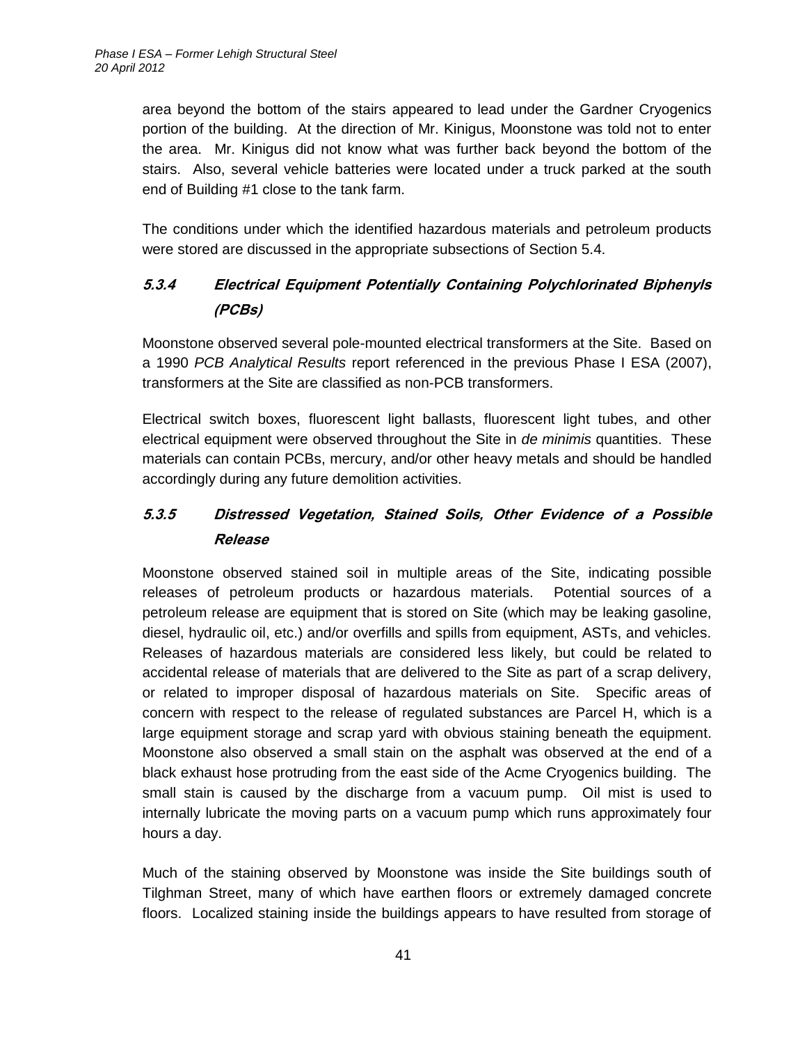area beyond the bottom of the stairs appeared to lead under the Gardner Cryogenics portion of the building. At the direction of Mr. Kinigus, Moonstone was told not to enter the area. Mr. Kinigus did not know what was further back beyond the bottom of the stairs. Also, several vehicle batteries were located under a truck parked at the south end of Building #1 close to the tank farm.

The conditions under which the identified hazardous materials and petroleum products were stored are discussed in the appropriate subsections of Section 5.4.

### *5.3.4 Electrical Equipment Potentially Containing Polychlorinated Biphenyls (PCBs)*

Moonstone observed several pole-mounted electrical transformers at the Site. Based on a 1990 *PCB Analytical Results* report referenced in the previous Phase I ESA (2007), transformers at the Site are classified as non-PCB transformers.

Electrical switch boxes, fluorescent light ballasts, fluorescent light tubes, and other electrical equipment were observed throughout the Site in *de minimis* quantities. These materials can contain PCBs, mercury, and/or other heavy metals and should be handled accordingly during any future demolition activities.

### *5.3.5 Distressed Vegetation, Stained Soils, Other Evidence of a Possible Release*

Moonstone observed stained soil in multiple areas of the Site, indicating possible releases of petroleum products or hazardous materials. Potential sources of a petroleum release are equipment that is stored on Site (which may be leaking gasoline, diesel, hydraulic oil, etc.) and/or overfills and spills from equipment, ASTs, and vehicles. Releases of hazardous materials are considered less likely, but could be related to accidental release of materials that are delivered to the Site as part of a scrap delivery, or related to improper disposal of hazardous materials on Site. Specific areas of concern with respect to the release of regulated substances are Parcel H, which is a large equipment storage and scrap yard with obvious staining beneath the equipment. Moonstone also observed a small stain on the asphalt was observed at the end of a black exhaust hose protruding from the east side of the Acme Cryogenics building. The small stain is caused by the discharge from a vacuum pump. Oil mist is used to internally lubricate the moving parts on a vacuum pump which runs approximately four hours a day.

Much of the staining observed by Moonstone was inside the Site buildings south of Tilghman Street, many of which have earthen floors or extremely damaged concrete floors. Localized staining inside the buildings appears to have resulted from storage of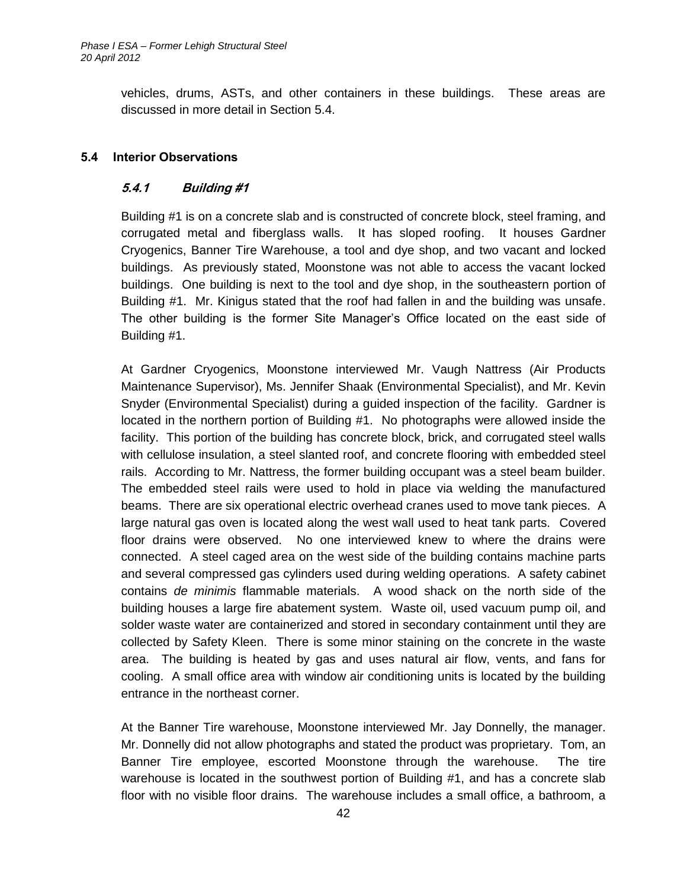vehicles, drums, ASTs, and other containers in these buildings. These areas are discussed in more detail in Section 5.4.

## 5.4 Interior Observations

### *5.4.1 Building #1*

Building #1 is on a concrete slab and is constructed of concrete block, steel framing, and corrugated metal and fiberglass walls. It has sloped roofing. It houses Gardner Cryogenics, Banner Tire Warehouse, a tool and dye shop, and two vacant and locked buildings. As previously stated, Moonstone was not able to access the vacant locked buildings. One building is next to the tool and dye shop, in the southeastern portion of Building #1. Mr. Kinigus stated that the roof had fallen in and the building was unsafe. The other building is the former Site Manager's Office located on the east side of Building #1.

At Gardner Cryogenics, Moonstone interviewed Mr. Vaugh Nattress (Air Products Maintenance Supervisor), Ms. Jennifer Shaak (Environmental Specialist), and Mr. Kevin Snyder (Environmental Specialist) during a guided inspection of the facility. Gardner is located in the northern portion of Building #1. No photographs were allowed inside the facility. This portion of the building has concrete block, brick, and corrugated steel walls with cellulose insulation, a steel slanted roof, and concrete flooring with embedded steel rails. According to Mr. Nattress, the former building occupant was a steel beam builder. The embedded steel rails were used to hold in place via welding the manufactured beams. There are six operational electric overhead cranes used to move tank pieces. A large natural gas oven is located along the west wall used to heat tank parts. Covered floor drains were observed. No one interviewed knew to where the drains were connected. A steel caged area on the west side of the building contains machine parts and several compressed gas cylinders used during welding operations. A safety cabinet contains *de minimis* flammable materials. A wood shack on the north side of the building houses a large fire abatement system. Waste oil, used vacuum pump oil, and solder waste water are containerized and stored in secondary containment until they are collected by Safety Kleen. There is some minor staining on the concrete in the waste area. The building is heated by gas and uses natural air flow, vents, and fans for cooling. A small office area with window air conditioning units is located by the building entrance in the northeast corner.

At the Banner Tire warehouse, Moonstone interviewed Mr. Jay Donnelly, the manager. Mr. Donnelly did not allow photographs and stated the product was proprietary. Tom, an Banner Tire employee, escorted Moonstone through the warehouse. The tire warehouse is located in the southwest portion of Building #1, and has a concrete slab floor with no visible floor drains. The warehouse includes a small office, a bathroom, a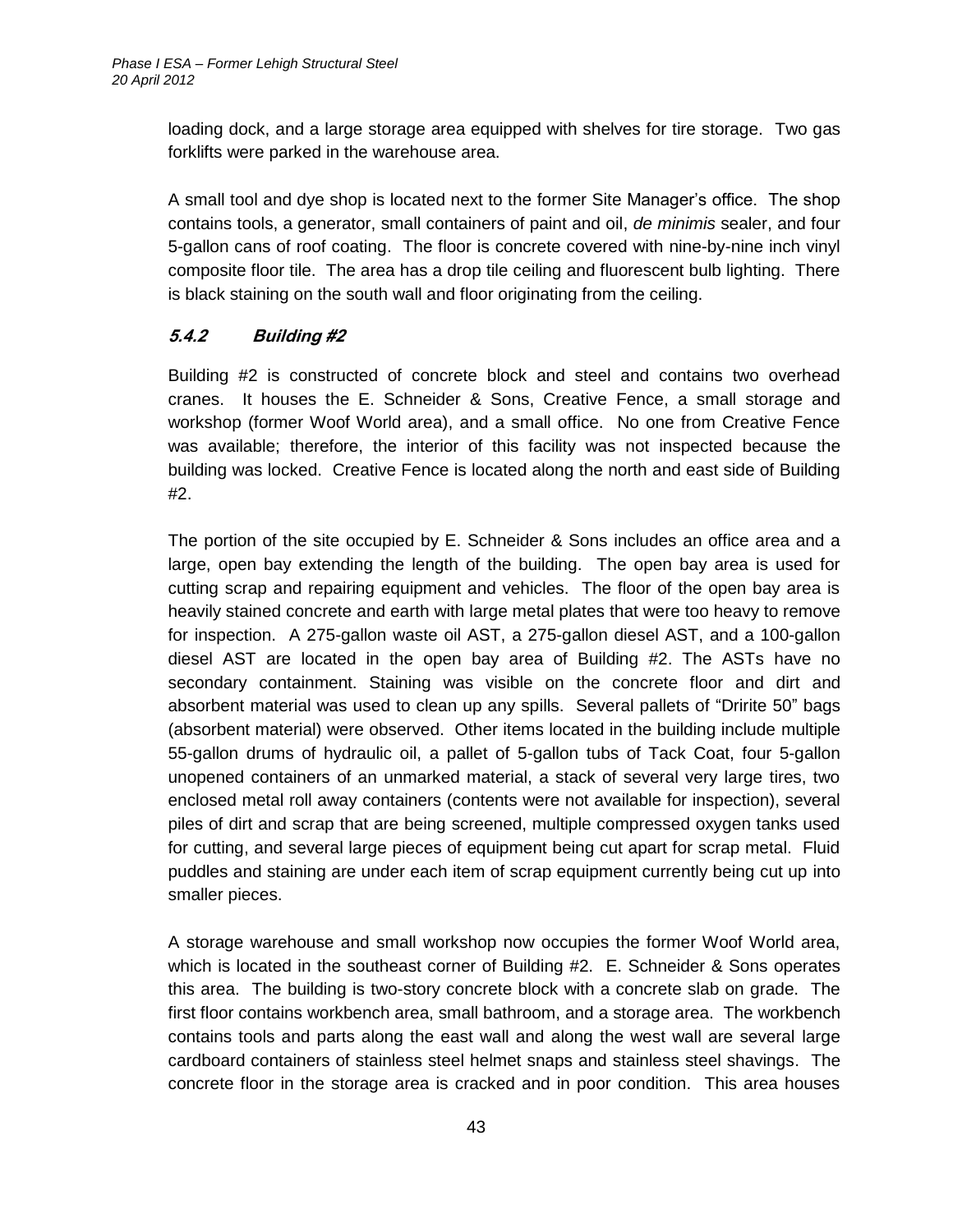loading dock, and a large storage area equipped with shelves for tire storage. Two gas forklifts were parked in the warehouse area.

A small tool and dye shop is located next to the former Site Manager's office. The shop contains tools, a generator, small containers of paint and oil, *de minimis* sealer, and four 5-gallon cans of roof coating. The floor is concrete covered with nine-by-nine inch vinyl composite floor tile. The area has a drop tile ceiling and fluorescent bulb lighting. There is black staining on the south wall and floor originating from the ceiling.

### *5.4.2 Building #2*

Building #2 is constructed of concrete block and steel and contains two overhead cranes. It houses the E. Schneider & Sons, Creative Fence, a small storage and workshop (former Woof World area), and a small office. No one from Creative Fence was available; therefore, the interior of this facility was not inspected because the building was locked. Creative Fence is located along the north and east side of Building #2.

The portion of the site occupied by E. Schneider & Sons includes an office area and a large, open bay extending the length of the building. The open bay area is used for cutting scrap and repairing equipment and vehicles. The floor of the open bay area is heavily stained concrete and earth with large metal plates that were too heavy to remove for inspection. A 275-gallon waste oil AST, a 275-gallon diesel AST, and a 100-gallon diesel AST are located in the open bay area of Building #2. The ASTs have no secondary containment. Staining was visible on the concrete floor and dirt and absorbent material was used to clean up any spills. Several pallets of "Dririte 50" bags (absorbent material) were observed. Other items located in the building include multiple 55-gallon drums of hydraulic oil, a pallet of 5-gallon tubs of Tack Coat, four 5-gallon unopened containers of an unmarked material, a stack of several very large tires, two enclosed metal roll away containers (contents were not available for inspection), several piles of dirt and scrap that are being screened, multiple compressed oxygen tanks used for cutting, and several large pieces of equipment being cut apart for scrap metal. Fluid puddles and staining are under each item of scrap equipment currently being cut up into smaller pieces.

A storage warehouse and small workshop now occupies the former Woof World area, which is located in the southeast corner of Building #2. E. Schneider & Sons operates this area. The building is two-story concrete block with a concrete slab on grade. The first floor contains workbench area, small bathroom, and a storage area. The workbench contains tools and parts along the east wall and along the west wall are several large cardboard containers of stainless steel helmet snaps and stainless steel shavings. The concrete floor in the storage area is cracked and in poor condition. This area houses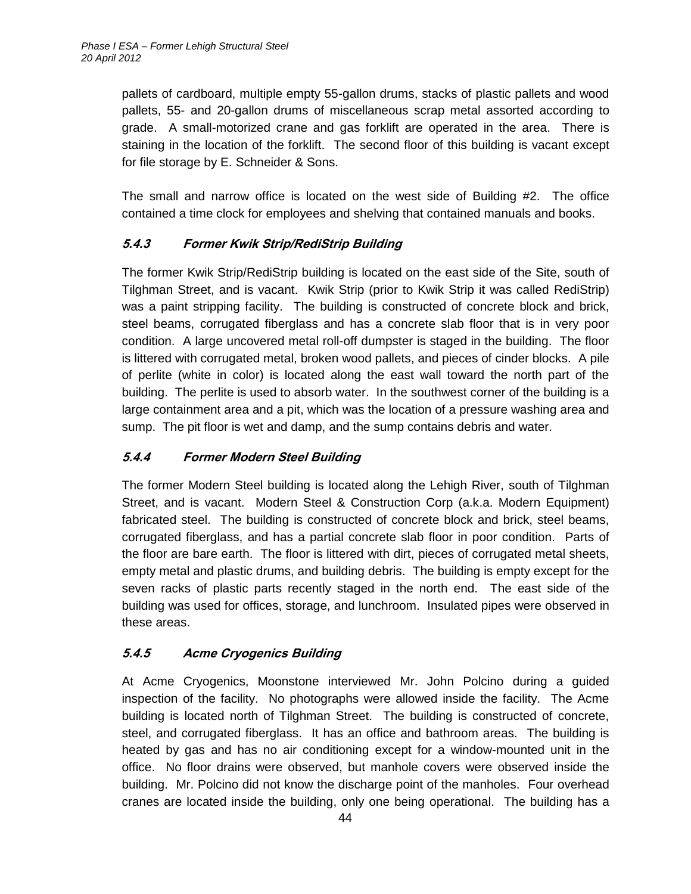pallets of cardboard, multiple empty 55-gallon drums, stacks of plastic pallets and wood pallets, 55- and 20-gallon drums of miscellaneous scrap metal assorted according to grade. A small-motorized crane and gas forklift are operated in the area. There is staining in the location of the forklift. The second floor of this building is vacant except for file storage by E. Schneider & Sons.

The small and narrow office is located on the west side of Building #2. The office contained a time clock for employees and shelving that contained manuals and books.

### *5.4.3 Former Kwik Strip/RediStrip Building*

The former Kwik Strip/RediStrip building is located on the east side of the Site, south of Tilghman Street, and is vacant. Kwik Strip (prior to Kwik Strip it was called RediStrip) was a paint stripping facility. The building is constructed of concrete block and brick, steel beams, corrugated fiberglass and has a concrete slab floor that is in very poor condition. A large uncovered metal roll-off dumpster is staged in the building. The floor is littered with corrugated metal, broken wood pallets, and pieces of cinder blocks. A pile of perlite (white in color) is located along the east wall toward the north part of the building. The perlite is used to absorb water. In the southwest corner of the building is a large containment area and a pit, which was the location of a pressure washing area and sump. The pit floor is wet and damp, and the sump contains debris and water.

### *5.4.4 Former Modern Steel Building*

The former Modern Steel building is located along the Lehigh River, south of Tilghman Street, and is vacant. Modern Steel & Construction Corp (a.k.a. Modern Equipment) fabricated steel. The building is constructed of concrete block and brick, steel beams, corrugated fiberglass, and has a partial concrete slab floor in poor condition. Parts of the floor are bare earth. The floor is littered with dirt, pieces of corrugated metal sheets, empty metal and plastic drums, and building debris. The building is empty except for the seven racks of plastic parts recently staged in the north end. The east side of the building was used for offices, storage, and lunchroom. Insulated pipes were observed in these areas.

### *5.4.5 Acme Cryogenics Building*

At Acme Cryogenics, Moonstone interviewed Mr. John Polcino during a guided inspection of the facility. No photographs were allowed inside the facility. The Acme building is located north of Tilghman Street. The building is constructed of concrete, steel, and corrugated fiberglass. It has an office and bathroom areas. The building is heated by gas and has no air conditioning except for a window-mounted unit in the office. No floor drains were observed, but manhole covers were observed inside the building. Mr. Polcino did not know the discharge point of the manholes. Four overhead cranes are located inside the building, only one being operational. The building has a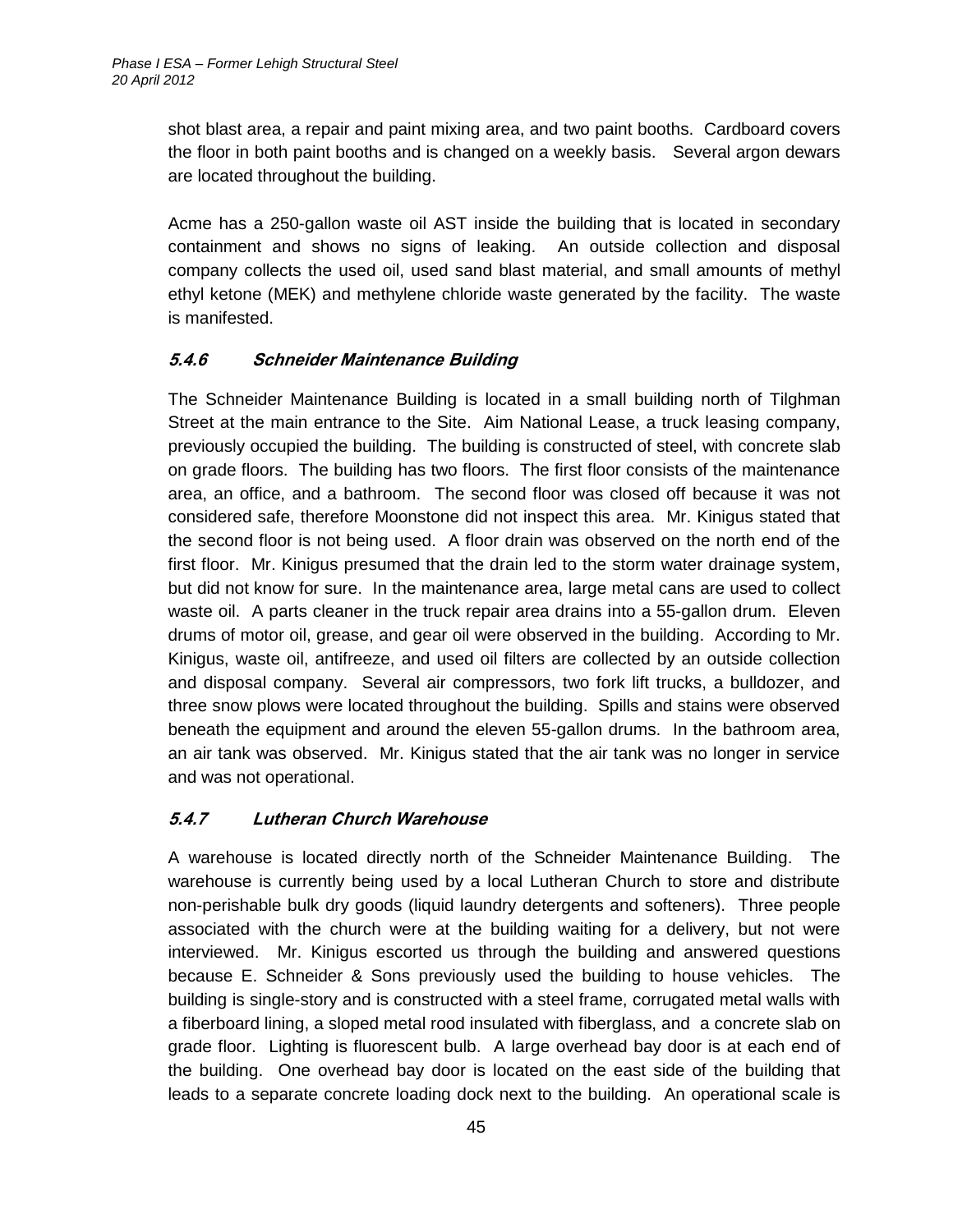shot blast area, a repair and paint mixing area, and two paint booths. Cardboard covers the floor in both paint booths and is changed on a weekly basis. Several argon dewars are located throughout the building.

Acme has a 250-gallon waste oil AST inside the building that is located in secondary containment and shows no signs of leaking. An outside collection and disposal company collects the used oil, used sand blast material, and small amounts of methyl ethyl ketone (MEK) and methylene chloride waste generated by the facility. The waste is manifested.

### *5.4.6 Schneider Maintenance Building*

The Schneider Maintenance Building is located in a small building north of Tilghman Street at the main entrance to the Site. Aim National Lease, a truck leasing company, previously occupied the building. The building is constructed of steel, with concrete slab on grade floors. The building has two floors. The first floor consists of the maintenance area, an office, and a bathroom. The second floor was closed off because it was not considered safe, therefore Moonstone did not inspect this area. Mr. Kinigus stated that the second floor is not being used. A floor drain was observed on the north end of the first floor. Mr. Kinigus presumed that the drain led to the storm water drainage system, but did not know for sure. In the maintenance area, large metal cans are used to collect waste oil. A parts cleaner in the truck repair area drains into a 55-gallon drum. Eleven drums of motor oil, grease, and gear oil were observed in the building. According to Mr. Kinigus, waste oil, antifreeze, and used oil filters are collected by an outside collection and disposal company. Several air compressors, two fork lift trucks, a bulldozer, and three snow plows were located throughout the building. Spills and stains were observed beneath the equipment and around the eleven 55-gallon drums. In the bathroom area, an air tank was observed. Mr. Kinigus stated that the air tank was no longer in service and was not operational.

### *5.4.7 Lutheran Church Warehouse*

A warehouse is located directly north of the Schneider Maintenance Building. The warehouse is currently being used by a local Lutheran Church to store and distribute non-perishable bulk dry goods (liquid laundry detergents and softeners). Three people associated with the church were at the building waiting for a delivery, but not were interviewed. Mr. Kinigus escorted us through the building and answered questions because E. Schneider & Sons previously used the building to house vehicles. The building is single-story and is constructed with a steel frame, corrugated metal walls with a fiberboard lining, a sloped metal rood insulated with fiberglass, and a concrete slab on grade floor. Lighting is fluorescent bulb. A large overhead bay door is at each end of the building. One overhead bay door is located on the east side of the building that leads to a separate concrete loading dock next to the building. An operational scale is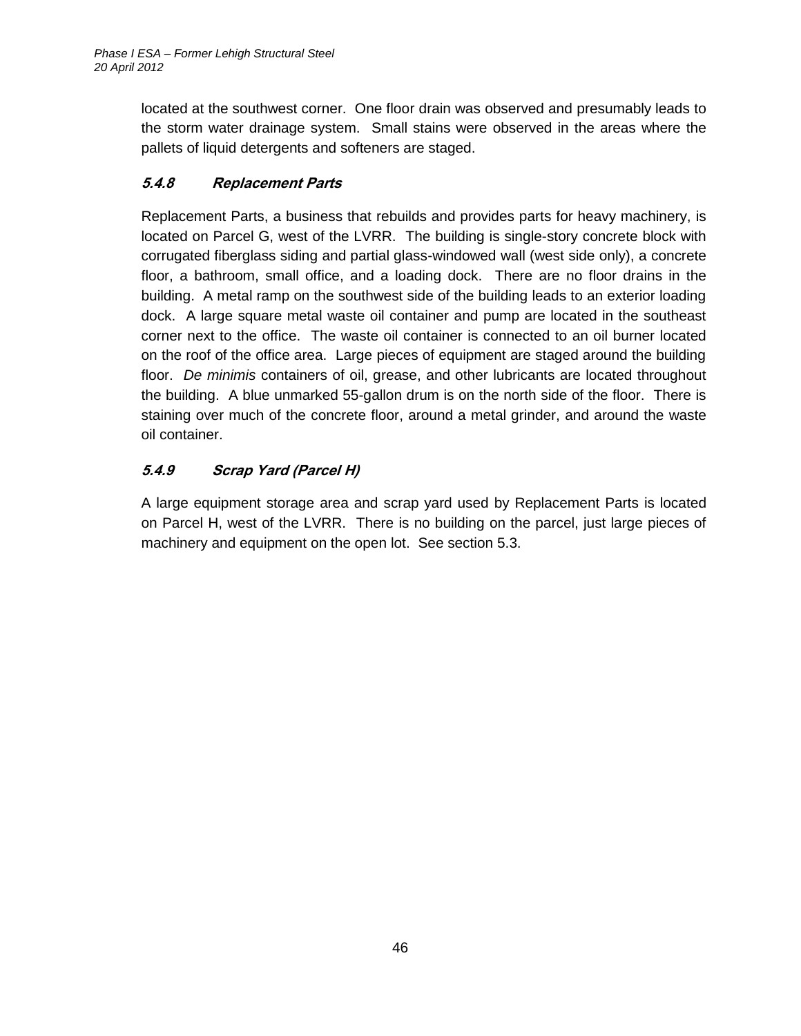located at the southwest corner. One floor drain was observed and presumably leads to the storm water drainage system. Small stains were observed in the areas where the pallets of liquid detergents and softeners are staged.

#### *5.4.8 Replacement Parts*

Replacement Parts, a business that rebuilds and provides parts for heavy machinery, is located on Parcel G, west of the LVRR. The building is single-story concrete block with corrugated fiberglass siding and partial glass-windowed wall (west side only), a concrete floor, a bathroom, small office, and a loading dock. There are no floor drains in the building. A metal ramp on the southwest side of the building leads to an exterior loading dock. A large square metal waste oil container and pump are located in the southeast corner next to the office. The waste oil container is connected to an oil burner located on the roof of the office area. Large pieces of equipment are staged around the building floor. *De minimis* containers of oil, grease, and other lubricants are located throughout the building. A blue unmarked 55-gallon drum is on the north side of the floor. There is staining over much of the concrete floor, around a metal grinder, and around the waste oil container.

#### *5.4.9 Scrap Yard (Parcel H)*

A large equipment storage area and scrap yard used by Replacement Parts is located on Parcel H, west of the LVRR. There is no building on the parcel, just large pieces of machinery and equipment on the open lot. See section 5.3.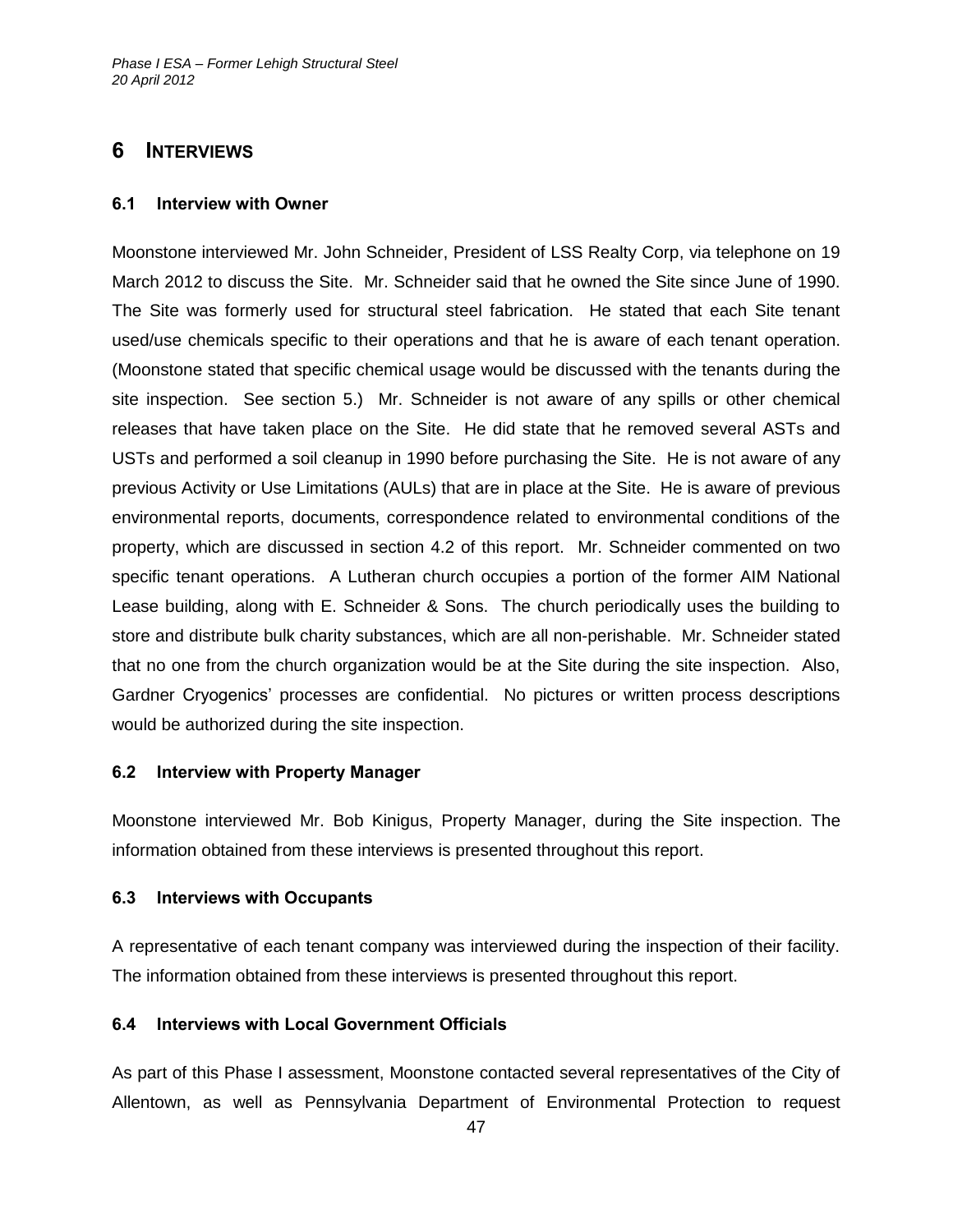# 6 INTERVIEWS

## 6.1 Interview with Owner

Moonstone interviewed Mr. John Schneider, President of LSS Realty Corp, via telephone on 19 March 2012 to discuss the Site. Mr. Schneider said that he owned the Site since June of 1990. The Site was formerly used for structural steel fabrication. He stated that each Site tenant used/use chemicals specific to their operations and that he is aware of each tenant operation. (Moonstone stated that specific chemical usage would be discussed with the tenants during the site inspection. See section 5.) Mr. Schneider is not aware of any spills or other chemical releases that have taken place on the Site. He did state that he removed several ASTs and USTs and performed a soil cleanup in 1990 before purchasing the Site. He is not aware of any previous Activity or Use Limitations (AULs) that are in place at the Site. He is aware of previous environmental reports, documents, correspondence related to environmental conditions of the property, which are discussed in section 4.2 of this report. Mr. Schneider commented on two specific tenant operations. A Lutheran church occupies a portion of the former AIM National Lease building, along with E. Schneider & Sons. The church periodically uses the building to store and distribute bulk charity substances, which are all non-perishable. Mr. Schneider stated that no one from the church organization would be at the Site during the site inspection. Also, Gardner Cryogenics' processes are confidential. No pictures or written process descriptions would be authorized during the site inspection.

## 6.2 Interview with Property Manager

Moonstone interviewed Mr. Bob Kinigus, Property Manager, during the Site inspection. The information obtained from these interviews is presented throughout this report.

## 6.3 Interviews with Occupants

A representative of each tenant company was interviewed during the inspection of their facility. The information obtained from these interviews is presented throughout this report.

## 6.4 Interviews with Local Government Officials

As part of this Phase I assessment, Moonstone contacted several representatives of the City of Allentown, as well as Pennsylvania Department of Environmental Protection to request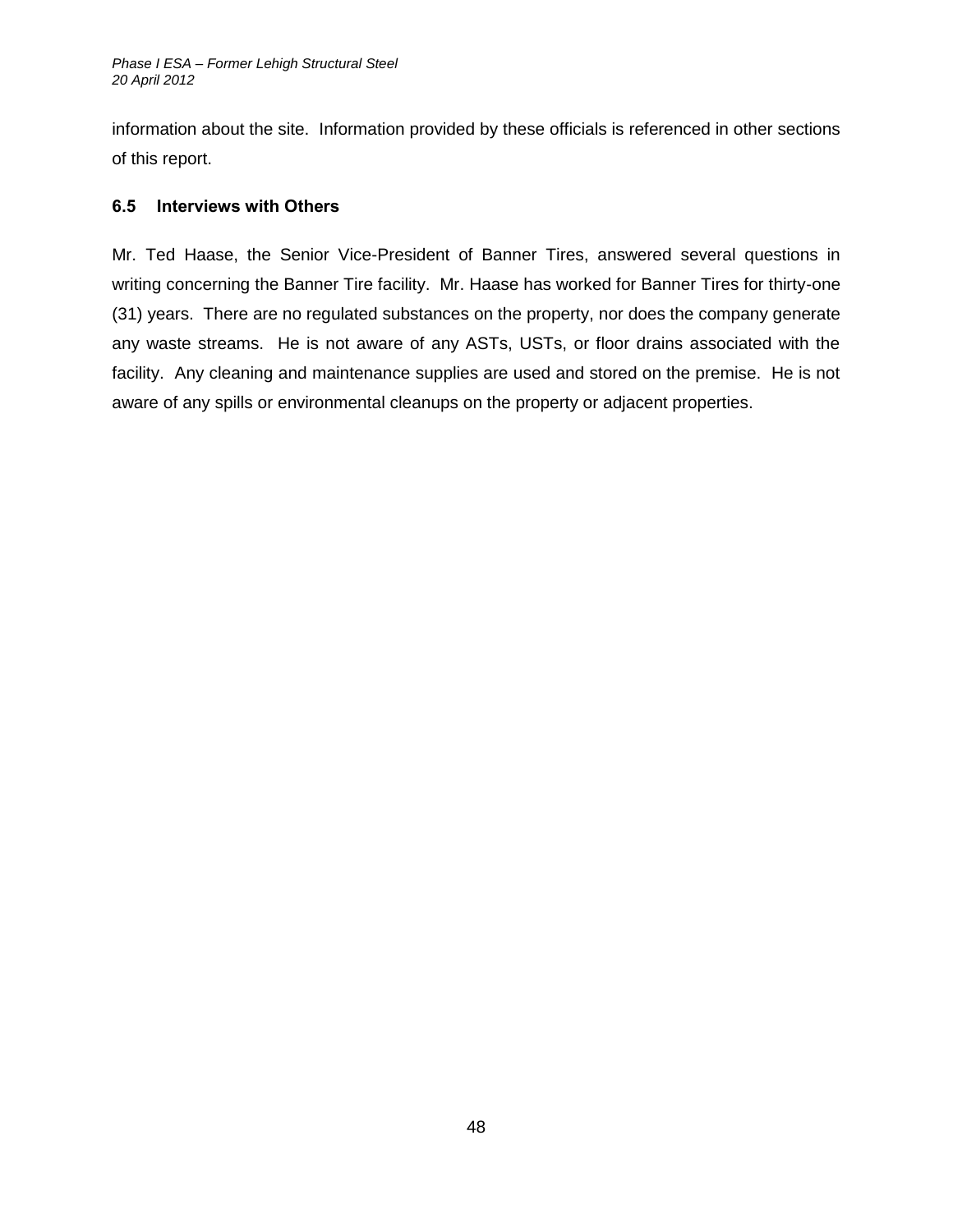information about the site. Information provided by these officials is referenced in other sections of this report.

### 6.5 Interviews with Others

Mr. Ted Haase, the Senior Vice-President of Banner Tires, answered several questions in writing concerning the Banner Tire facility. Mr. Haase has worked for Banner Tires for thirty-one (31) years. There are no regulated substances on the property, nor does the company generate any waste streams. He is not aware of any ASTs, USTs, or floor drains associated with the facility. Any cleaning and maintenance supplies are used and stored on the premise. He is not aware of any spills or environmental cleanups on the property or adjacent properties.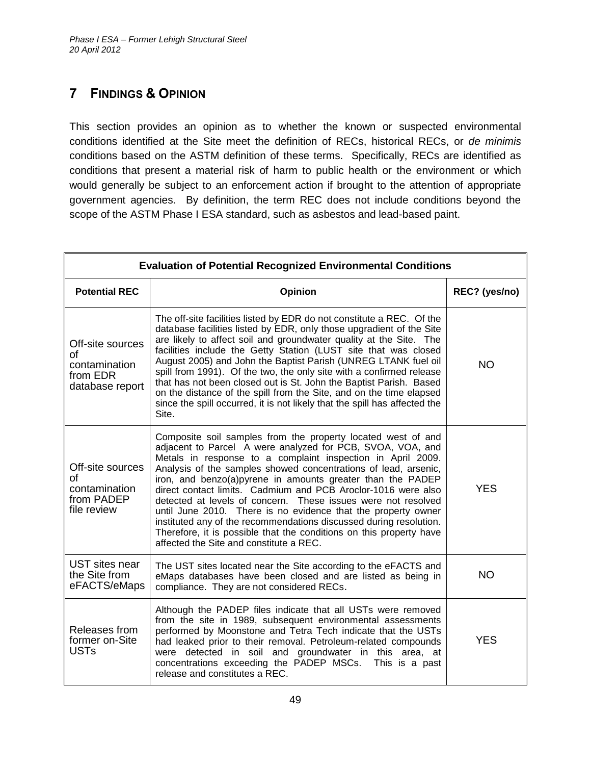## 7 FINDINGS & OPINION

This section provides an opinion as to whether the known or suspected environmental conditions identified at the Site meet the definition of RECs, historical RECs, or *de minimis* conditions based on the ASTM definition of these terms. Specifically, RECs are identified as conditions that present a material risk of harm to public health or the environment or which would generally be subject to an enforcement action if brought to the attention of appropriate government agencies. By definition, the term REC does not include conditions beyond the scope of the ASTM Phase I ESA standard, such as asbestos and lead-based paint.

| **Evaluation of Potential Recognized Environmental Conditions** | | |
|---|---|---|
| **Potential REC** | **Opinion** | **REC? (yes/no)** |
| Off-site sources of contamination from EDR database report | The off-site facilities listed by EDR do not constitute a REC. Of the database facilities listed by EDR, only those upgradient of the Site are likely to affect soil and groundwater quality at the Site. The facilities include the Getty Station (LUST site that was closed August 2005) and John the Baptist Parish (UNREG LTANK fuel oil spill from 1991). Of the two, the only site with a confirmed release that has not been closed out is St. John the Baptist Parish. Based on the distance of the spill from the Site, and on the time elapsed since the spill occurred, it is not likely that the spill has affected the Site. | NO |
| Off-site sources of contamination from PADEP file review | Composite soil samples from the property located west of and adjacent to Parcel A were analyzed for PCB, SVOA, VOA, and Metals in response to a complaint inspection in April 2009. Analysis of the samples showed concentrations of lead, arsenic, iron, and benzo(a)pyrene in amounts greater than the PADEP direct contact limits. Cadmium and PCB Aroclor-1016 were also detected at levels of concern. These issues were not resolved until June 2010. There is no evidence that the property owner instituted any of the recommendations discussed during resolution. Therefore, it is possible that the conditions on this property have affected the Site and constitute a REC. | YES |
| UST sites near the Site from eFACTS/eMaps | The UST sites located near the Site according to the eFACTS and eMaps databases have been closed and are listed as being in compliance. They are not considered RECs. | NO |
| Releases from former on-Site USTs | Although the PADEP files indicate that all USTs were removed from the site in 1989, subsequent environmental assessments performed by Moonstone and Tetra Tech indicate that the USTs had leaked prior to their removal. Petroleum-related compounds were detected in soil and groundwater in this area, at concentrations exceeding the PADEP MSCs. This is a past release and constitutes a REC. | YES |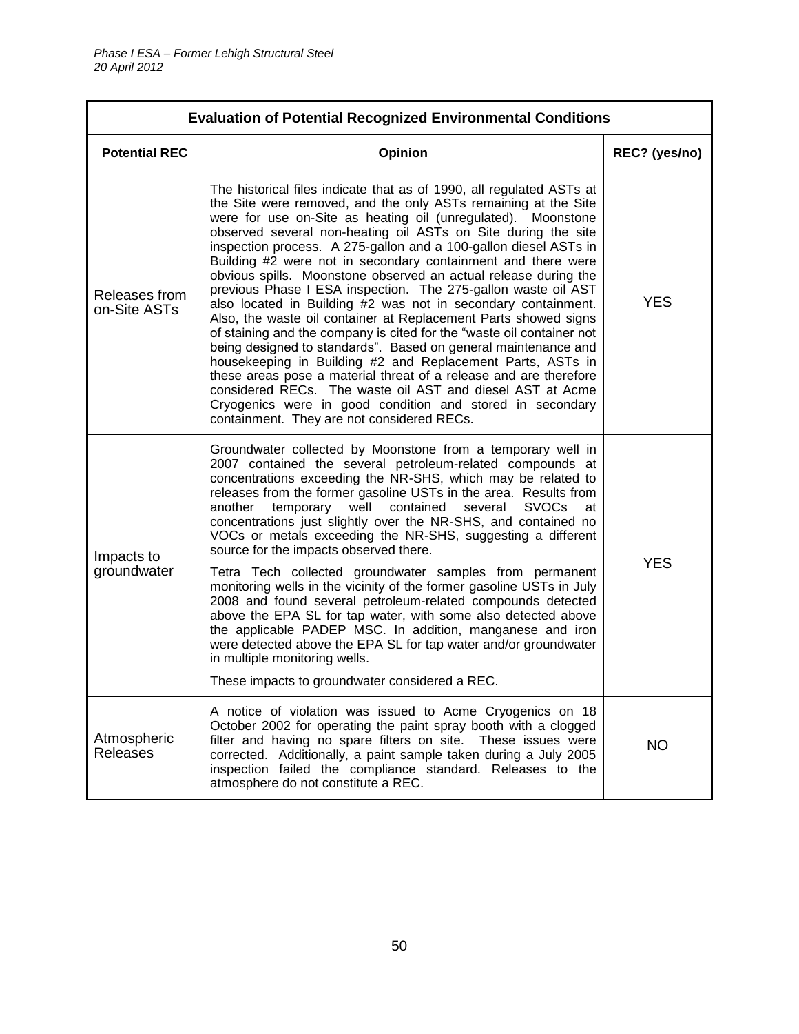| Evaluation of Potential Recognized Environmental Conditions | | |
|---|---|---|
| **Potential REC** | **Opinion** | **REC? (yes/no)** |
| Releases from on-Site ASTs | The historical files indicate that as of 1990, all regulated ASTs at the Site were removed, and the only ASTs remaining at the Site were for use on-Site as heating oil (unregulated). Moonstone observed several non-heating oil ASTs on Site during the site inspection process. A 275-gallon and a 100-gallon diesel ASTs in Building #2 were not in secondary containment and there were obvious spills. Moonstone observed an actual release during the previous Phase I ESA inspection. The 275-gallon waste oil AST also located in Building #2 was not in secondary containment. Also, the waste oil container at Replacement Parts showed signs of staining and the company is cited for the "waste oil container not being designed to standards". Based on general maintenance and housekeeping in Building #2 and Replacement Parts, ASTs in these areas pose a material threat of a release and are therefore considered RECs. The waste oil AST and diesel AST at Acme Cryogenics were in good condition and stored in secondary containment. They are not considered RECs. | YES |
| Impacts to groundwater | Groundwater collected by Moonstone from a temporary well in 2007 contained the several petroleum-related compounds at concentrations exceeding the NR-SHS, which may be related to releases from the former gasoline USTs in the area. Results from another temporary well contained several SVOCs at concentrations just slightly over the NR-SHS, and contained no VOCs or metals exceeding the NR-SHS, suggesting a different source for the impacts observed there.<br><br>Tetra Tech collected groundwater samples from permanent monitoring wells in the vicinity of the former gasoline USTs in July 2008 and found several petroleum-related compounds detected above the EPA SL for tap water, with some also detected above the applicable PADEP MSC. In addition, manganese and iron were detected above the EPA SL for tap water and/or groundwater in multiple monitoring wells.<br><br>These impacts to groundwater considered a REC. | YES |
| Atmospheric Releases | A notice of violation was issued to Acme Cryogenics on 18 October 2002 for operating the paint spray booth with a clogged filter and having no spare filters on site. These issues were corrected. Additionally, a paint sample taken during a July 2005 inspection failed the compliance standard. Releases to the atmosphere do not constitute a REC. | NO |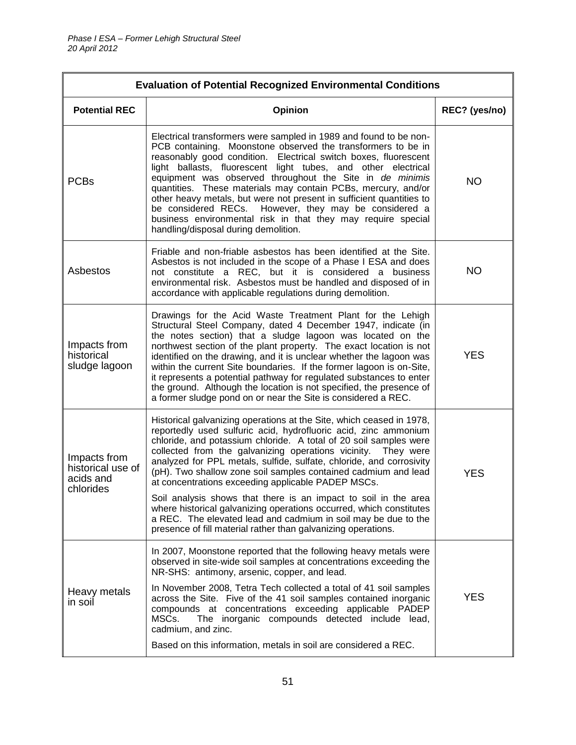| Evaluation of Potential Recognized Environmental Conditions | | |
|---|---|---|
| **Potential REC** | **Opinion** | **REC? (yes/no)** |
| PCBs | Electrical transformers were sampled in 1989 and found to be non-PCB containing. Moonstone observed the transformers to be in reasonably good condition. Electrical switch boxes, fluorescent light ballasts, fluorescent light tubes, and other electrical equipment was observed throughout the Site in *de minimis* quantities. These materials may contain PCBs, mercury, and/or other heavy metals, but were not present in sufficient quantities to be considered RECs. However, they may be considered a business environmental risk in that they may require special handling/disposal during demolition. | NO |
| Asbestos | Friable and non-friable asbestos has been identified at the Site. Asbestos is not included in the scope of a Phase I ESA and does not constitute a REC, but it is considered a business environmental risk. Asbestos must be handled and disposed of in accordance with applicable regulations during demolition. | NO |
| Impacts from historical sludge lagoon | Drawings for the Acid Waste Treatment Plant for the Lehigh Structural Steel Company, dated 4 December 1947, indicate (in the notes section) that a sludge lagoon was located on the northwest section of the plant property. The exact location is not identified on the drawing, and it is unclear whether the lagoon was within the current Site boundaries. If the former lagoon is on-Site, it represents a potential pathway for regulated substances to enter the ground. Although the location is not specified, the presence of a former sludge pond on or near the Site is considered a REC. | YES |
| Impacts from historical use of acids and chlorides | Historical galvanizing operations at the Site, which ceased in 1978, reportedly used sulfuric acid, hydrofluoric acid, zinc ammonium chloride, and potassium chloride. A total of 20 soil samples were collected from the galvanizing operations vicinity. They were analyzed for PPL metals, sulfide, sulfate, chloride, and corrosivity (pH). Two shallow zone soil samples contained cadmium and lead at concentrations exceeding applicable PADEP MSCs.<br><br>Soil analysis shows that there is an impact to soil in the area where historical galvanizing operations occurred, which constitutes a REC. The elevated lead and cadmium in soil may be due to the presence of fill material rather than galvanizing operations. | YES |
| Heavy metals in soil | In 2007, Moonstone reported that the following heavy metals were observed in site-wide soil samples at concentrations exceeding the NR-SHS: antimony, arsenic, copper, and lead.<br><br>In November 2008, Tetra Tech collected a total of 41 soil samples across the Site. Five of the 41 soil samples contained inorganic compounds at concentrations exceeding applicable PADEP MSCs. The inorganic compounds detected include lead, cadmium, and zinc.<br><br>Based on this information, metals in soil are considered a REC. | YES |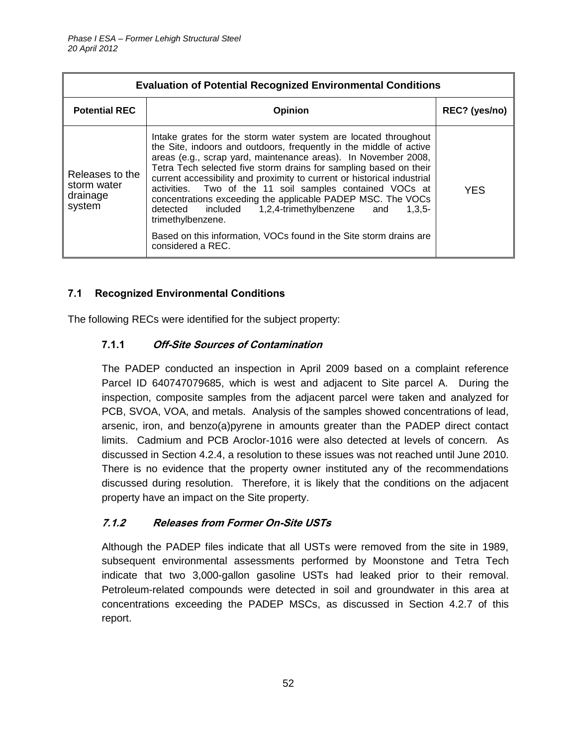| Evaluation of Potential Recognized Environmental Conditions | | |
|---|---|---|
| **Potential REC** | **Opinion** | **REC? (yes/no)** |
| Releases to the storm water drainage system | Intake grates for the storm water system are located throughout the Site, indoors and outdoors, frequently in the middle of active areas (e.g., scrap yard, maintenance areas). In November 2008, Tetra Tech selected five storm drains for sampling based on their current accessibility and proximity to current or historical industrial activities. Two of the 11 soil samples contained VOCs at concentrations exceeding the applicable PADEP MSC. The VOCs detected included 1,2,4-trimethylbenzene and 1,3,5-trimethylbenzene.<br><br>Based on this information, VOCs found in the Site storm drains are considered a REC. | YES |

### 7.1 Recognized Environmental Conditions

The following RECs were identified for the subject property:

#### 7.1.1 *Off-Site Sources of Contamination*

The PADEP conducted an inspection in April 2009 based on a complaint reference Parcel ID 640747079685, which is west and adjacent to Site parcel A. During the inspection, composite samples from the adjacent parcel were taken and analyzed for PCB, SVOA, VOA, and metals. Analysis of the samples showed concentrations of lead, arsenic, iron, and benzo(a)pyrene in amounts greater than the PADEP direct contact limits. Cadmium and PCB Aroclor-1016 were also detected at levels of concern. As discussed in Section 4.2.4, a resolution to these issues was not reached until June 2010. There is no evidence that the property owner instituted any of the recommendations discussed during resolution. Therefore, it is likely that the conditions on the adjacent property have an impact on the Site property.

#### *7.1.2 Releases from Former On-Site USTs*

Although the PADEP files indicate that all USTs were removed from the site in 1989, subsequent environmental assessments performed by Moonstone and Tetra Tech indicate that two 3,000-gallon gasoline USTs had leaked prior to their removal. Petroleum-related compounds were detected in soil and groundwater in this area at concentrations exceeding the PADEP MSCs, as discussed in Section 4.2.7 of this report.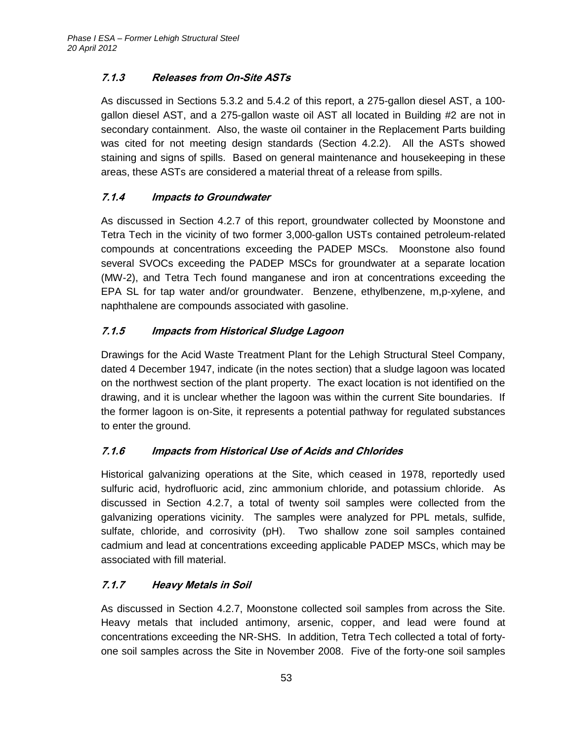### *7.1.3 Releases from On-Site ASTs*

As discussed in Sections 5.3.2 and 5.4.2 of this report, a 275-gallon diesel AST, a 100-gallon diesel AST, and a 275-gallon waste oil AST all located in Building #2 are not in secondary containment. Also, the waste oil container in the Replacement Parts building was cited for not meeting design standards (Section 4.2.2). All the ASTs showed staining and signs of spills. Based on general maintenance and housekeeping in these areas, these ASTs are considered a material threat of a release from spills.

### *7.1.4 Impacts to Groundwater*

As discussed in Section 4.2.7 of this report, groundwater collected by Moonstone and Tetra Tech in the vicinity of two former 3,000-gallon USTs contained petroleum-related compounds at concentrations exceeding the PADEP MSCs. Moonstone also found several SVOCs exceeding the PADEP MSCs for groundwater at a separate location (MW-2), and Tetra Tech found manganese and iron at concentrations exceeding the EPA SL for tap water and/or groundwater. Benzene, ethylbenzene, m,p-xylene, and naphthalene are compounds associated with gasoline.

### *7.1.5 Impacts from Historical Sludge Lagoon*

Drawings for the Acid Waste Treatment Plant for the Lehigh Structural Steel Company, dated 4 December 1947, indicate (in the notes section) that a sludge lagoon was located on the northwest section of the plant property. The exact location is not identified on the drawing, and it is unclear whether the lagoon was within the current Site boundaries. If the former lagoon is on-Site, it represents a potential pathway for regulated substances to enter the ground.

### *7.1.6 Impacts from Historical Use of Acids and Chlorides*

Historical galvanizing operations at the Site, which ceased in 1978, reportedly used sulfuric acid, hydrofluoric acid, zinc ammonium chloride, and potassium chloride. As discussed in Section 4.2.7, a total of twenty soil samples were collected from the galvanizing operations vicinity. The samples were analyzed for PPL metals, sulfide, sulfate, chloride, and corrosivity (pH). Two shallow zone soil samples contained cadmium and lead at concentrations exceeding applicable PADEP MSCs, which may be associated with fill material.

### *7.1.7 Heavy Metals in Soil*

As discussed in Section 4.2.7, Moonstone collected soil samples from across the Site. Heavy metals that included antimony, arsenic, copper, and lead were found at concentrations exceeding the NR-SHS. In addition, Tetra Tech collected a total of forty-one soil samples across the Site in November 2008. Five of the forty-one soil samples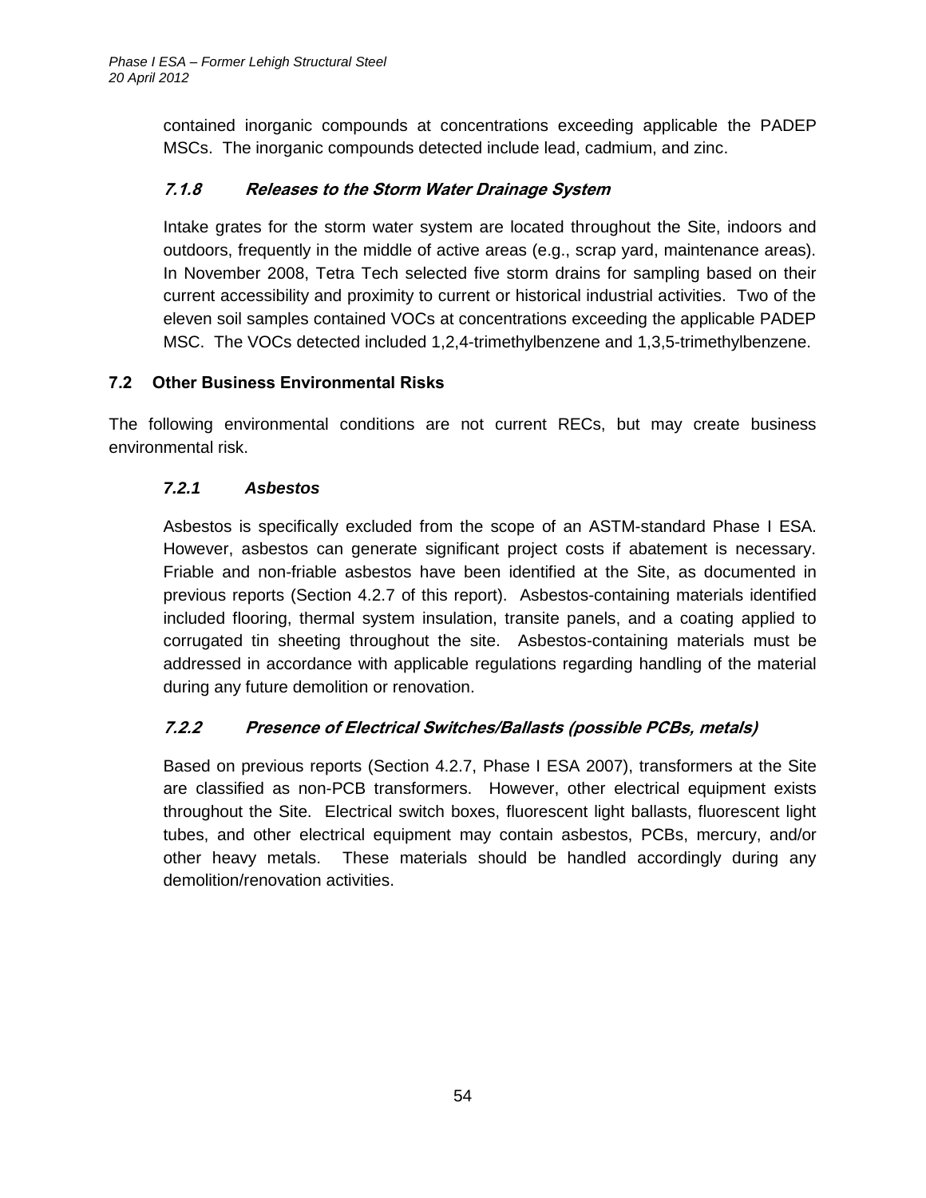contained inorganic compounds at concentrations exceeding applicable the PADEP MSCs. The inorganic compounds detected include lead, cadmium, and zinc.

#### *7.1.8 Releases to the Storm Water Drainage System*

Intake grates for the storm water system are located throughout the Site, indoors and outdoors, frequently in the middle of active areas (e.g., scrap yard, maintenance areas). In November 2008, Tetra Tech selected five storm drains for sampling based on their current accessibility and proximity to current or historical industrial activities. Two of the eleven soil samples contained VOCs at concentrations exceeding the applicable PADEP MSC. The VOCs detected included 1,2,4-trimethylbenzene and 1,3,5-trimethylbenzene.

### 7.2 Other Business Environmental Risks

The following environmental conditions are not current RECs, but may create business environmental risk.

#### *7.2.1 Asbestos*

Asbestos is specifically excluded from the scope of an ASTM-standard Phase I ESA. However, asbestos can generate significant project costs if abatement is necessary. Friable and non-friable asbestos have been identified at the Site, as documented in previous reports (Section 4.2.7 of this report). Asbestos-containing materials identified included flooring, thermal system insulation, transite panels, and a coating applied to corrugated tin sheeting throughout the site. Asbestos-containing materials must be addressed in accordance with applicable regulations regarding handling of the material during any future demolition or renovation.

#### *7.2.2 Presence of Electrical Switches/Ballasts (possible PCBs, metals)*

Based on previous reports (Section 4.2.7, Phase I ESA 2007), transformers at the Site are classified as non-PCB transformers. However, other electrical equipment exists throughout the Site. Electrical switch boxes, fluorescent light ballasts, fluorescent light tubes, and other electrical equipment may contain asbestos, PCBs, mercury, and/or other heavy metals. These materials should be handled accordingly during any demolition/renovation activities.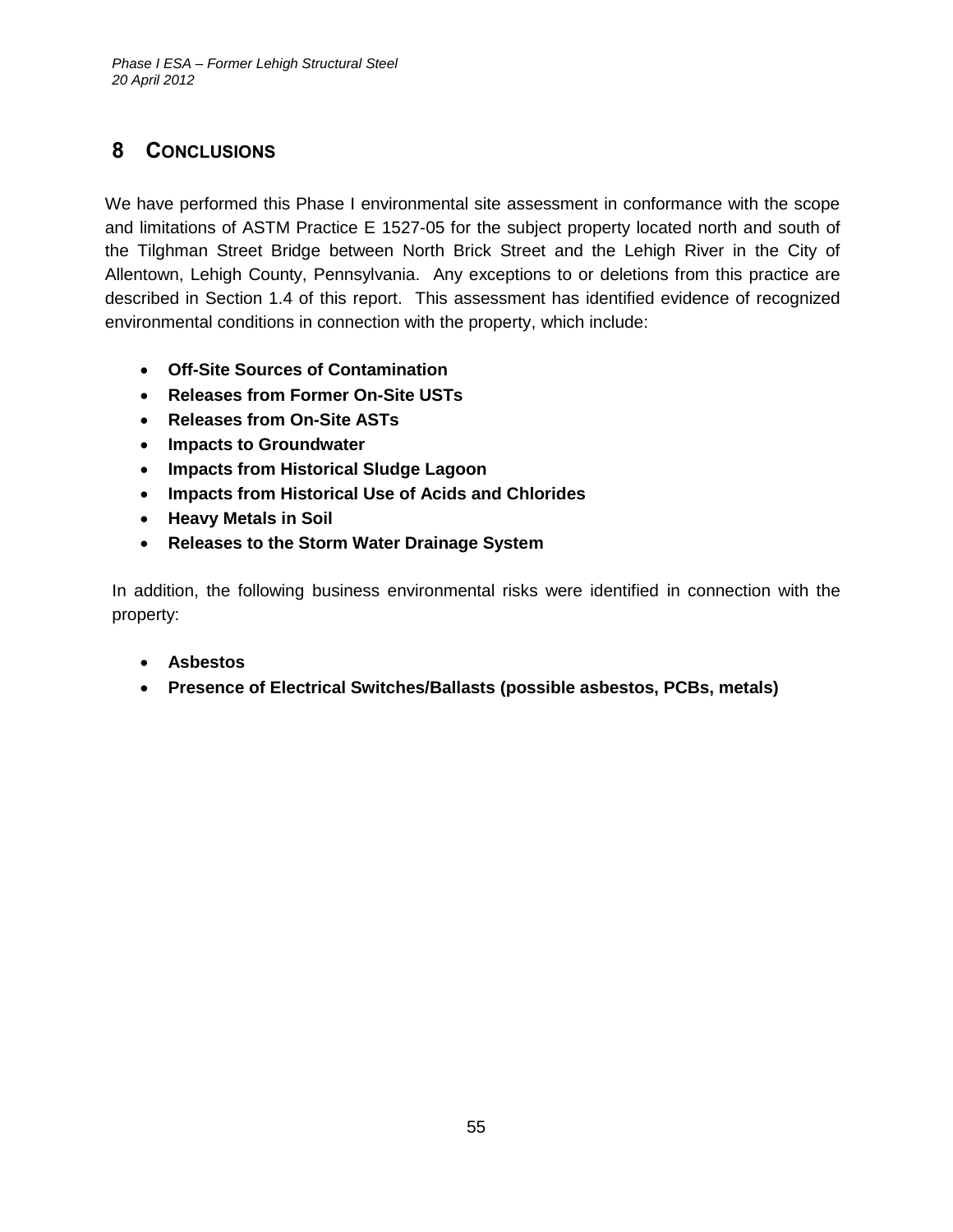# 8 CONCLUSIONS

We have performed this Phase I environmental site assessment in conformance with the scope and limitations of ASTM Practice E 1527-05 for the subject property located north and south of the Tilghman Street Bridge between North Brick Street and the Lehigh River in the City of Allentown, Lehigh County, Pennsylvania. Any exceptions to or deletions from this practice are described in Section 1.4 of this report. This assessment has identified evidence of recognized environmental conditions in connection with the property, which include:

- **Off-Site Sources of Contamination**
- **Releases from Former On-Site USTs**
- **Releases from On-Site ASTs**
- **Impacts to Groundwater**
- **Impacts from Historical Sludge Lagoon**
- **Impacts from Historical Use of Acids and Chlorides**
- **Heavy Metals in Soil**
- **Releases to the Storm Water Drainage System**

In addition, the following business environmental risks were identified in connection with the property:

- **Asbestos**
- **Presence of Electrical Switches/Ballasts (possible asbestos, PCBs, metals)**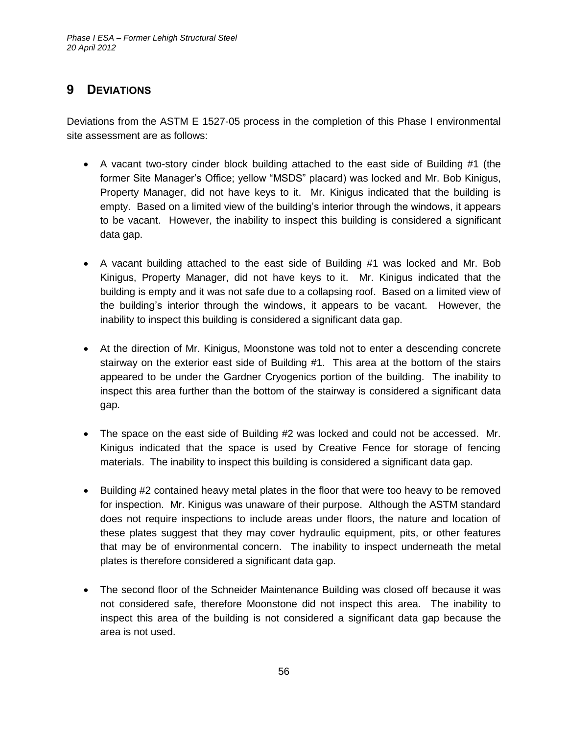# 9 DEVIATIONS

Deviations from the ASTM E 1527-05 process in the completion of this Phase I environmental site assessment are as follows:

- A vacant two-story cinder block building attached to the east side of Building #1 (the former Site Manager's Office; yellow "MSDS" placard) was locked and Mr. Bob Kinigus, Property Manager, did not have keys to it. Mr. Kinigus indicated that the building is empty. Based on a limited view of the building's interior through the windows, it appears to be vacant. However, the inability to inspect this building is considered a significant data gap.

- A vacant building attached to the east side of Building #1 was locked and Mr. Bob Kinigus, Property Manager, did not have keys to it. Mr. Kinigus indicated that the building is empty and it was not safe due to a collapsing roof. Based on a limited view of the building's interior through the windows, it appears to be vacant. However, the inability to inspect this building is considered a significant data gap.

- At the direction of Mr. Kinigus, Moonstone was told not to enter a descending concrete stairway on the exterior east side of Building #1. This area at the bottom of the stairs appeared to be under the Gardner Cryogenics portion of the building. The inability to inspect this area further than the bottom of the stairway is considered a significant data gap.

- The space on the east side of Building #2 was locked and could not be accessed. Mr. Kinigus indicated that the space is used by Creative Fence for storage of fencing materials. The inability to inspect this building is considered a significant data gap.

- Building #2 contained heavy metal plates in the floor that were too heavy to be removed for inspection. Mr. Kinigus was unaware of their purpose. Although the ASTM standard does not require inspections to include areas under floors, the nature and location of these plates suggest that they may cover hydraulic equipment, pits, or other features that may be of environmental concern. The inability to inspect underneath the metal plates is therefore considered a significant data gap.

- The second floor of the Schneider Maintenance Building was closed off because it was not considered safe, therefore Moonstone did not inspect this area. The inability to inspect this area of the building is not considered a significant data gap because the area is not used.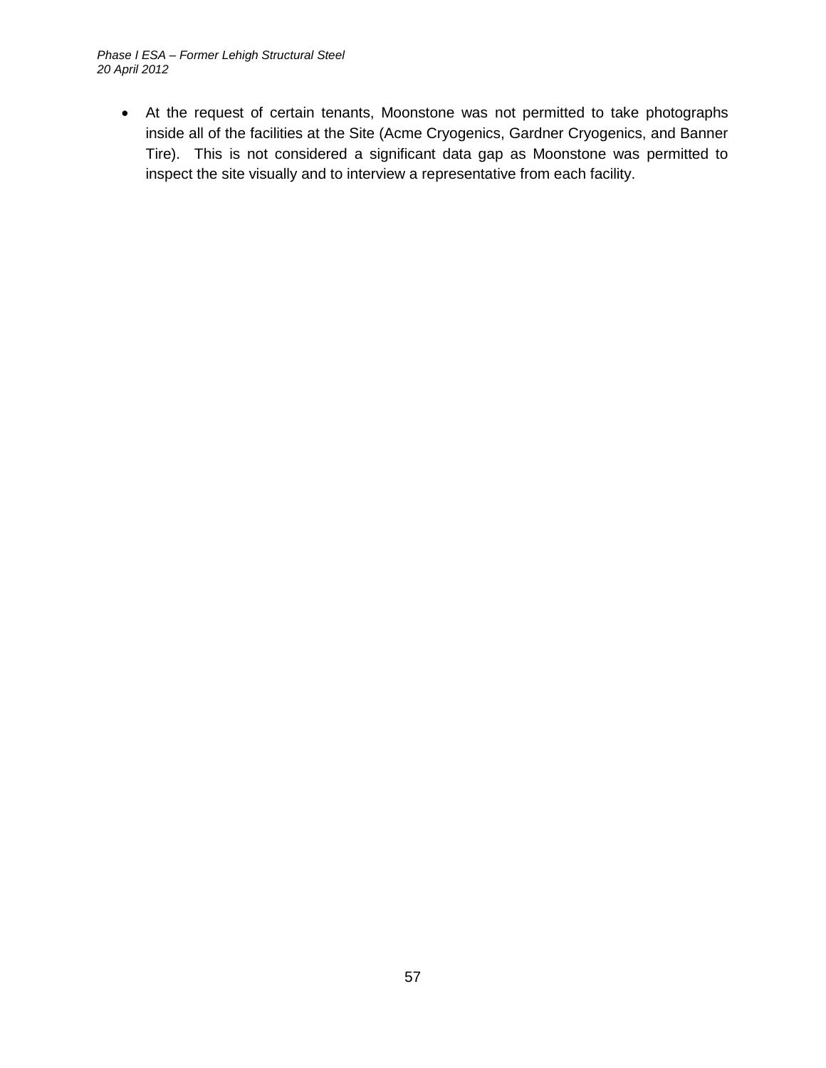- At the request of certain tenants, Moonstone was not permitted to take photographs inside all of the facilities at the Site (Acme Cryogenics, Gardner Cryogenics, and Banner Tire). This is not considered a significant data gap as Moonstone was permitted to inspect the site visually and to interview a representative from each facility.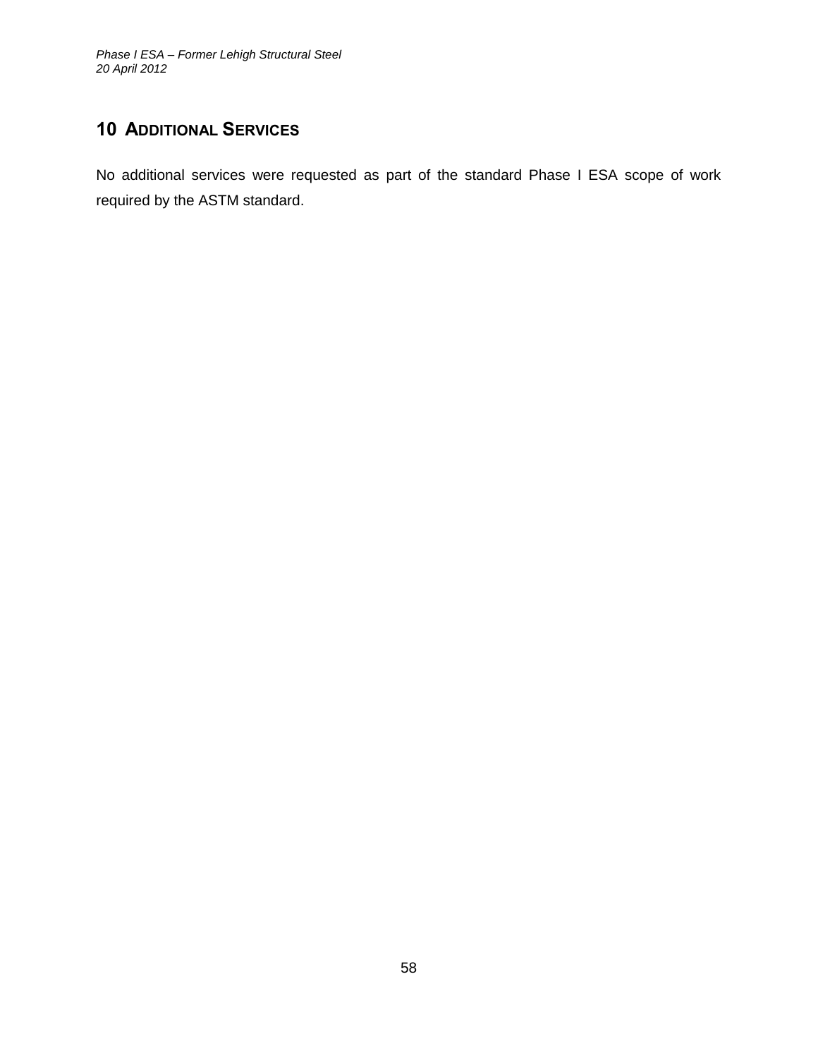# 10 Additional Services

No additional services were requested as part of the standard Phase I ESA scope of work required by the ASTM standard.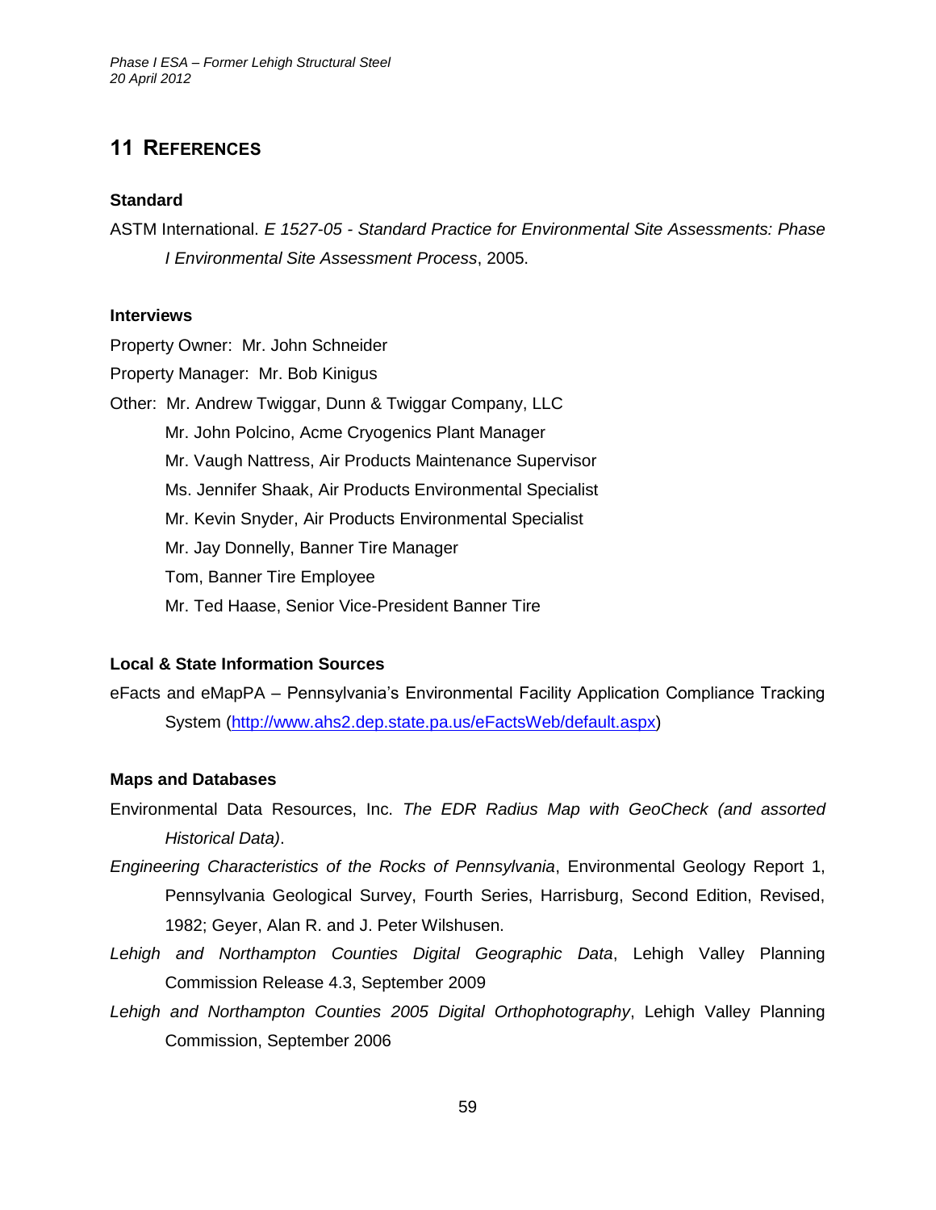# 11 References

### Standard

ASTM International. *E 1527-05 - Standard Practice for Environmental Site Assessments: Phase I Environmental Site Assessment Process*, 2005.

### Interviews

Property Owner: Mr. John Schneider

Property Manager: Mr. Bob Kinigus

Other: Mr. Andrew Twiggar, Dunn & Twiggar Company, LLC

Mr. John Polcino, Acme Cryogenics Plant Manager

Mr. Vaugh Nattress, Air Products Maintenance Supervisor

Ms. Jennifer Shaak, Air Products Environmental Specialist

Mr. Kevin Snyder, Air Products Environmental Specialist

Mr. Jay Donnelly, Banner Tire Manager

Tom, Banner Tire Employee

Mr. Ted Haase, Senior Vice-President Banner Tire

### Local & State Information Sources

eFacts and eMapPA – Pennsylvania's Environmental Facility Application Compliance Tracking System (http://www.ahs2.dep.state.pa.us/eFactsWeb/default.aspx)

### Maps and Databases

Environmental Data Resources, Inc. *The EDR Radius Map with GeoCheck (and assorted Historical Data)*.

*Engineering Characteristics of the Rocks of Pennsylvania*, Environmental Geology Report 1, Pennsylvania Geological Survey, Fourth Series, Harrisburg, Second Edition, Revised, 1982; Geyer, Alan R. and J. Peter Wilshusen.

*Lehigh and Northampton Counties Digital Geographic Data*, Lehigh Valley Planning Commission Release 4.3, September 2009

*Lehigh and Northampton Counties 2005 Digital Orthophotography*, Lehigh Valley Planning Commission, September 2006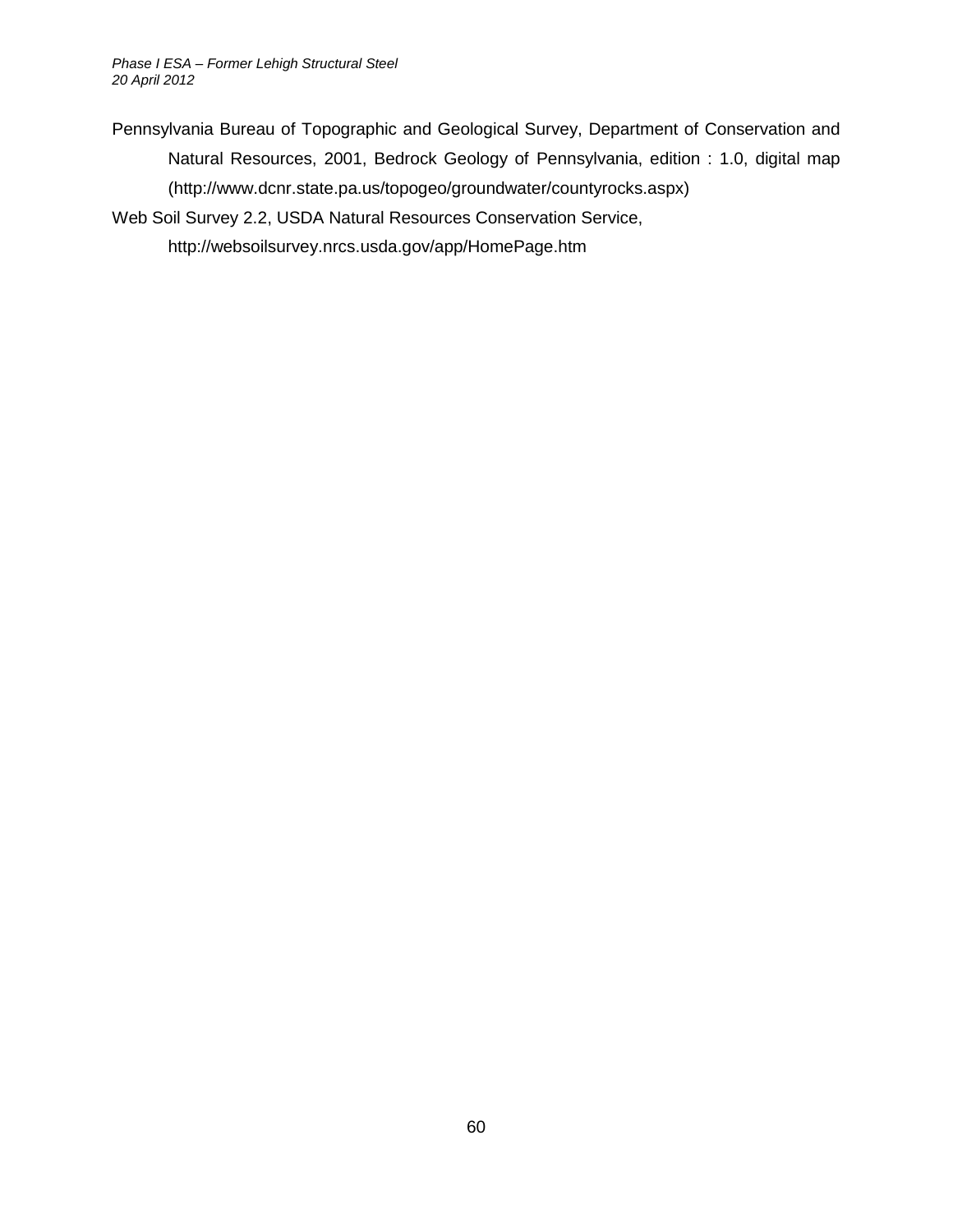Pennsylvania Bureau of Topographic and Geological Survey, Department of Conservation and Natural Resources, 2001, Bedrock Geology of Pennsylvania, edition : 1.0, digital map (http://www.dcnr.state.pa.us/topogeo/groundwater/countyrocks.aspx)

Web Soil Survey 2.2, USDA Natural Resources Conservation Service, http://websoilsurvey.nrcs.usda.gov/app/HomePage.htm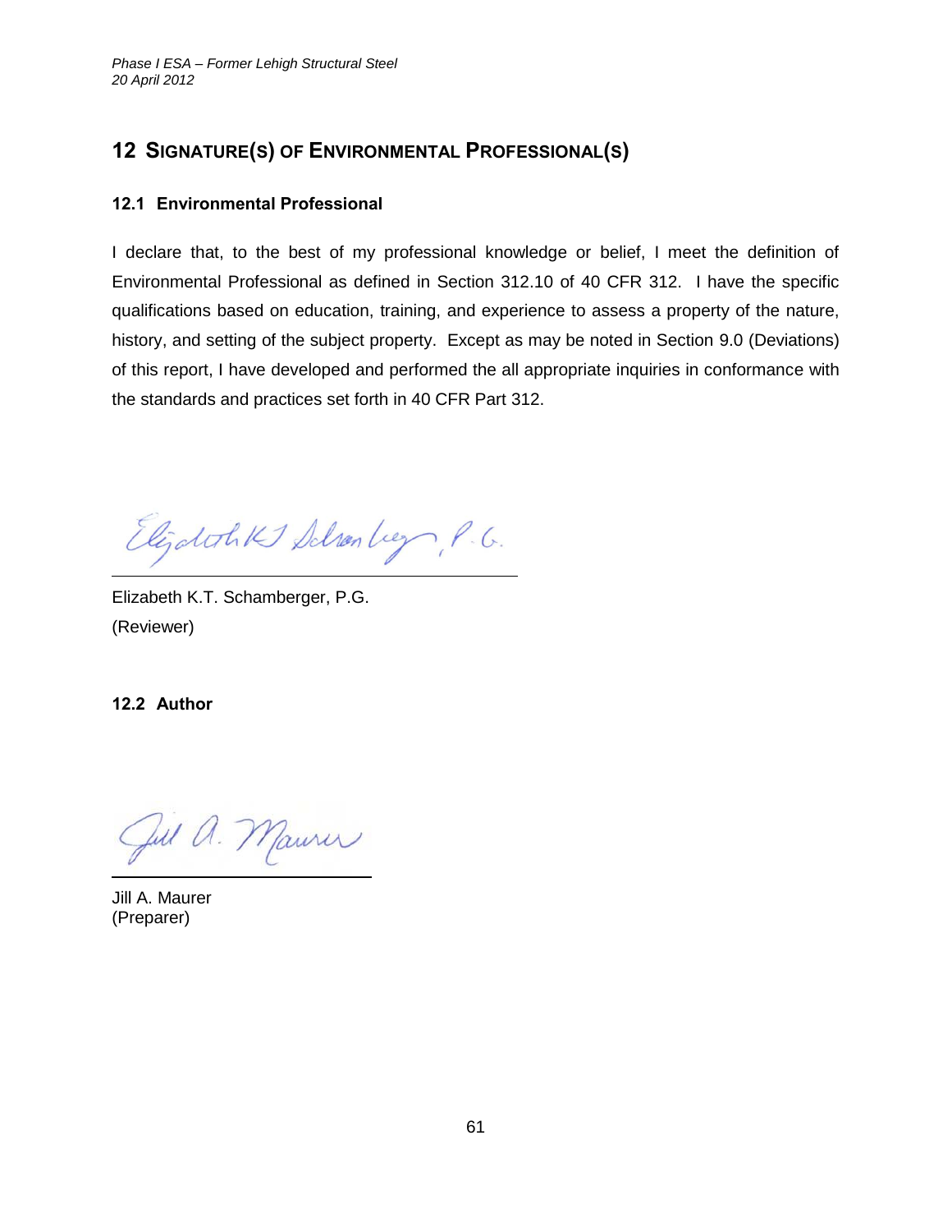# 12 SIGNATURE(S) OF ENVIRONMENTAL PROFESSIONAL(S)

## 12.1 Environmental Professional

I declare that, to the best of my professional knowledge or belief, I meet the definition of Environmental Professional as defined in Section 312.10 of 40 CFR 312. I have the specific qualifications based on education, training, and experience to assess a property of the nature, history, and setting of the subject property. Except as may be noted in Section 9.0 (Deviations) of this report, I have developed and performed the all appropriate inquiries in conformance with the standards and practices set forth in 40 CFR Part 312.

Elizabeth K.T. Schamberger, P.G.
(Reviewer)

## 12.2 Author

Jill A. Maurer
(Preparer)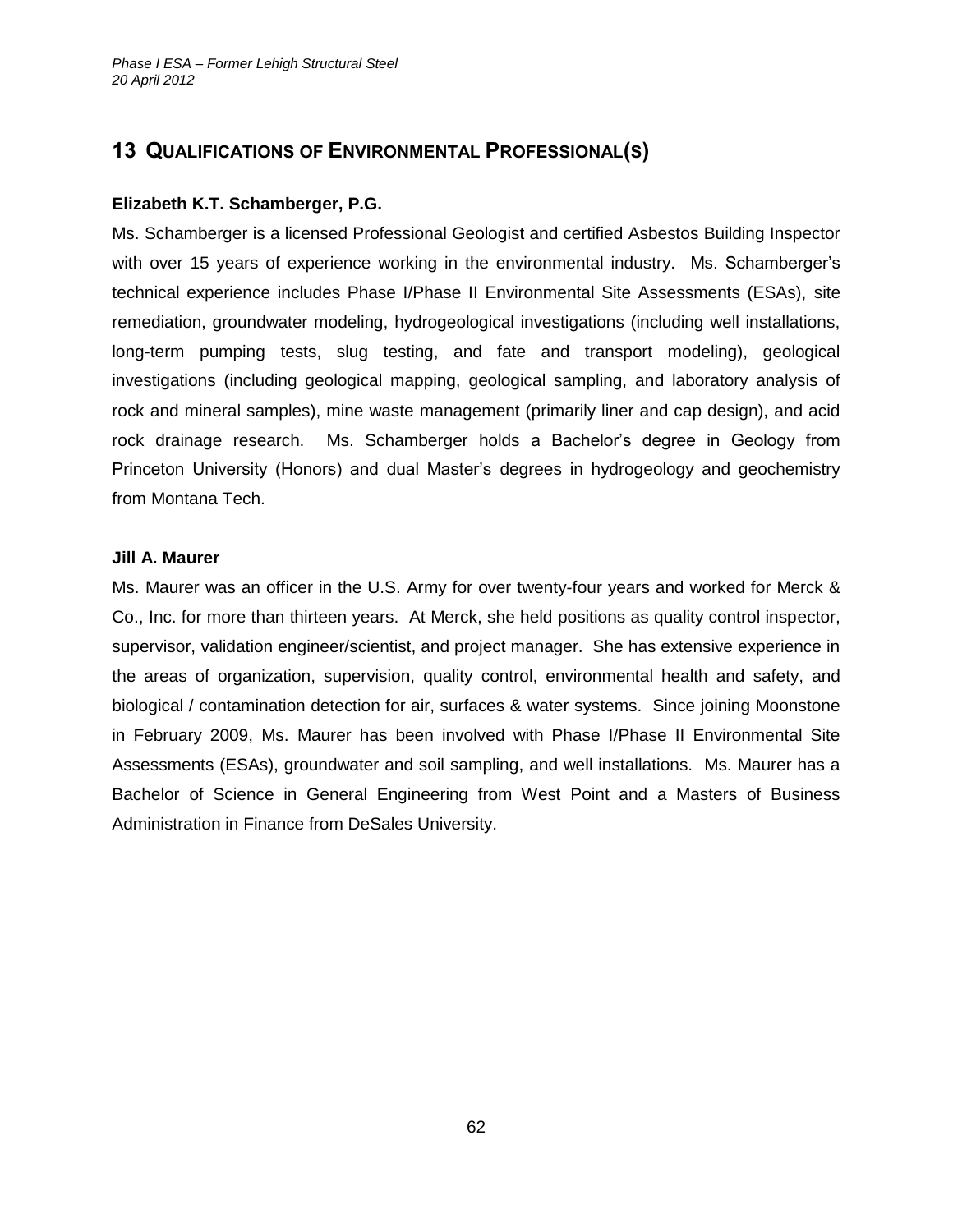# 13 QUALIFICATIONS OF ENVIRONMENTAL PROFESSIONAL(S)

**Elizabeth K.T. Schamberger, P.G.**

Ms. Schamberger is a licensed Professional Geologist and certified Asbestos Building Inspector with over 15 years of experience working in the environmental industry. Ms. Schamberger's technical experience includes Phase I/Phase II Environmental Site Assessments (ESAs), site remediation, groundwater modeling, hydrogeological investigations (including well installations, long-term pumping tests, slug testing, and fate and transport modeling), geological investigations (including geological mapping, geological sampling, and laboratory analysis of rock and mineral samples), mine waste management (primarily liner and cap design), and acid rock drainage research. Ms. Schamberger holds a Bachelor's degree in Geology from Princeton University (Honors) and dual Master's degrees in hydrogeology and geochemistry from Montana Tech.

**Jill A. Maurer**

Ms. Maurer was an officer in the U.S. Army for over twenty-four years and worked for Merck & Co., Inc. for more than thirteen years. At Merck, she held positions as quality control inspector, supervisor, validation engineer/scientist, and project manager. She has extensive experience in the areas of organization, supervision, quality control, environmental health and safety, and biological / contamination detection for air, surfaces & water systems. Since joining Moonstone in February 2009, Ms. Maurer has been involved with Phase I/Phase II Environmental Site Assessments (ESAs), groundwater and soil sampling, and well installations. Ms. Maurer has a Bachelor of Science in General Engineering from West Point and a Masters of Business Administration in Finance from DeSales University.